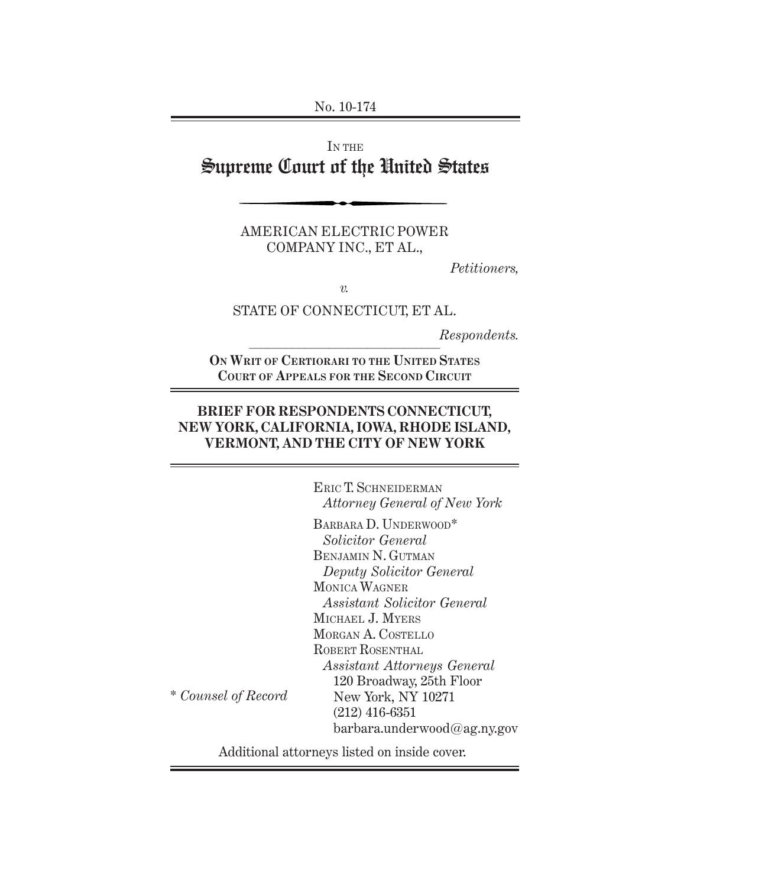No. 10-174

IN THE
# Supreme Court of the United States

AMERICAN ELECTRIC POWER COMPANY INC., ET AL.,

*Petitioners,*

*v.*

STATE OF CONNECTICUT, ET AL.

*Respondents.*

**ON WRIT OF CERTIORARI TO THE UNITED STATES COURT OF APPEALS FOR THE SECOND CIRCUIT**

## BRIEF FOR RESPONDENTS CONNECTICUT, NEW YORK, CALIFORNIA, IOWA, RHODE ISLAND, VERMONT, AND THE CITY OF NEW YORK

ERIC T. SCHNEIDERMAN
*Attorney General of New York*

BARBARA D. UNDERWOOD*
*Solicitor General*
BENJAMIN N. GUTMAN
*Deputy Solicitor General*
MONICA WAGNER
*Assistant Solicitor General*
MICHAEL J. MYERS
MORGAN A. COSTELLO
ROBERT ROSENTHAL
*Assistant Attorneys General*
120 Broadway, 25th Floor
New York, NY 10271
(212) 416-6351
barbara.underwood@ag.ny.gov

\* *Counsel of Record*

Additional attorneys listed on inside cover.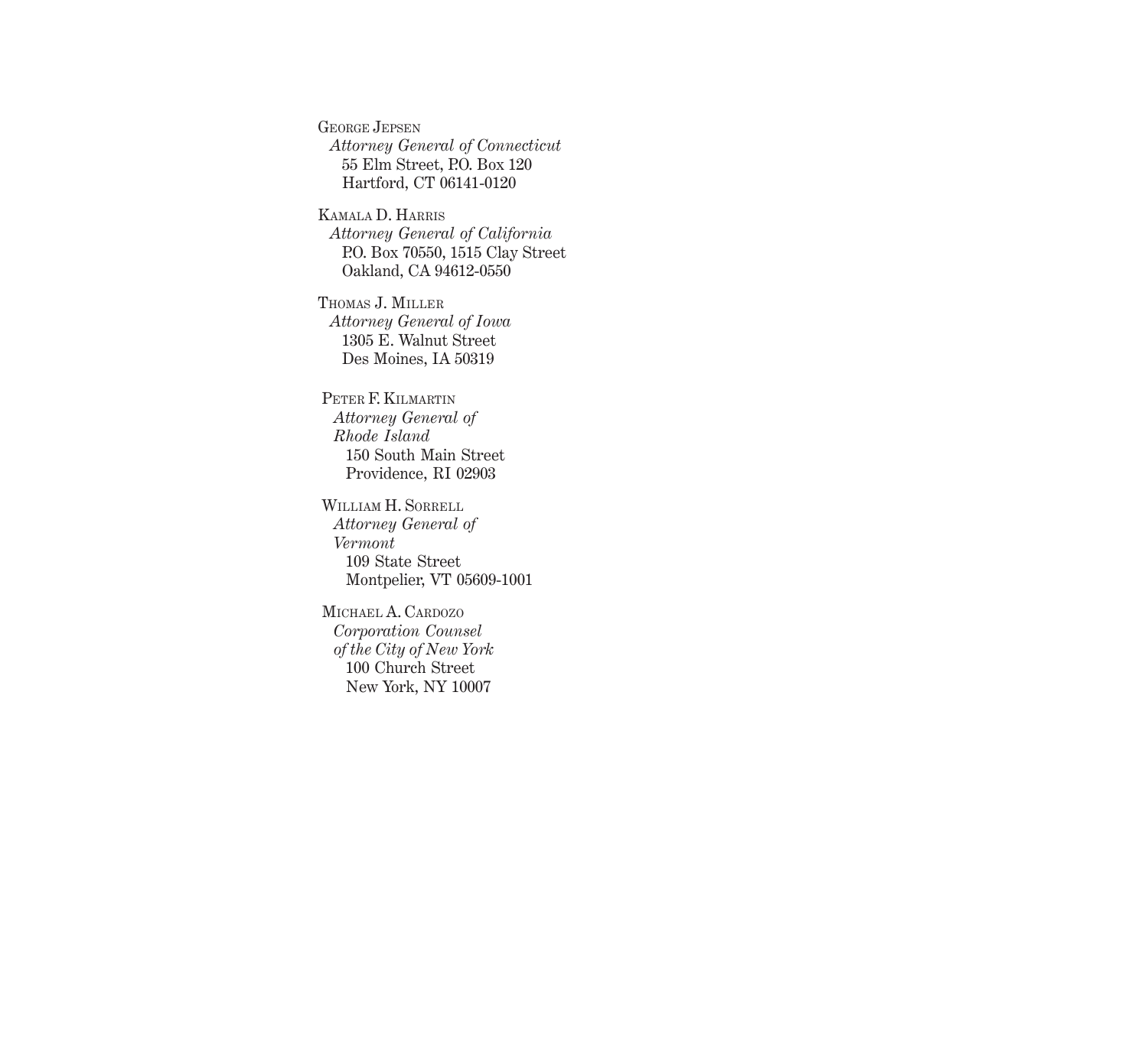George Jepsen
*Attorney General of Connecticut*
55 Elm Street, P.O. Box 120
Hartford, CT 06141-0120

Kamala D. Harris
*Attorney General of California*
P.O. Box 70550, 1515 Clay Street
Oakland, CA 94612-0550

Thomas J. Miller
*Attorney General of Iowa*
1305 E. Walnut Street
Des Moines, IA 50319

Peter F. Kilmartin
*Attorney General of Rhode Island*
150 South Main Street
Providence, RI 02903

William H. Sorrell
*Attorney General of Vermont*
109 State Street
Montpelier, VT 05609-1001

Michael A. Cardozo
*Corporation Counsel of the City of New York*
100 Church Street
New York, NY 10007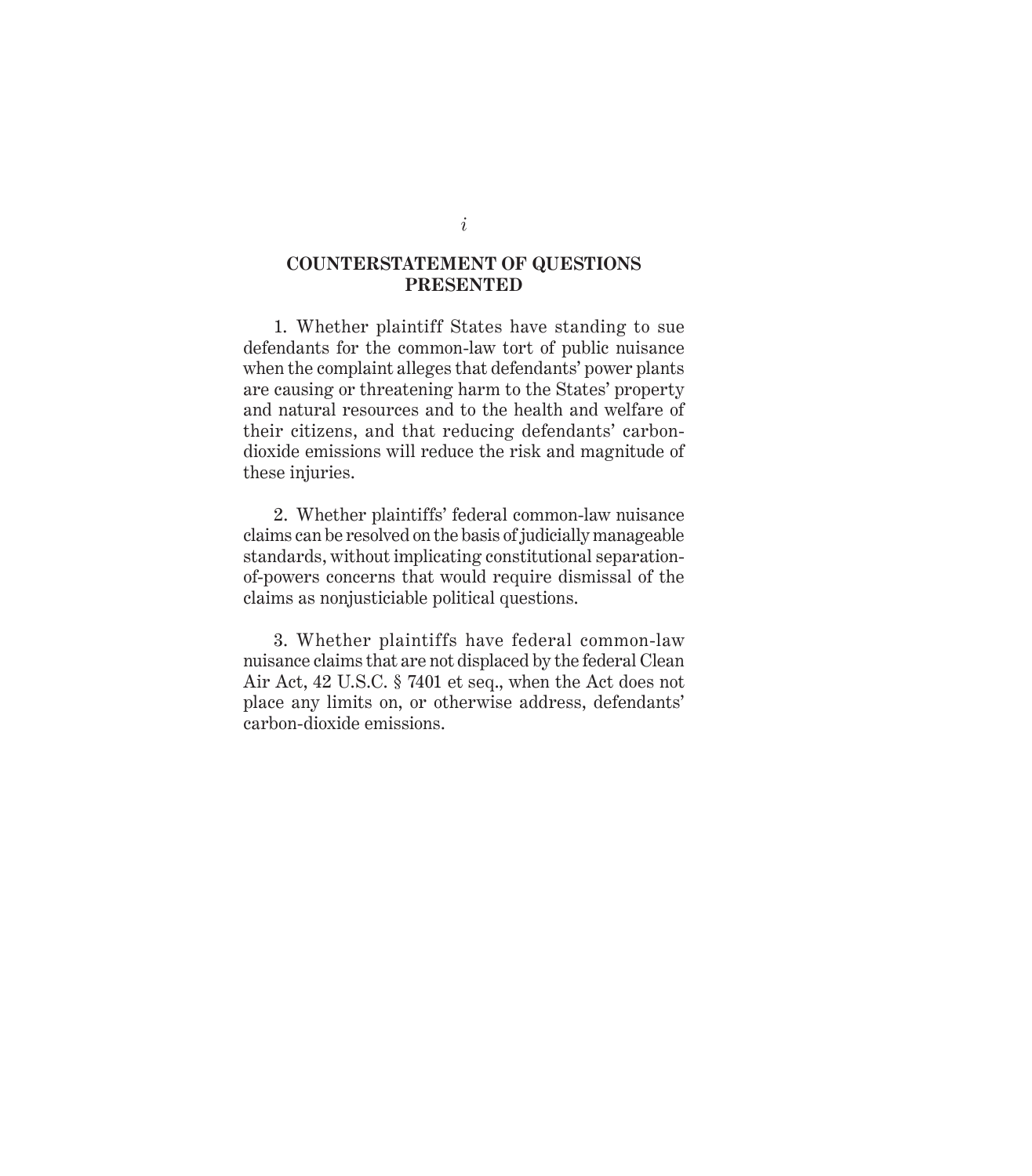## COUNTERSTATEMENT OF QUESTIONS PRESENTED

1. Whether plaintiff States have standing to sue defendants for the common-law tort of public nuisance when the complaint alleges that defendants' power plants are causing or threatening harm to the States' property and natural resources and to the health and welfare of their citizens, and that reducing defendants' carbon-dioxide emissions will reduce the risk and magnitude of these injuries.

2. Whether plaintiffs' federal common-law nuisance claims can be resolved on the basis of judicially manageable standards, without implicating constitutional separation-of-powers concerns that would require dismissal of the claims as nonjusticiable political questions.

3. Whether plaintiffs have federal common-law nuisance claims that are not displaced by the federal Clean Air Act, 42 U.S.C. § 7401 et seq., when the Act does not place any limits on, or otherwise address, defendants' carbon-dioxide emissions.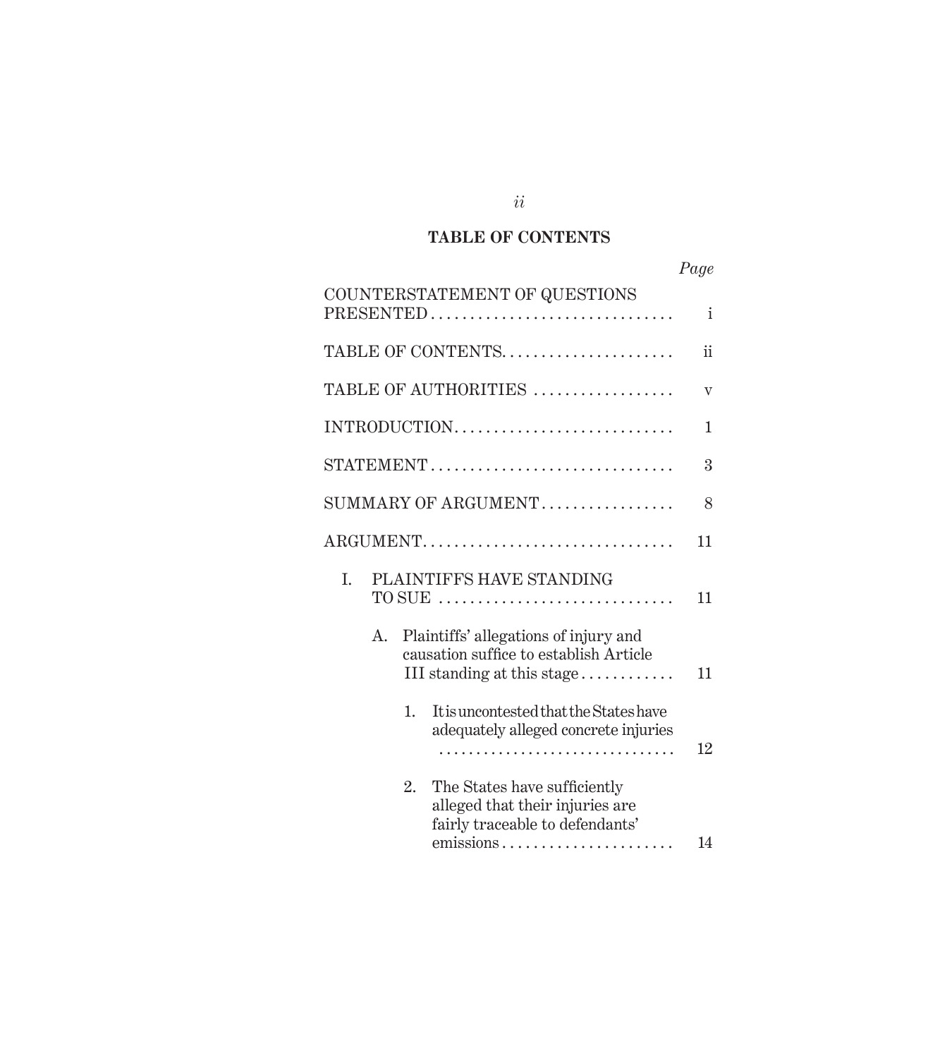## TABLE OF CONTENTS

| | *Page* |
|---|---|
| COUNTERSTATEMENT OF QUESTIONS PRESENTED | i |
| TABLE OF CONTENTS | ii |
| TABLE OF AUTHORITIES | v |
| INTRODUCTION | 1 |
| STATEMENT | 3 |
| SUMMARY OF ARGUMENT | 8 |
| ARGUMENT | 11 |
| I. PLAINTIFFS HAVE STANDING TO SUE | 11 |
| A. Plaintiffs' allegations of injury and causation suffice to establish Article III standing at this stage | 11 |
| 1. It is uncontested that the States have adequately alleged concrete injuries | 12 |
| 2. The States have sufficiently alleged that their injuries are fairly traceable to defendants' emissions | 14 |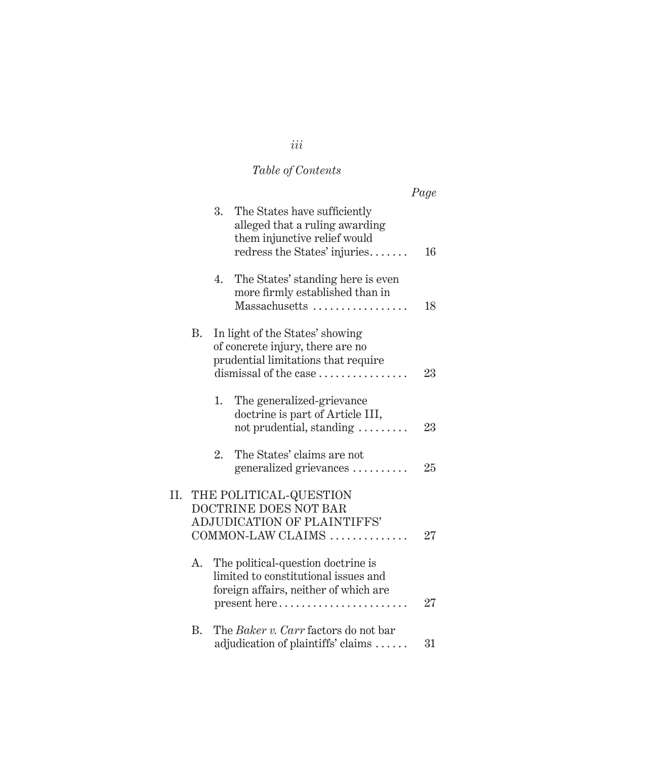*Table of Contents*

*Page*

3. The States have sufficiently alleged that a ruling awarding them injunctive relief would redress the States' injuries . . . . . . . 16

4. The States' standing here is even more firmly established than in Massachusetts . . . . . . . . . . . . . . . . . 18

B. In light of the States' showing of concrete injury, there are no prudential limitations that require dismissal of the case . . . . . . . . . . . . . . . . 23

1. The generalized-grievance doctrine is part of Article III, not prudential, standing . . . . . . . . . 23

2. The States' claims are not generalized grievances . . . . . . . . . . 25

II. THE POLITICAL-QUESTION DOCTRINE DOES NOT BAR ADJUDICATION OF PLAINTIFFS' COMMON-LAW CLAIMS . . . . . . . . . . . . . . 27

A. The political-question doctrine is limited to constitutional issues and foreign affairs, neither of which are present here . . . . . . . . . . . . . . . . . . . . . . . 27

B. The *Baker v. Carr* factors do not bar adjudication of plaintiffs' claims . . . . . . 31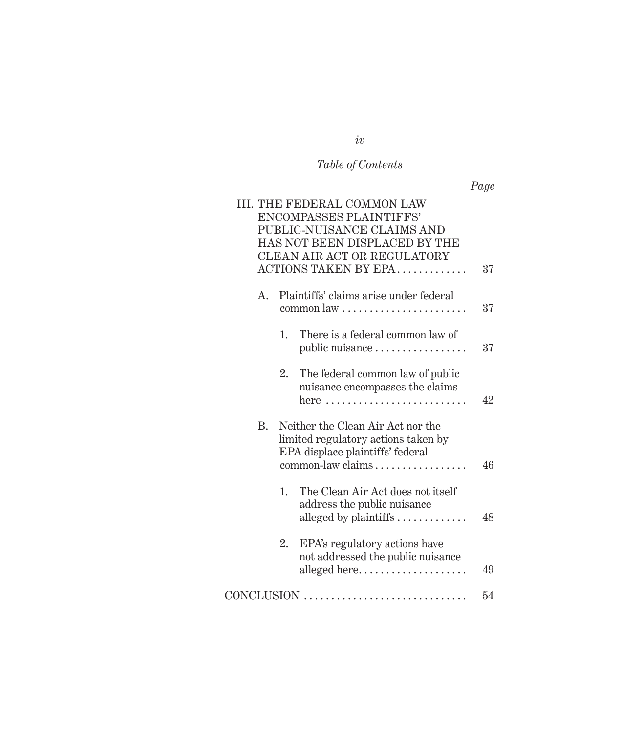*Table of Contents*

| | Page |
|---|---|
| III. THE FEDERAL COMMON LAW ENCOMPASSES PLAINTIFFS' PUBLIC-NUISANCE CLAIMS AND HAS NOT BEEN DISPLACED BY THE CLEAN AIR ACT OR REGULATORY ACTIONS TAKEN BY EPA | 37 |
| A. Plaintiffs' claims arise under federal common law | 37 |
| 1. There is a federal common law of public nuisance | 37 |
| 2. The federal common law of public nuisance encompasses the claims here | 42 |
| B. Neither the Clean Air Act nor the limited regulatory actions taken by EPA displace plaintiffs' federal common-law claims | 46 |
| 1. The Clean Air Act does not itself address the public nuisance alleged by plaintiffs | 48 |
| 2. EPA's regulatory actions have not addressed the public nuisance alleged here | 49 |
| CONCLUSION | 54 |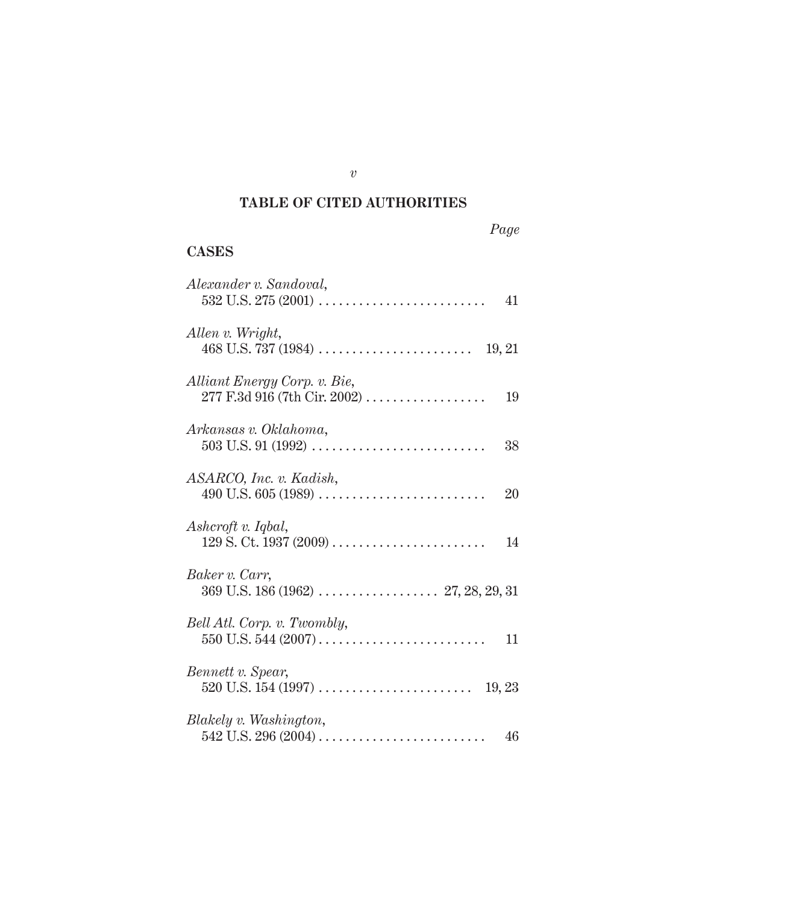# TABLE OF CITED AUTHORITIES

*Page*

## CASES

*Alexander v. Sandoval*,
532 U.S. 275 (2001) . . . . . . . . . . . . . . . . . . . . . . . . . . 41

*Allen v. Wright*,
468 U.S. 737 (1984) . . . . . . . . . . . . . . . . . . . . . . . 19, 21

*Alliant Energy Corp. v. Bie*,
277 F.3d 916 (7th Cir. 2002) . . . . . . . . . . . . . . . . . . 19

*Arkansas v. Oklahoma*,
503 U.S. 91 (1992) . . . . . . . . . . . . . . . . . . . . . . . . . . 38

*ASARCO, Inc. v. Kadish*,
490 U.S. 605 (1989) . . . . . . . . . . . . . . . . . . . . . . . . . 20

*Ashcroft v. Iqbal*,
129 S. Ct. 1937 (2009) . . . . . . . . . . . . . . . . . . . . . . . 14

*Baker v. Carr*,
369 U.S. 186 (1962) . . . . . . . . . . . . . . . . . . 27, 28, 29, 31

*Bell Atl. Corp. v. Twombly*,
550 U.S. 544 (2007) . . . . . . . . . . . . . . . . . . . . . . . . . 11

*Bennett v. Spear*,
520 U.S. 154 (1997) . . . . . . . . . . . . . . . . . . . . . . . 19, 23

*Blakely v. Washington*,
542 U.S. 296 (2004) . . . . . . . . . . . . . . . . . . . . . . . . . 46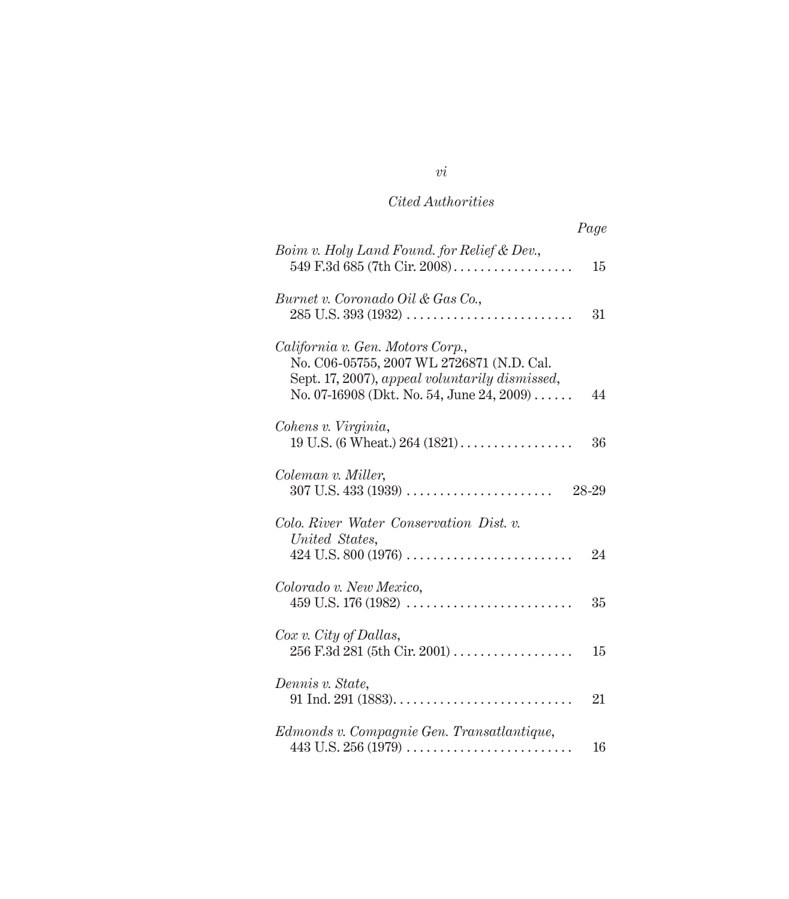*Cited Authorities*

| | *Page* |
|---|---|
| *Boim v. Holy Land Found. for Relief & Dev.*, 549 F.3d 685 (7th Cir. 2008) | 15 |
| *Burnet v. Coronado Oil & Gas Co.*, 285 U.S. 393 (1932) | 31 |
| *California v. Gen. Motors Corp.*, No. C06-05755, 2007 WL 2726871 (N.D. Cal. Sept. 17, 2007), *appeal voluntarily dismissed*, No. 07-16908 (Dkt. No. 54, June 24, 2009) | 44 |
| *Cohens v. Virginia*, 19 U.S. (6 Wheat.) 264 (1821) | 36 |
| *Coleman v. Miller*, 307 U.S. 433 (1939) | 28-29 |
| *Colo. River Water Conservation Dist. v. United States*, 424 U.S. 800 (1976) | 24 |
| *Colorado v. New Mexico*, 459 U.S. 176 (1982) | 35 |
| *Cox v. City of Dallas*, 256 F.3d 281 (5th Cir. 2001) | 15 |
| *Dennis v. State*, 91 Ind. 291 (1883) | 21 |
| *Edmonds v. Compagnie Gen. Transatlantique*, 443 U.S. 256 (1979) | 16 |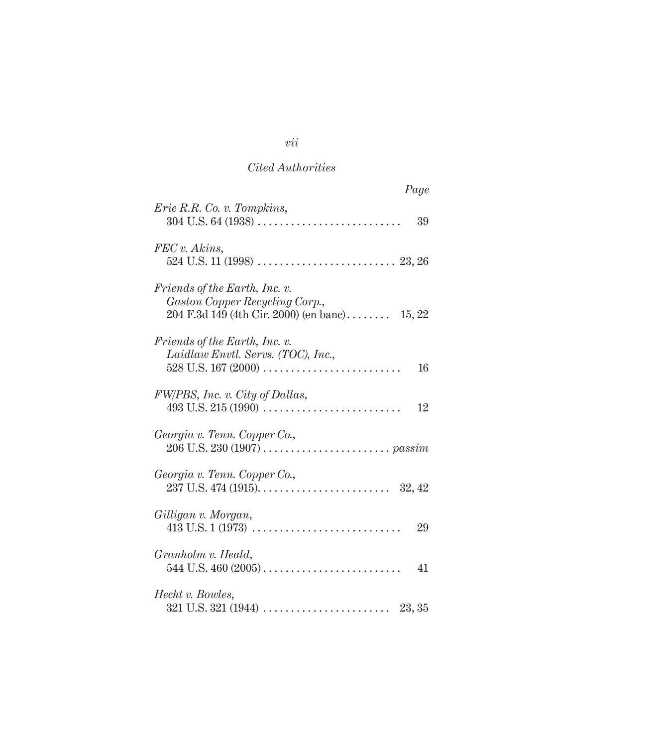*Cited Authorities*

| | Page |
|---|---|
| *Erie R.R. Co. v. Tompkins*, 304 U.S. 64 (1938) | 39 |
| *FEC v. Akins*, 524 U.S. 11 (1998) | 23, 26 |
| *Friends of the Earth, Inc. v. Gaston Copper Recycling Corp.*, 204 F.3d 149 (4th Cir. 2000) (en banc) | 15, 22 |
| *Friends of the Earth, Inc. v. Laidlaw Envtl. Servs. (TOC), Inc.*, 528 U.S. 167 (2000) | 16 |
| *FW/PBS, Inc. v. City of Dallas*, 493 U.S. 215 (1990) | 12 |
| *Georgia v. Tenn. Copper Co.*, 206 U.S. 230 (1907) | *passim* |
| *Georgia v. Tenn. Copper Co.*, 237 U.S. 474 (1915) | 32, 42 |
| *Gilligan v. Morgan*, 413 U.S. 1 (1973) | 29 |
| *Granholm v. Heald*, 544 U.S. 460 (2005) | 41 |
| *Hecht v. Bowles*, 321 U.S. 321 (1944) | 23, 35 |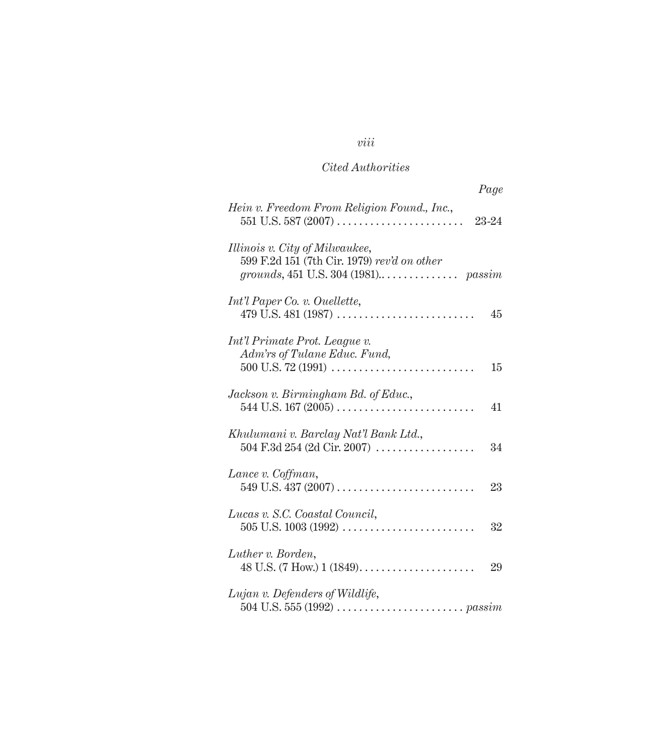*Cited Authorities*

| | *Page* |
|---|---|
| *Hein v. Freedom From Religion Found., Inc.*, 551 U.S. 587 (2007) | 23-24 |
| *Illinois v. City of Milwaukee*, 599 F.2d 151 (7th Cir. 1979) *rev'd on other grounds*, 451 U.S. 304 (1981). | *passim* |
| *Int'l Paper Co. v. Ouellette*, 479 U.S. 481 (1987) | 45 |
| *Int'l Primate Prot. League v. Adm'rs of Tulane Educ. Fund*, 500 U.S. 72 (1991) | 15 |
| *Jackson v. Birmingham Bd. of Educ.*, 544 U.S. 167 (2005) | 41 |
| *Khulumani v. Barclay Nat'l Bank Ltd.*, 504 F.3d 254 (2d Cir. 2007) | 34 |
| *Lance v. Coffman*, 549 U.S. 437 (2007) | 23 |
| *Lucas v. S.C. Coastal Council*, 505 U.S. 1003 (1992) | 32 |
| *Luther v. Borden*, 48 U.S. (7 How.) 1 (1849) | 29 |
| *Lujan v. Defenders of Wildlife*, 504 U.S. 555 (1992) | *passim* |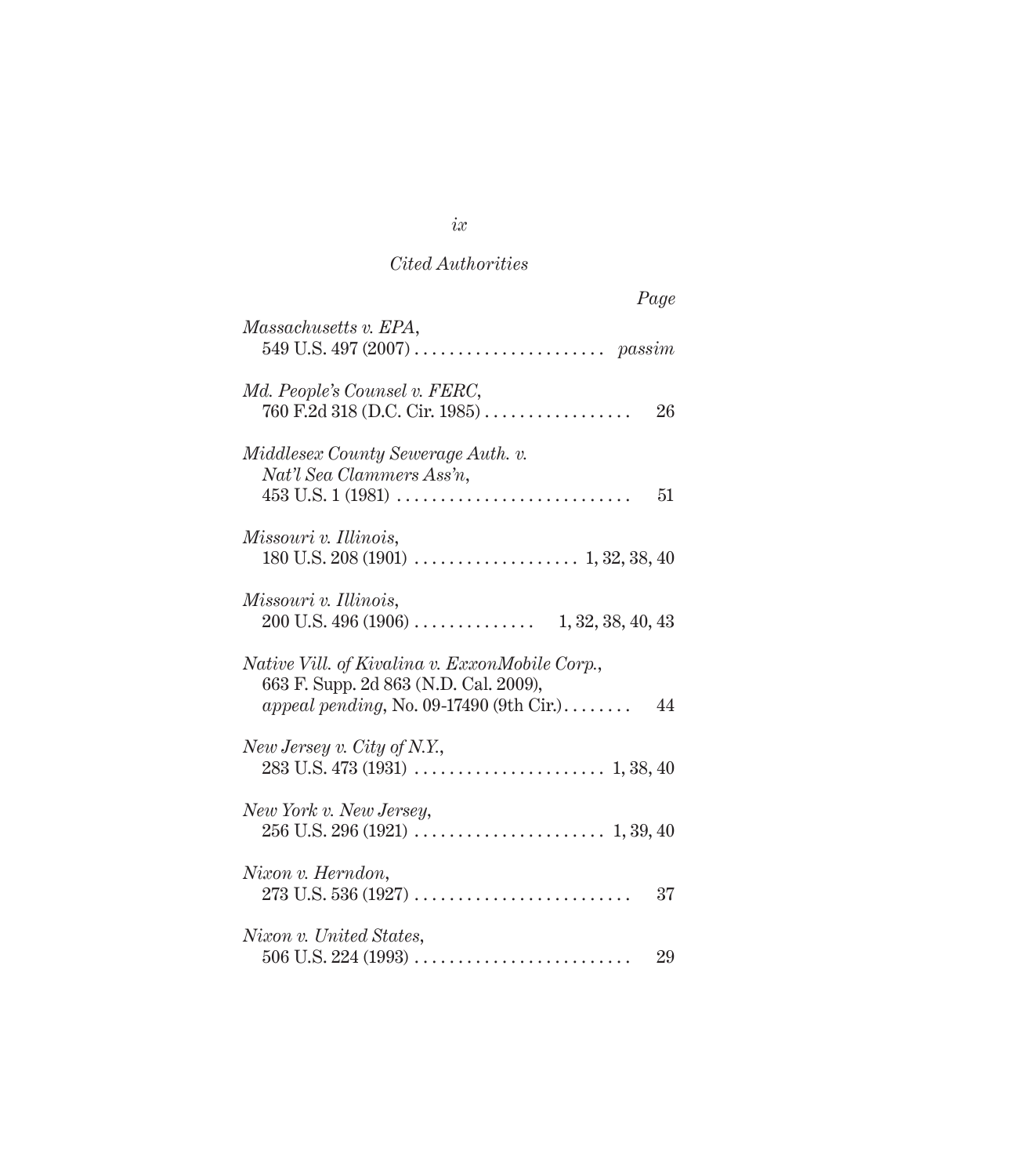*Cited Authorities*

*Page*

*Massachusetts v. EPA*,
549 U.S. 497 (2007) . . . . . . . . . . . . . . . . . . . . . . *passim*

*Md. People's Counsel v. FERC*,
760 F.2d 318 (D.C. Cir. 1985) . . . . . . . . . . . . . . . . . 26

*Middlesex County Sewerage Auth. v. Nat'l Sea Clammers Ass'n*,
453 U.S. 1 (1981) . . . . . . . . . . . . . . . . . . . . . . . . . . . 51

*Missouri v. Illinois*,
180 U.S. 208 (1901) . . . . . . . . . . . . . . . . . . . 1, 32, 38, 40

*Missouri v. Illinois*,
200 U.S. 496 (1906) . . . . . . . . . . . . . . 1, 32, 38, 40, 43

*Native Vill. of Kivalina v. ExxonMobile Corp.*,
663 F. Supp. 2d 863 (N.D. Cal. 2009),
*appeal pending*, No. 09-17490 (9th Cir.) . . . . . . . . 44

*New Jersey v. City of N.Y.*,
283 U.S. 473 (1931) . . . . . . . . . . . . . . . . . . . . . . 1, 38, 40

*New York v. New Jersey*,
256 U.S. 296 (1921) . . . . . . . . . . . . . . . . . . . . . . 1, 39, 40

*Nixon v. Herndon*,
273 U.S. 536 (1927) . . . . . . . . . . . . . . . . . . . . . . . . . 37

*Nixon v. United States*,
506 U.S. 224 (1993) . . . . . . . . . . . . . . . . . . . . . . . . . 29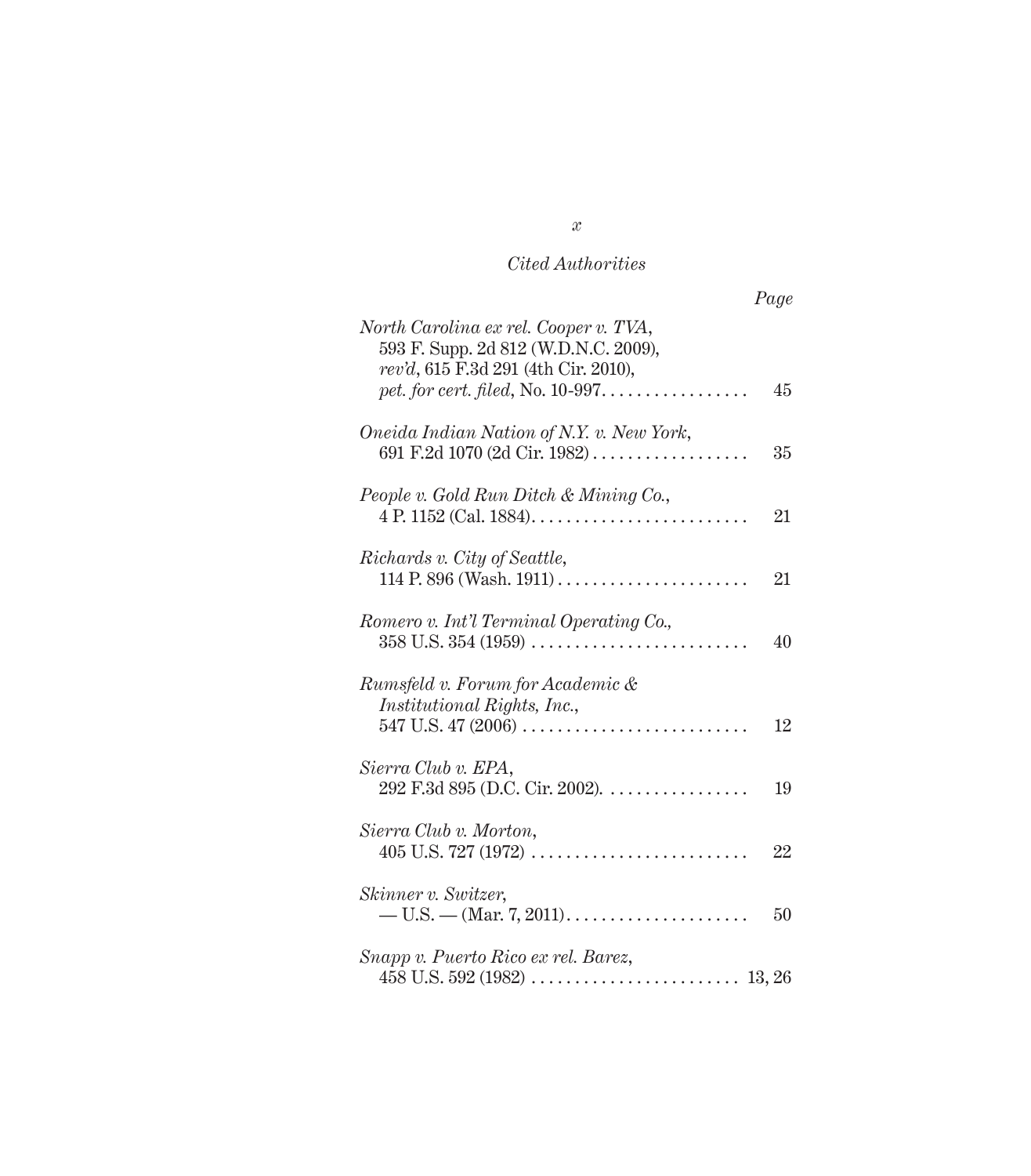*Cited Authorities*

| | Page |
|---|---|
| *North Carolina ex rel. Cooper v. TVA*, 593 F. Supp. 2d 812 (W.D.N.C. 2009), *rev'd*, 615 F.3d 291 (4th Cir. 2010), *pet. for cert. filed*, No. 10-997 | 45 |
| *Oneida Indian Nation of N.Y. v. New York*, 691 F.2d 1070 (2d Cir. 1982) | 35 |
| *People v. Gold Run Ditch & Mining Co.*, 4 P. 1152 (Cal. 1884) | 21 |
| *Richards v. City of Seattle*, 114 P. 896 (Wash. 1911) | 21 |
| *Romero v. Int'l Terminal Operating Co.*, 358 U.S. 354 (1959) | 40 |
| *Rumsfeld v. Forum for Academic & Institutional Rights, Inc.*, 547 U.S. 47 (2006) | 12 |
| *Sierra Club v. EPA*, 292 F.3d 895 (D.C. Cir. 2002). | 19 |
| *Sierra Club v. Morton*, 405 U.S. 727 (1972) | 22 |
| *Skinner v. Switzer*, — U.S. — (Mar. 7, 2011) | 50 |
| *Snapp v. Puerto Rico ex rel. Barez*, 458 U.S. 592 (1982) | 13, 26 |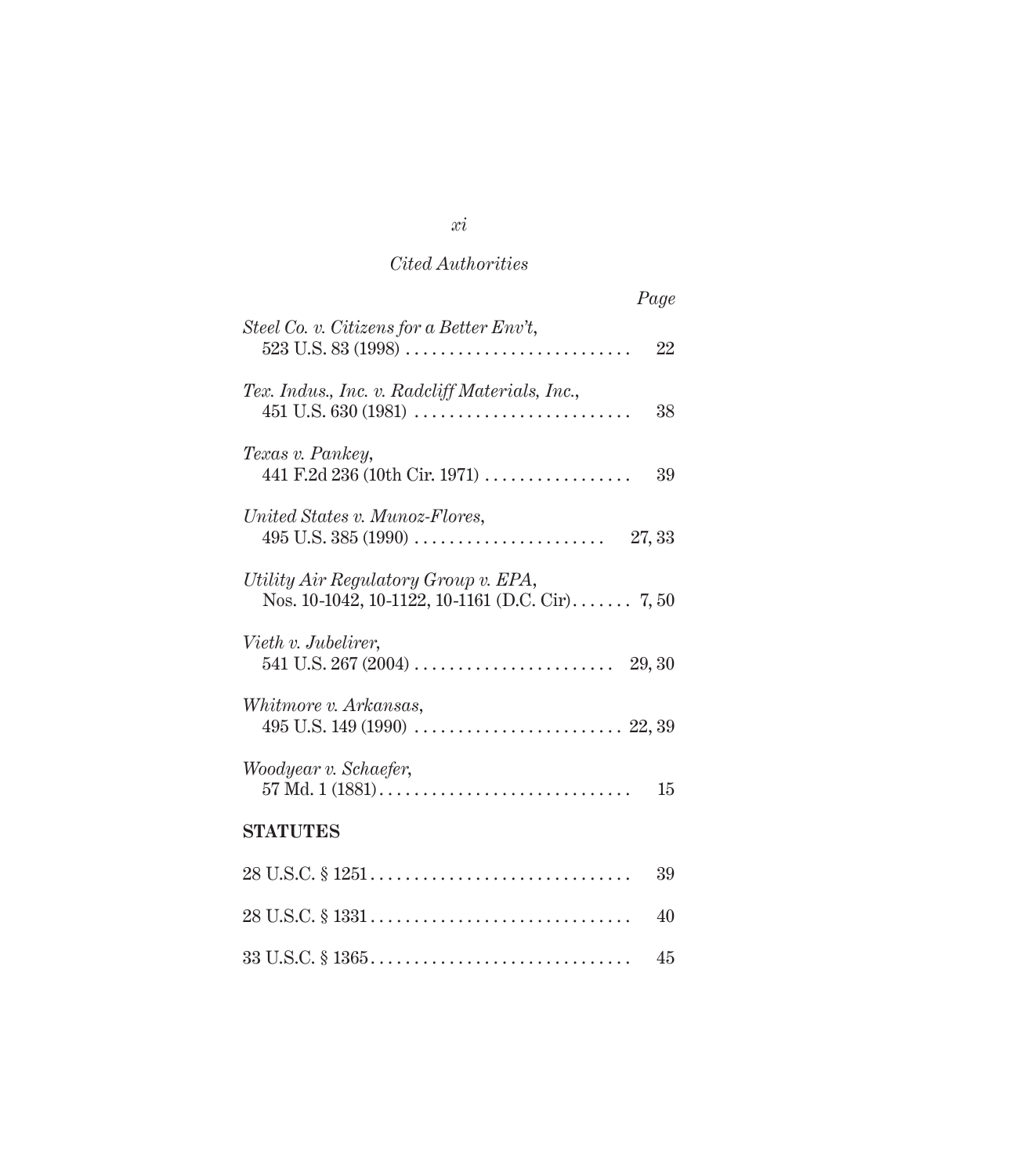*Cited Authorities*

*Page*

*Steel Co. v. Citizens for a Better Env't*,
523 U.S. 83 (1998) . . . . . . . . . . . . . . . . . . . . . . . . . . 22

*Tex. Indus., Inc. v. Radcliff Materials, Inc.*,
451 U.S. 630 (1981) . . . . . . . . . . . . . . . . . . . . . . . . . 38

*Texas v. Pankey*,
441 F.2d 236 (10th Cir. 1971) . . . . . . . . . . . . . . . . . 39

*United States v. Munoz-Flores*,
495 U.S. 385 (1990) . . . . . . . . . . . . . . . . . . . . . . 27, 33

*Utility Air Regulatory Group v. EPA*,
Nos. 10-1042, 10-1122, 10-1161 (D.C. Cir) . . . . . . . 7, 50

*Vieth v. Jubelirer*,
541 U.S. 267 (2004) . . . . . . . . . . . . . . . . . . . . . . . 29, 30

*Whitmore v. Arkansas*,
495 U.S. 149 (1990) . . . . . . . . . . . . . . . . . . . . . . . . 22, 39

*Woodyear v. Schaefer*,
57 Md. 1 (1881) . . . . . . . . . . . . . . . . . . . . . . . . . . . . . 15

**STATUTES**

28 U.S.C. § 1251 . . . . . . . . . . . . . . . . . . . . . . . . . . . . . 39

28 U.S.C. § 1331 . . . . . . . . . . . . . . . . . . . . . . . . . . . . . 40

33 U.S.C. § 1365 . . . . . . . . . . . . . . . . . . . . . . . . . . . . . 45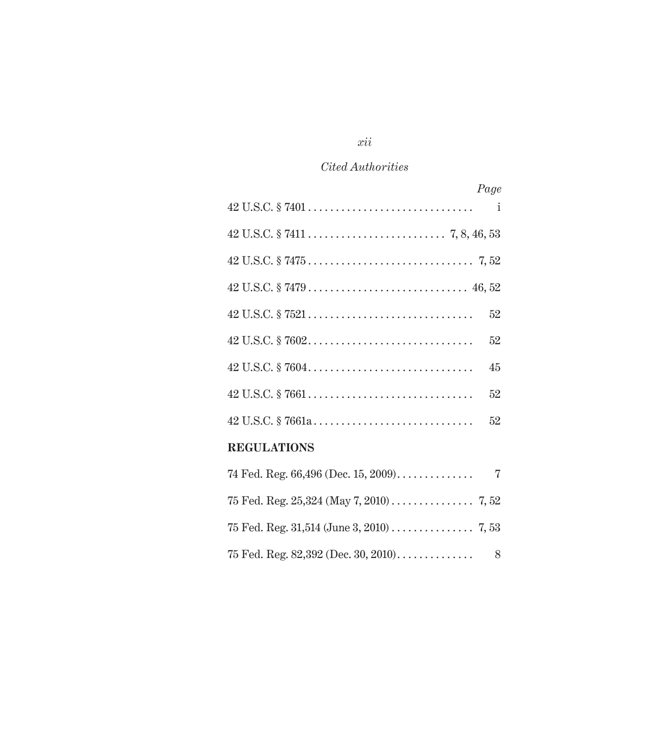*Cited Authorities*

| | *Page* |
|---|---|
| 42 U.S.C. § 7401 | i |
| 42 U.S.C. § 7411 | 7, 8, 46, 53 |
| 42 U.S.C. § 7475 | 7, 52 |
| 42 U.S.C. § 7479 | 46, 52 |
| 42 U.S.C. § 7521 | 52 |
| 42 U.S.C. § 7602 | 52 |
| 42 U.S.C. § 7604 | 45 |
| 42 U.S.C. § 7661 | 52 |
| 42 U.S.C. § 7661a | 52 |

**REGULATIONS**

| | |
|---|---|
| 74 Fed. Reg. 66,496 (Dec. 15, 2009) | 7 |
| 75 Fed. Reg. 25,324 (May 7, 2010) | 7, 52 |
| 75 Fed. Reg. 31,514 (June 3, 2010) | 7, 53 |
| 75 Fed. Reg. 82,392 (Dec. 30, 2010) | 8 |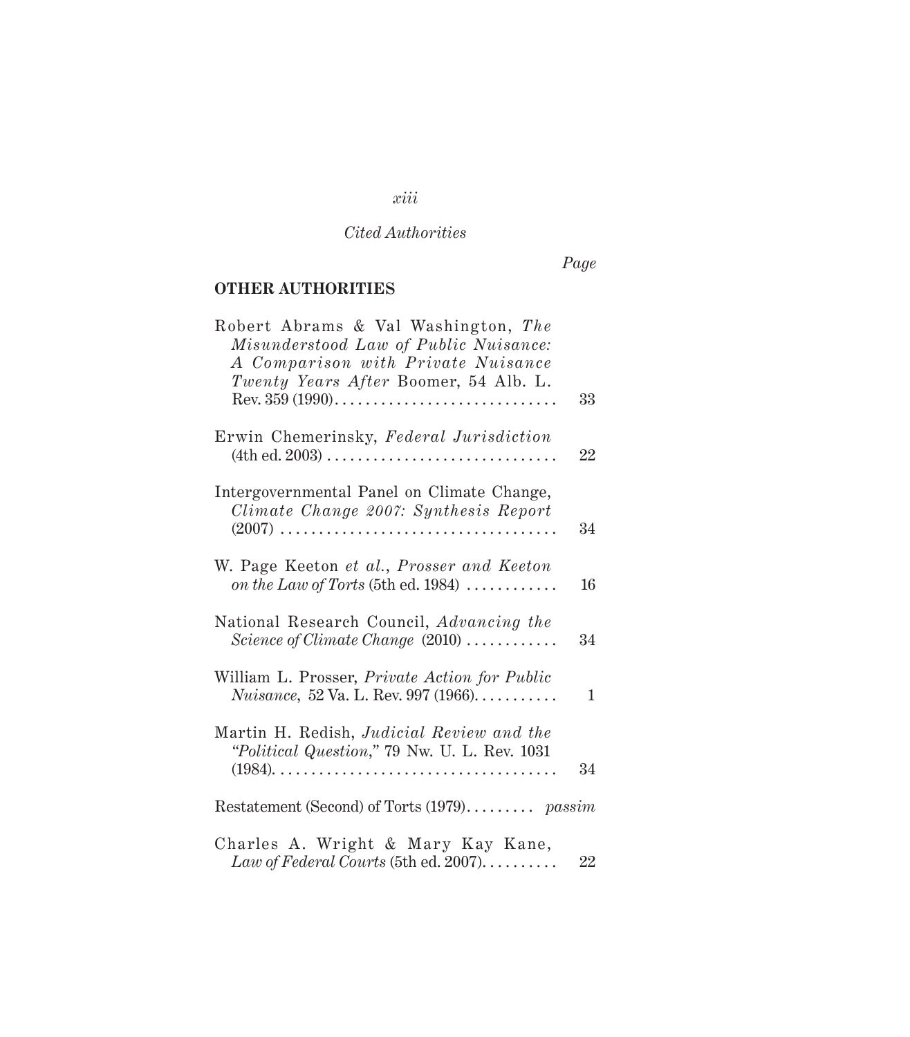*Cited Authorities*

*Page*

**OTHER AUTHORITIES**

Robert Abrams & Val Washington, *The Misunderstood Law of Public Nuisance: A Comparison with Private Nuisance Twenty Years After* Boomer, 54 Alb. L. Rev. 359 (1990) . . . . . . . . . . . . . . . . . . . . . . . . . . . . . 33

Erwin Chemerinsky, *Federal Jurisdiction* (4th ed. 2003) . . . . . . . . . . . . . . . . . . . . . . . . . . . . . . 22

Intergovernmental Panel on Climate Change, *Climate Change 2007: Synthesis Report* (2007) . . . . . . . . . . . . . . . . . . . . . . . . . . . . . . . . . . . . 34

W. Page Keeton *et al.*, *Prosser and Keeton on the Law of Torts* (5th ed. 1984) . . . . . . . . . . . . 16

National Research Council, *Advancing the Science of Climate Change* (2010) . . . . . . . . . . . . 34

William L. Prosser, *Private Action for Public Nuisance*, 52 Va. L. Rev. 997 (1966) . . . . . . . . . . . 1

Martin H. Redish, *Judicial Review and the "Political Question,"* 79 Nw. U. L. Rev. 1031 (1984) . . . . . . . . . . . . . . . . . . . . . . . . . . . . . . . . . . . . . 34

Restatement (Second) of Torts (1979) . . . . . . . . . *passim*

Charles A. Wright & Mary Kay Kane, *Law of Federal Courts* (5th ed. 2007) . . . . . . . . . . 22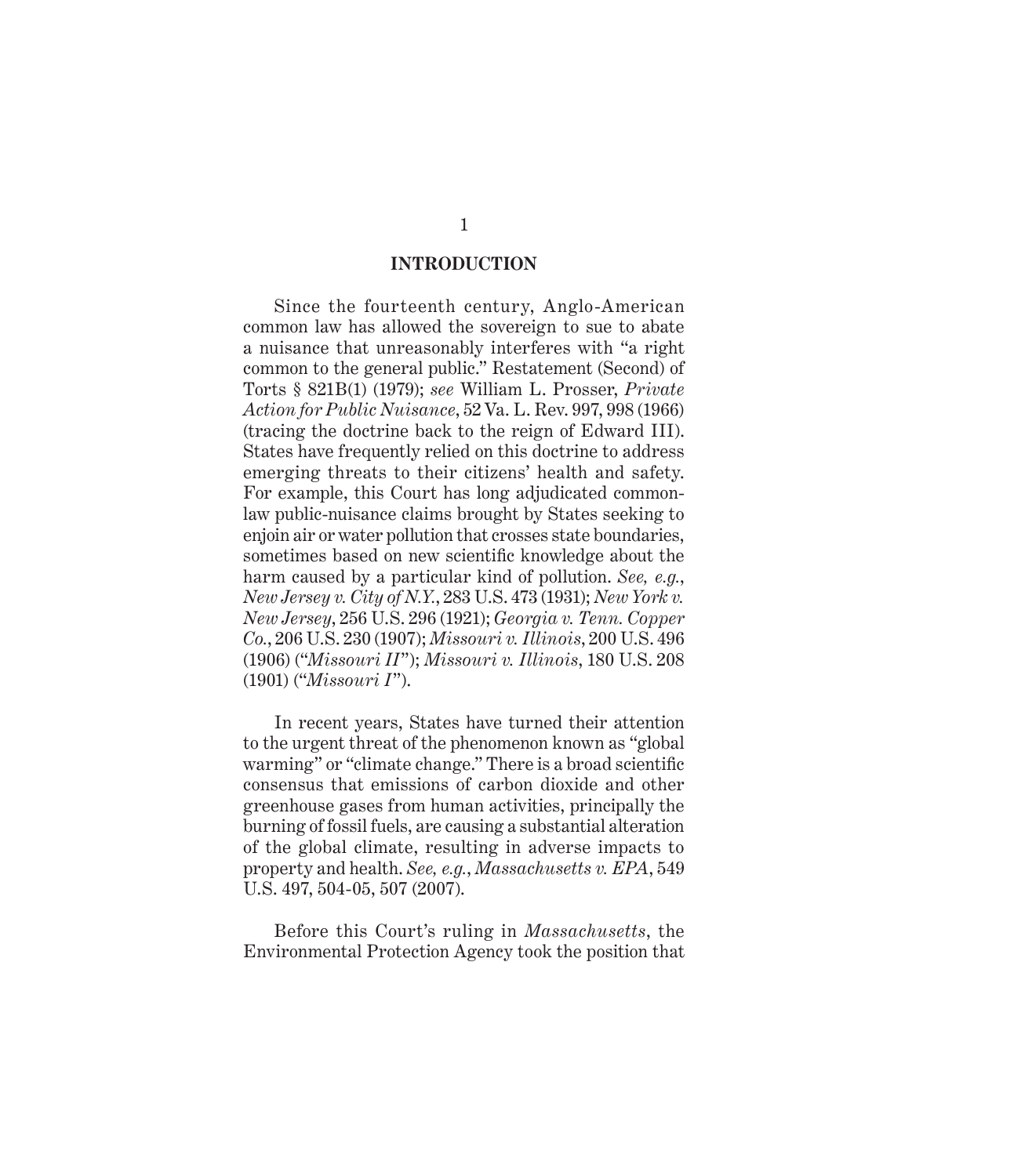## INTRODUCTION

Since the fourteenth century, Anglo-American common law has allowed the sovereign to sue to abate a nuisance that unreasonably interferes with "a right common to the general public." Restatement (Second) of Torts § 821B(1) (1979); *see* William L. Prosser, *Private Action for Public Nuisance*, 52 Va. L. Rev. 997, 998 (1966) (tracing the doctrine back to the reign of Edward III). States have frequently relied on this doctrine to address emerging threats to their citizens' health and safety. For example, this Court has long adjudicated common-law public-nuisance claims brought by States seeking to enjoin air or water pollution that crosses state boundaries, sometimes based on new scientific knowledge about the harm caused by a particular kind of pollution. *See, e.g.*, *New Jersey v. City of N.Y.*, 283 U.S. 473 (1931); *New York v. New Jersey*, 256 U.S. 296 (1921); *Georgia v. Tenn. Copper Co.*, 206 U.S. 230 (1907); *Missouri v. Illinois*, 200 U.S. 496 (1906) ("*Missouri II*"); *Missouri v. Illinois*, 180 U.S. 208 (1901) ("*Missouri I*").

In recent years, States have turned their attention to the urgent threat of the phenomenon known as "global warming" or "climate change." There is a broad scientific consensus that emissions of carbon dioxide and other greenhouse gases from human activities, principally the burning of fossil fuels, are causing a substantial alteration of the global climate, resulting in adverse impacts to property and health. *See, e.g.*, *Massachusetts v. EPA*, 549 U.S. 497, 504-05, 507 (2007).

Before this Court's ruling in *Massachusetts*, the Environmental Protection Agency took the position that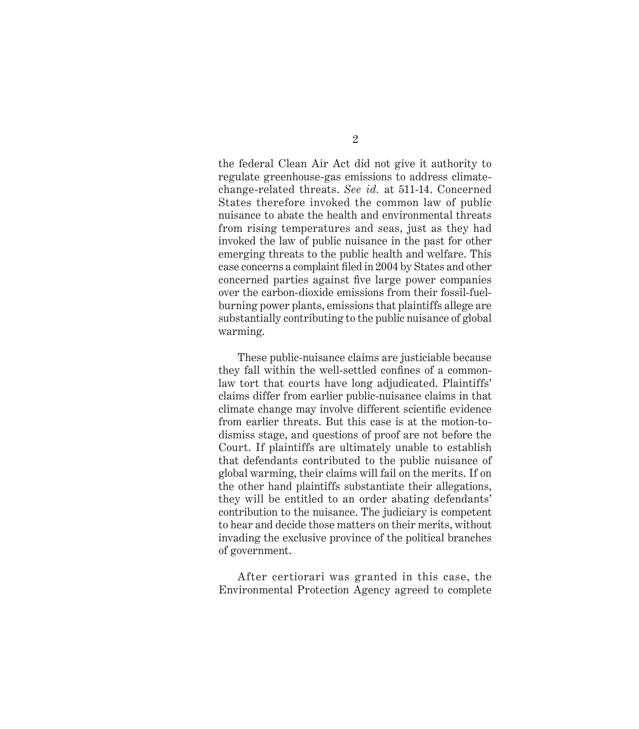the federal Clean Air Act did not give it authority to regulate greenhouse-gas emissions to address climate-change-related threats. *See id.* at 511-14. Concerned States therefore invoked the common law of public nuisance to abate the health and environmental threats from rising temperatures and seas, just as they had invoked the law of public nuisance in the past for other emerging threats to the public health and welfare. This case concerns a complaint filed in 2004 by States and other concerned parties against five large power companies over the carbon-dioxide emissions from their fossil-fuel-burning power plants, emissions that plaintiffs allege are substantially contributing to the public nuisance of global warming.

These public-nuisance claims are justiciable because they fall within the well-settled confines of a common-law tort that courts have long adjudicated. Plaintiffs' claims differ from earlier public-nuisance claims in that climate change may involve different scientific evidence from earlier threats. But this case is at the motion-to-dismiss stage, and questions of proof are not before the Court. If plaintiffs are ultimately unable to establish that defendants contributed to the public nuisance of global warming, their claims will fail on the merits. If on the other hand plaintiffs substantiate their allegations, they will be entitled to an order abating defendants' contribution to the nuisance. The judiciary is competent to hear and decide those matters on their merits, without invading the exclusive province of the political branches of government.

After certiorari was granted in this case, the Environmental Protection Agency agreed to complete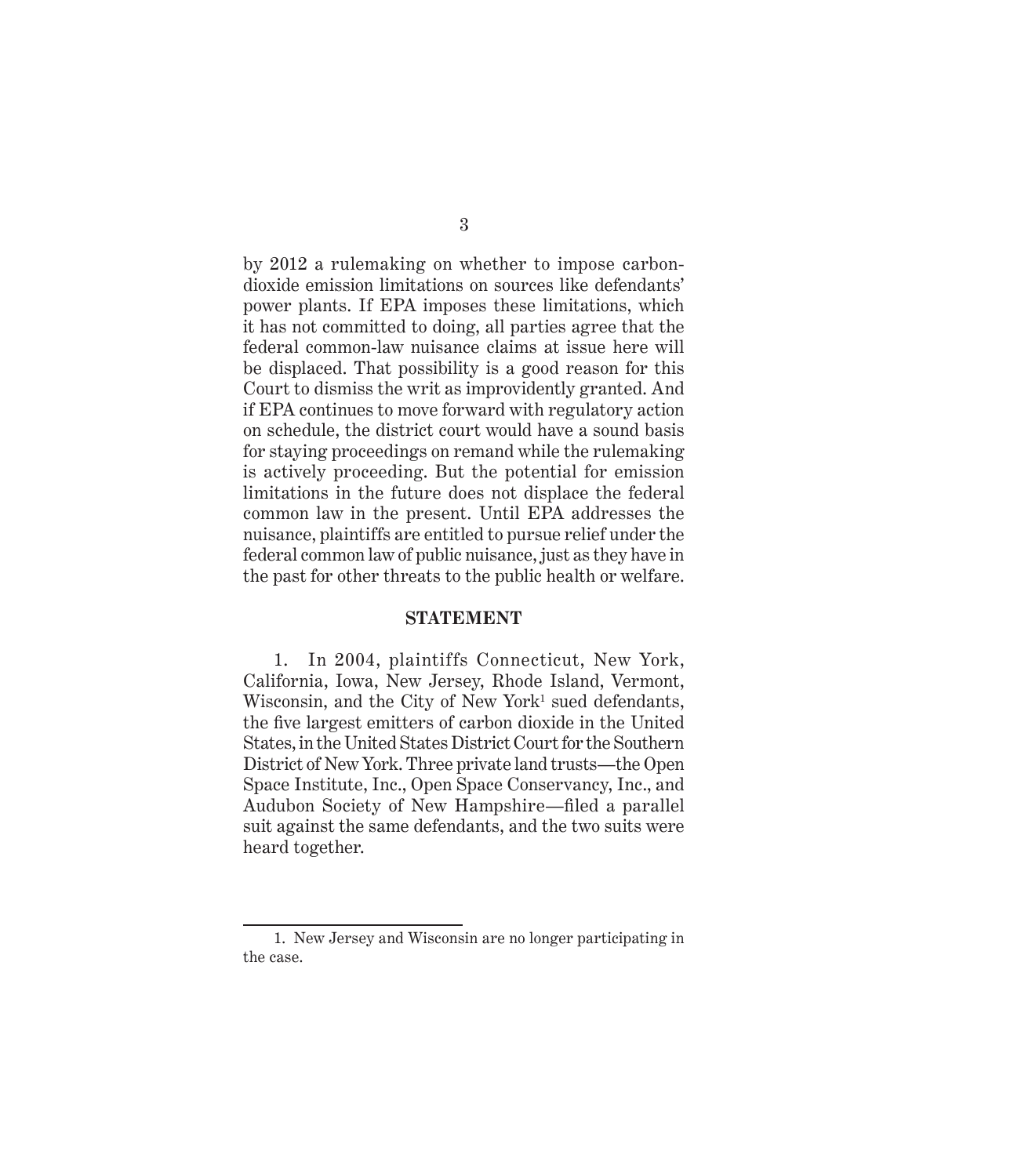by 2012 a rulemaking on whether to impose carbon-dioxide emission limitations on sources like defendants' power plants. If EPA imposes these limitations, which it has not committed to doing, all parties agree that the federal common-law nuisance claims at issue here will be displaced. That possibility is a good reason for this Court to dismiss the writ as improvidently granted. And if EPA continues to move forward with regulatory action on schedule, the district court would have a sound basis for staying proceedings on remand while the rulemaking is actively proceeding. But the potential for emission limitations in the future does not displace the federal common law in the present. Until EPA addresses the nuisance, plaintiffs are entitled to pursue relief under the federal common law of public nuisance, just as they have in the past for other threats to the public health or welfare.

## STATEMENT

1. In 2004, plaintiffs Connecticut, New York, California, Iowa, New Jersey, Rhode Island, Vermont, Wisconsin, and the City of New York[1] sued defendants, the five largest emitters of carbon dioxide in the United States, in the United States District Court for the Southern District of New York. Three private land trusts—the Open Space Institute, Inc., Open Space Conservancy, Inc., and Audubon Society of New Hampshire—filed a parallel suit against the same defendants, and the two suits were heard together.

---

1. New Jersey and Wisconsin are no longer participating in the case.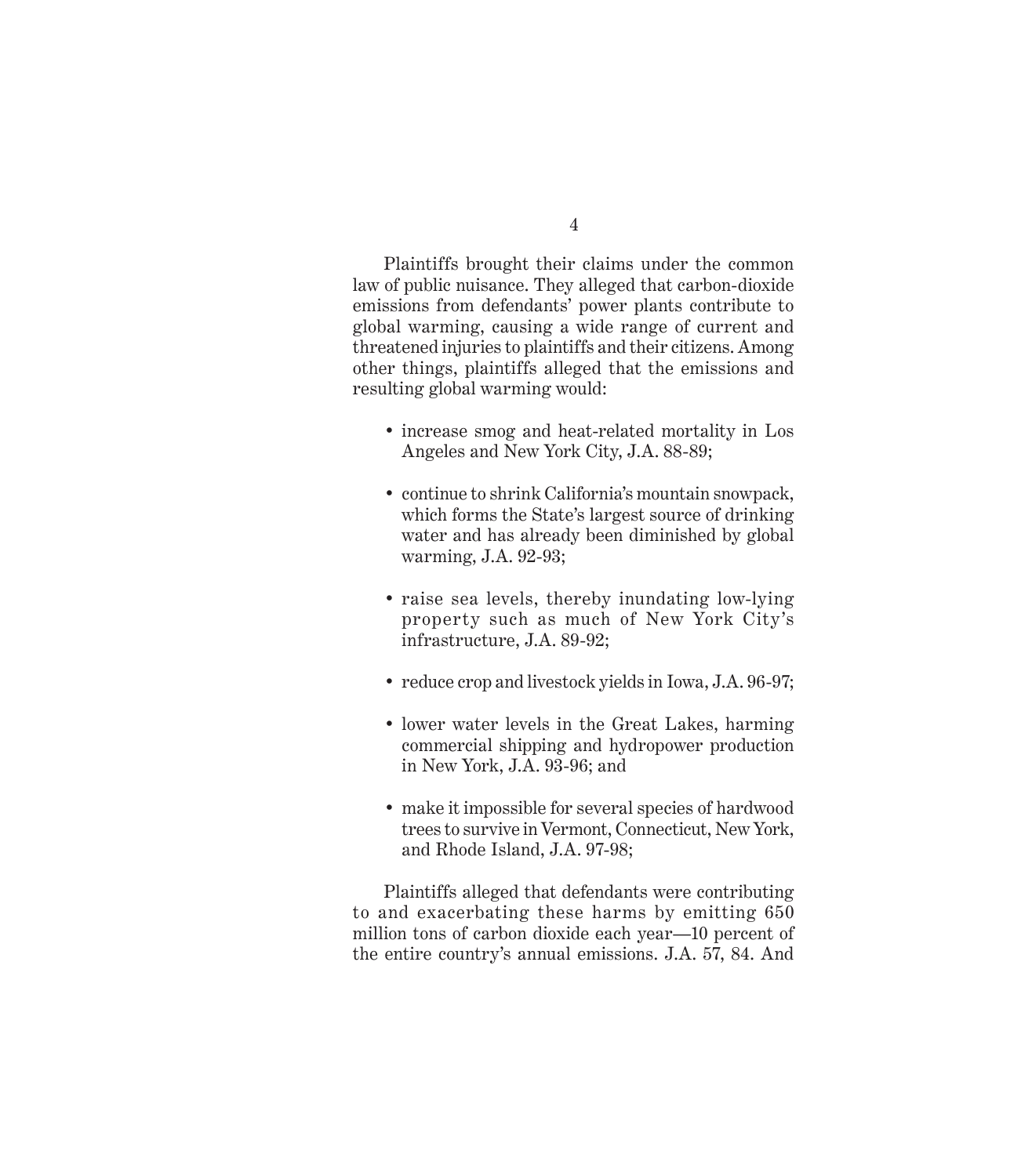Plaintiffs brought their claims under the common law of public nuisance. They alleged that carbon-dioxide emissions from defendants' power plants contribute to global warming, causing a wide range of current and threatened injuries to plaintiffs and their citizens. Among other things, plaintiffs alleged that the emissions and resulting global warming would:

- increase smog and heat-related mortality in Los Angeles and New York City, J.A. 88-89;
- continue to shrink California's mountain snowpack, which forms the State's largest source of drinking water and has already been diminished by global warming, J.A. 92-93;
- raise sea levels, thereby inundating low-lying property such as much of New York City's infrastructure, J.A. 89-92;
- reduce crop and livestock yields in Iowa, J.A. 96-97;
- lower water levels in the Great Lakes, harming commercial shipping and hydropower production in New York, J.A. 93-96; and
- make it impossible for several species of hardwood trees to survive in Vermont, Connecticut, New York, and Rhode Island, J.A. 97-98;

Plaintiffs alleged that defendants were contributing to and exacerbating these harms by emitting 650 million tons of carbon dioxide each year—10 percent of the entire country's annual emissions. J.A. 57, 84. And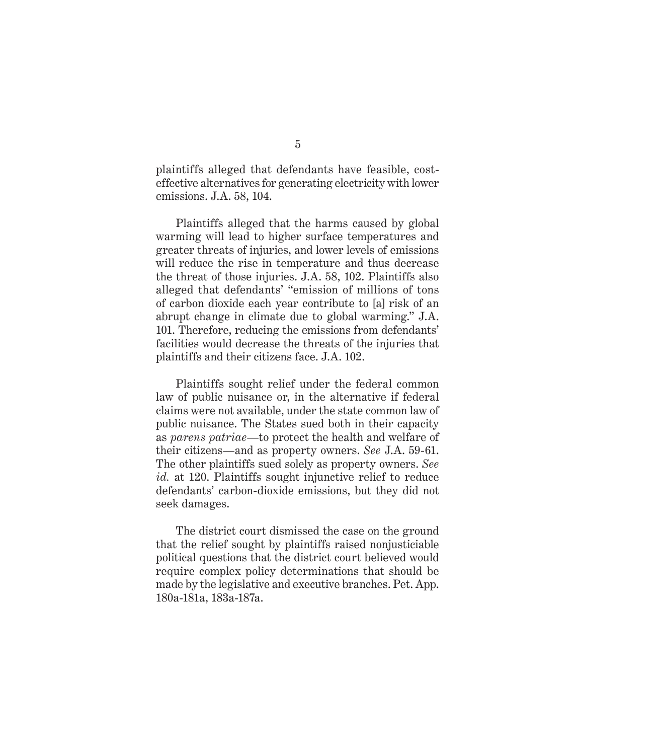plaintiffs alleged that defendants have feasible, cost-effective alternatives for generating electricity with lower emissions. J.A. 58, 104.

Plaintiffs alleged that the harms caused by global warming will lead to higher surface temperatures and greater threats of injuries, and lower levels of emissions will reduce the rise in temperature and thus decrease the threat of those injuries. J.A. 58, 102. Plaintiffs also alleged that defendants' "emission of millions of tons of carbon dioxide each year contribute to [a] risk of an abrupt change in climate due to global warming." J.A. 101. Therefore, reducing the emissions from defendants' facilities would decrease the threats of the injuries that plaintiffs and their citizens face. J.A. 102.

Plaintiffs sought relief under the federal common law of public nuisance or, in the alternative if federal claims were not available, under the state common law of public nuisance. The States sued both in their capacity as *parens patriae*—to protect the health and welfare of their citizens—and as property owners. *See* J.A. 59-61. The other plaintiffs sued solely as property owners. *See id.* at 120. Plaintiffs sought injunctive relief to reduce defendants' carbon-dioxide emissions, but they did not seek damages.

The district court dismissed the case on the ground that the relief sought by plaintiffs raised nonjusticiable political questions that the district court believed would require complex policy determinations that should be made by the legislative and executive branches. Pet. App. 180a-181a, 183a-187a.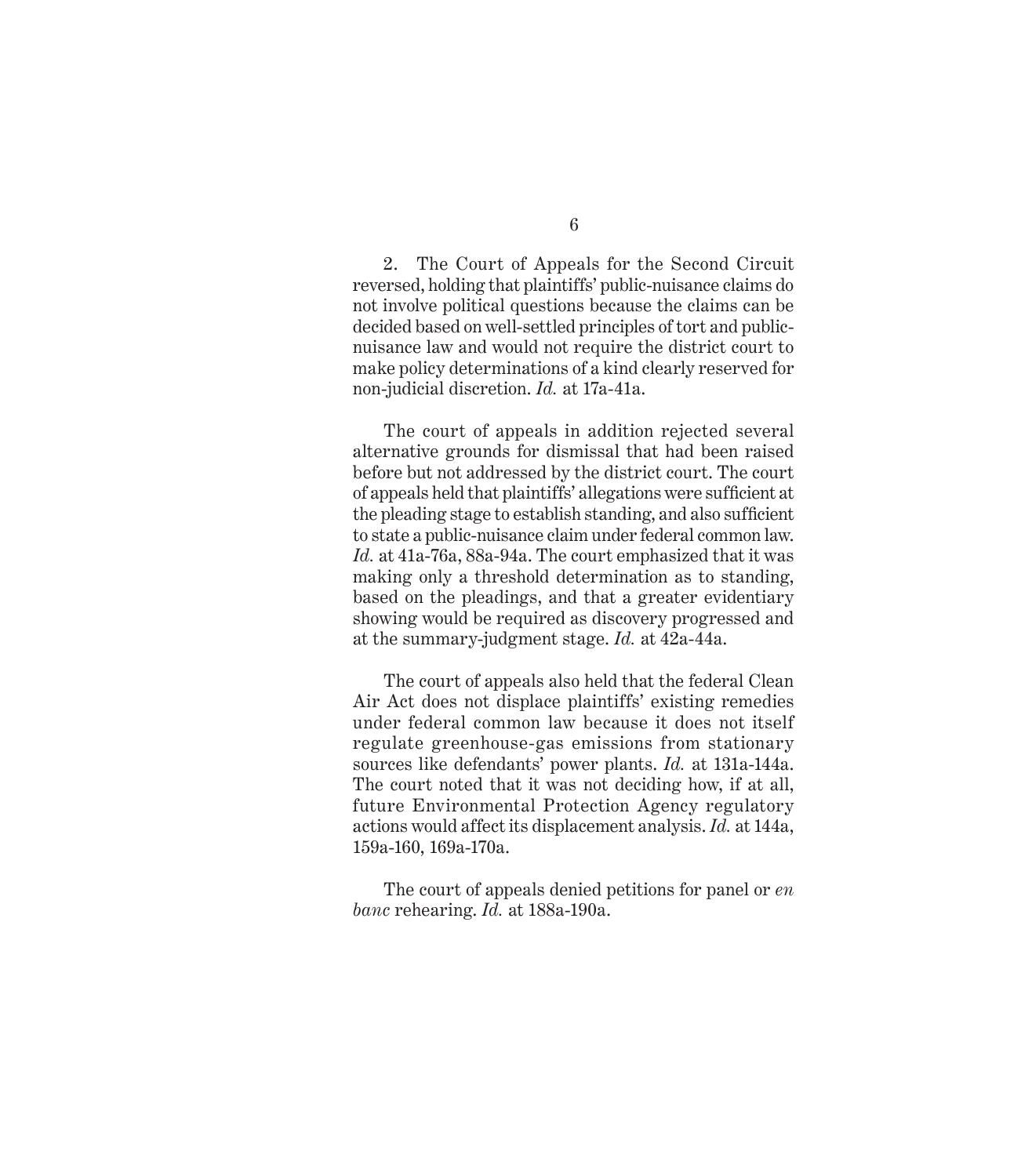2. The Court of Appeals for the Second Circuit reversed, holding that plaintiffs' public-nuisance claims do not involve political questions because the claims can be decided based on well-settled principles of tort and public-nuisance law and would not require the district court to make policy determinations of a kind clearly reserved for non-judicial discretion. *Id.* at 17a-41a.

The court of appeals in addition rejected several alternative grounds for dismissal that had been raised before but not addressed by the district court. The court of appeals held that plaintiffs' allegations were sufficient at the pleading stage to establish standing, and also sufficient to state a public-nuisance claim under federal common law. *Id.* at 41a-76a, 88a-94a. The court emphasized that it was making only a threshold determination as to standing, based on the pleadings, and that a greater evidentiary showing would be required as discovery progressed and at the summary-judgment stage. *Id.* at 42a-44a.

The court of appeals also held that the federal Clean Air Act does not displace plaintiffs' existing remedies under federal common law because it does not itself regulate greenhouse-gas emissions from stationary sources like defendants' power plants. *Id.* at 131a-144a. The court noted that it was not deciding how, if at all, future Environmental Protection Agency regulatory actions would affect its displacement analysis. *Id.* at 144a, 159a-160, 169a-170a.

The court of appeals denied petitions for panel or *en banc* rehearing. *Id.* at 188a-190a.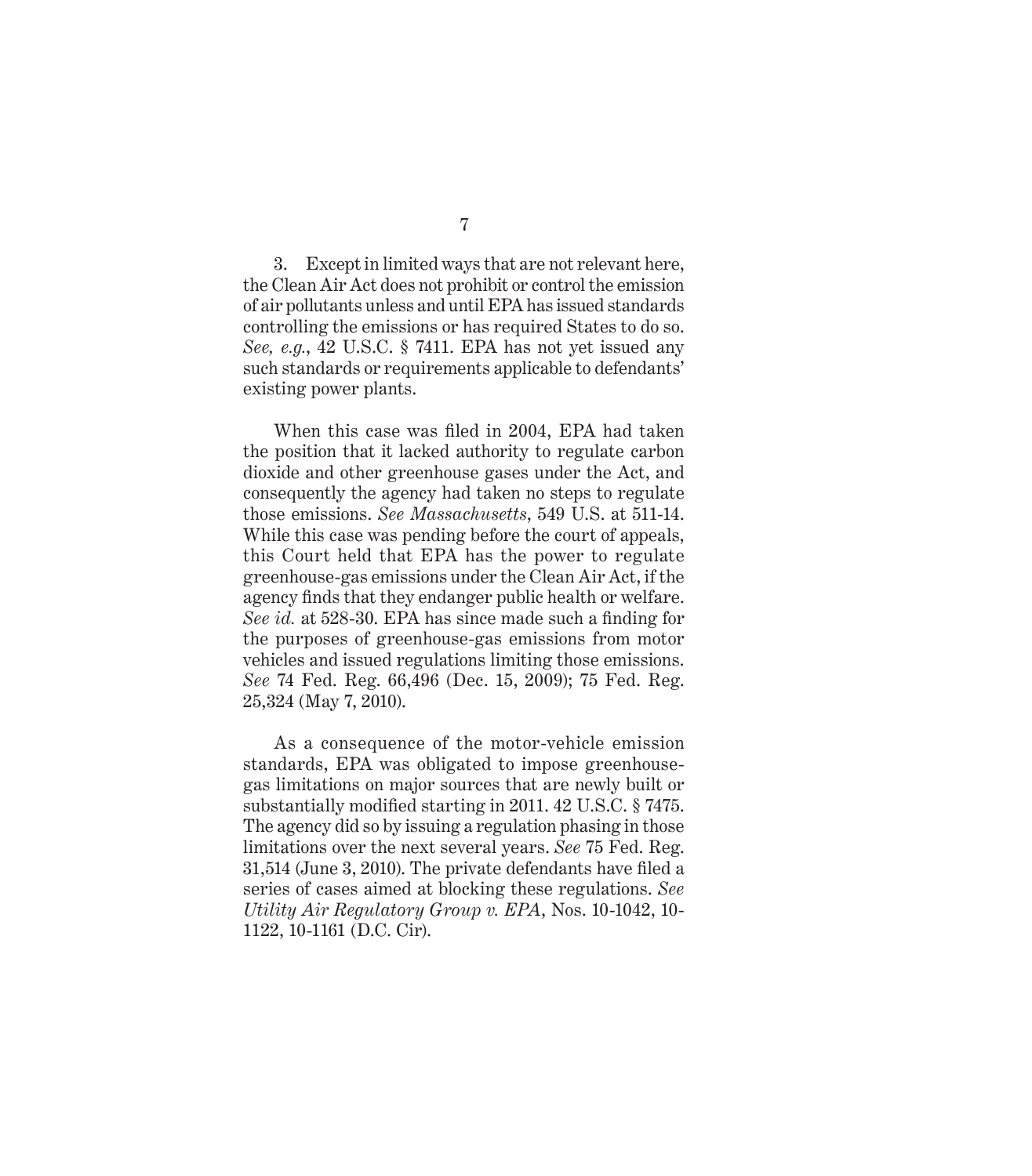3. Except in limited ways that are not relevant here, the Clean Air Act does not prohibit or control the emission of air pollutants unless and until EPA has issued standards controlling the emissions or has required States to do so. *See, e.g.*, 42 U.S.C. § 7411. EPA has not yet issued any such standards or requirements applicable to defendants' existing power plants.

When this case was filed in 2004, EPA had taken the position that it lacked authority to regulate carbon dioxide and other greenhouse gases under the Act, and consequently the agency had taken no steps to regulate those emissions. *See Massachusetts*, 549 U.S. at 511-14. While this case was pending before the court of appeals, this Court held that EPA has the power to regulate greenhouse-gas emissions under the Clean Air Act, if the agency finds that they endanger public health or welfare. *See id.* at 528-30. EPA has since made such a finding for the purposes of greenhouse-gas emissions from motor vehicles and issued regulations limiting those emissions. *See* 74 Fed. Reg. 66,496 (Dec. 15, 2009); 75 Fed. Reg. 25,324 (May 7, 2010).

As a consequence of the motor-vehicle emission standards, EPA was obligated to impose greenhouse-gas limitations on major sources that are newly built or substantially modified starting in 2011. 42 U.S.C. § 7475. The agency did so by issuing a regulation phasing in those limitations over the next several years. *See* 75 Fed. Reg. 31,514 (June 3, 2010). The private defendants have filed a series of cases aimed at blocking these regulations. *See Utility Air Regulatory Group v. EPA*, Nos. 10-1042, 10-1122, 10-1161 (D.C. Cir).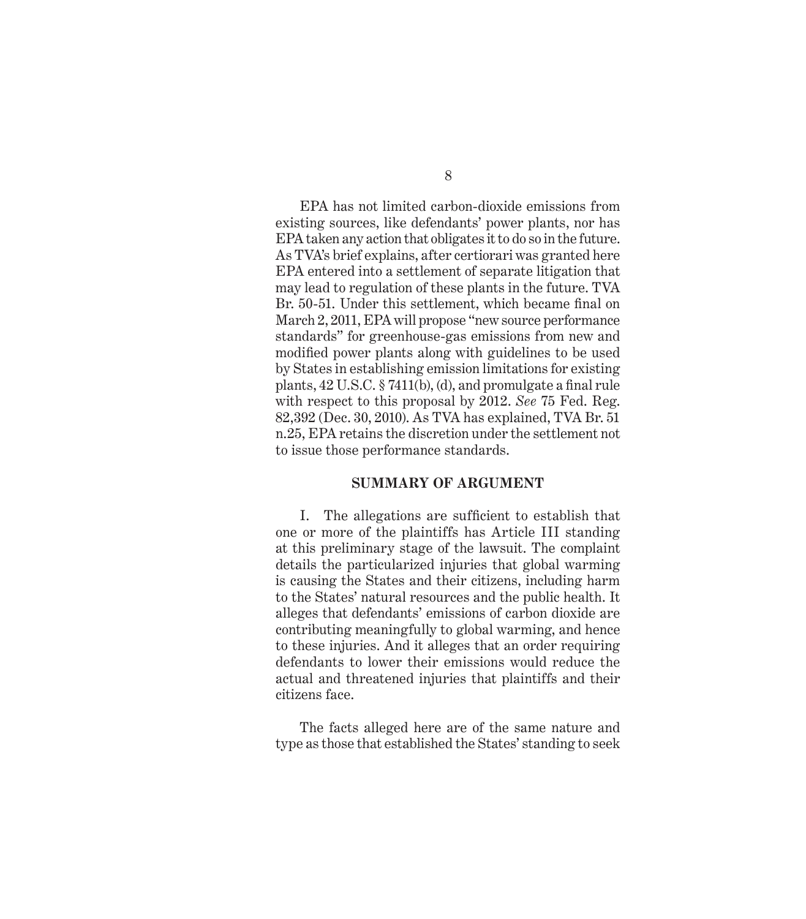EPA has not limited carbon-dioxide emissions from existing sources, like defendants' power plants, nor has EPA taken any action that obligates it to do so in the future. As TVA's brief explains, after certiorari was granted here EPA entered into a settlement of separate litigation that may lead to regulation of these plants in the future. TVA Br. 50-51. Under this settlement, which became final on March 2, 2011, EPA will propose "new source performance standards" for greenhouse-gas emissions from new and modified power plants along with guidelines to be used by States in establishing emission limitations for existing plants, 42 U.S.C. § 7411(b), (d), and promulgate a final rule with respect to this proposal by 2012. *See* 75 Fed. Reg. 82,392 (Dec. 30, 2010). As TVA has explained, TVA Br. 51 n.25, EPA retains the discretion under the settlement not to issue those performance standards.

## SUMMARY OF ARGUMENT

I. The allegations are sufficient to establish that one or more of the plaintiffs has Article III standing at this preliminary stage of the lawsuit. The complaint details the particularized injuries that global warming is causing the States and their citizens, including harm to the States' natural resources and the public health. It alleges that defendants' emissions of carbon dioxide are contributing meaningfully to global warming, and hence to these injuries. And it alleges that an order requiring defendants to lower their emissions would reduce the actual and threatened injuries that plaintiffs and their citizens face.

The facts alleged here are of the same nature and type as those that established the States' standing to seek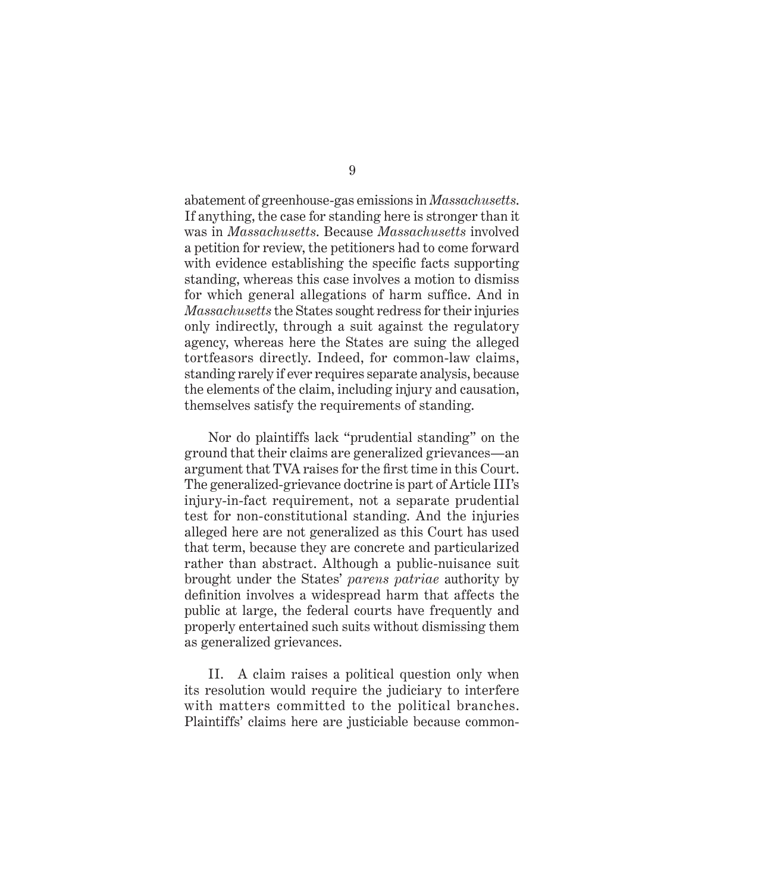abatement of greenhouse-gas emissions in *Massachusetts*. If anything, the case for standing here is stronger than it was in *Massachusetts*. Because *Massachusetts* involved a petition for review, the petitioners had to come forward with evidence establishing the specific facts supporting standing, whereas this case involves a motion to dismiss for which general allegations of harm suffice. And in *Massachusetts* the States sought redress for their injuries only indirectly, through a suit against the regulatory agency, whereas here the States are suing the alleged tortfeasors directly. Indeed, for common-law claims, standing rarely if ever requires separate analysis, because the elements of the claim, including injury and causation, themselves satisfy the requirements of standing.

Nor do plaintiffs lack "prudential standing" on the ground that their claims are generalized grievances—an argument that TVA raises for the first time in this Court. The generalized-grievance doctrine is part of Article III's injury-in-fact requirement, not a separate prudential test for non-constitutional standing. And the injuries alleged here are not generalized as this Court has used that term, because they are concrete and particularized rather than abstract. Although a public-nuisance suit brought under the States' *parens patriae* authority by definition involves a widespread harm that affects the public at large, the federal courts have frequently and properly entertained such suits without dismissing them as generalized grievances.

II. A claim raises a political question only when its resolution would require the judiciary to interfere with matters committed to the political branches. Plaintiffs' claims here are justiciable because common-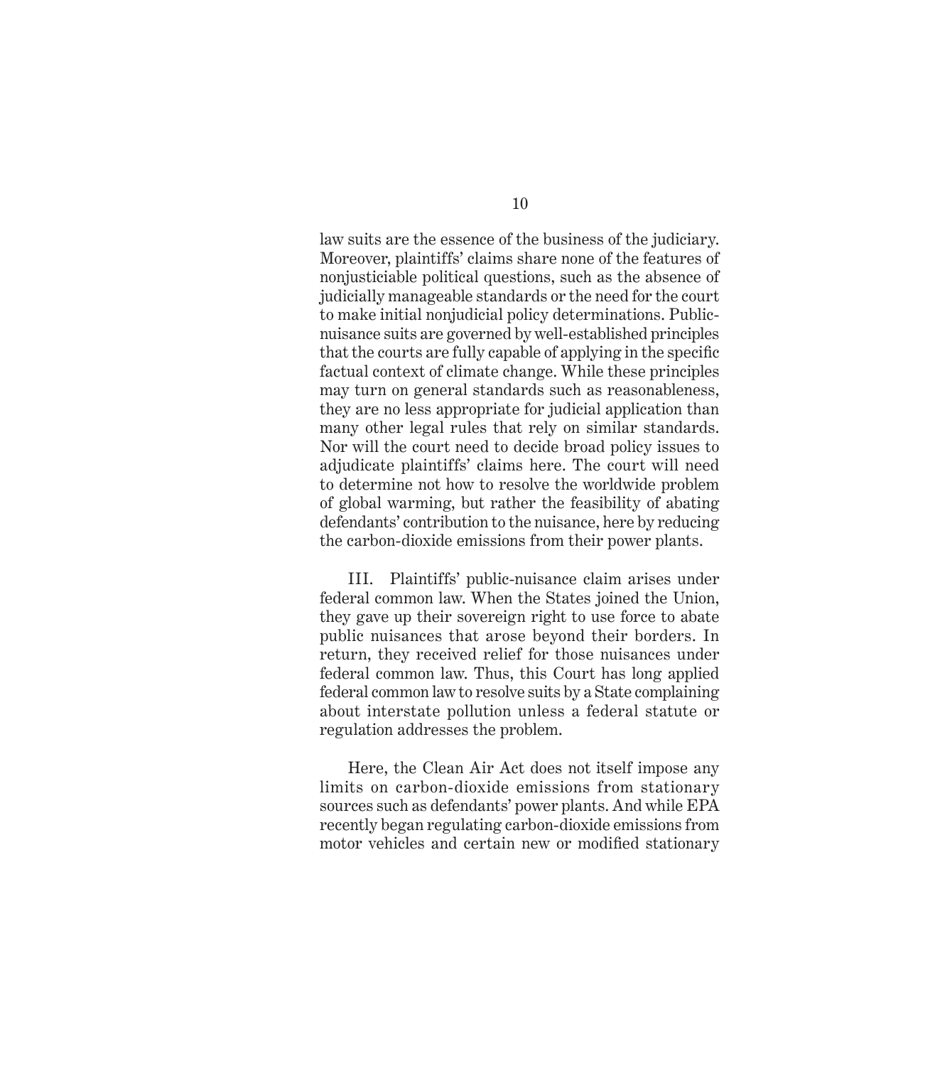law suits are the essence of the business of the judiciary. Moreover, plaintiffs' claims share none of the features of nonjusticiable political questions, such as the absence of judicially manageable standards or the need for the court to make initial nonjudicial policy determinations. Public-nuisance suits are governed by well-established principles that the courts are fully capable of applying in the specific factual context of climate change. While these principles may turn on general standards such as reasonableness, they are no less appropriate for judicial application than many other legal rules that rely on similar standards. Nor will the court need to decide broad policy issues to adjudicate plaintiffs' claims here. The court will need to determine not how to resolve the worldwide problem of global warming, but rather the feasibility of abating defendants' contribution to the nuisance, here by reducing the carbon-dioxide emissions from their power plants.

III. Plaintiffs' public-nuisance claim arises under federal common law. When the States joined the Union, they gave up their sovereign right to use force to abate public nuisances that arose beyond their borders. In return, they received relief for those nuisances under federal common law. Thus, this Court has long applied federal common law to resolve suits by a State complaining about interstate pollution unless a federal statute or regulation addresses the problem.

Here, the Clean Air Act does not itself impose any limits on carbon-dioxide emissions from stationary sources such as defendants' power plants. And while EPA recently began regulating carbon-dioxide emissions from motor vehicles and certain new or modified stationary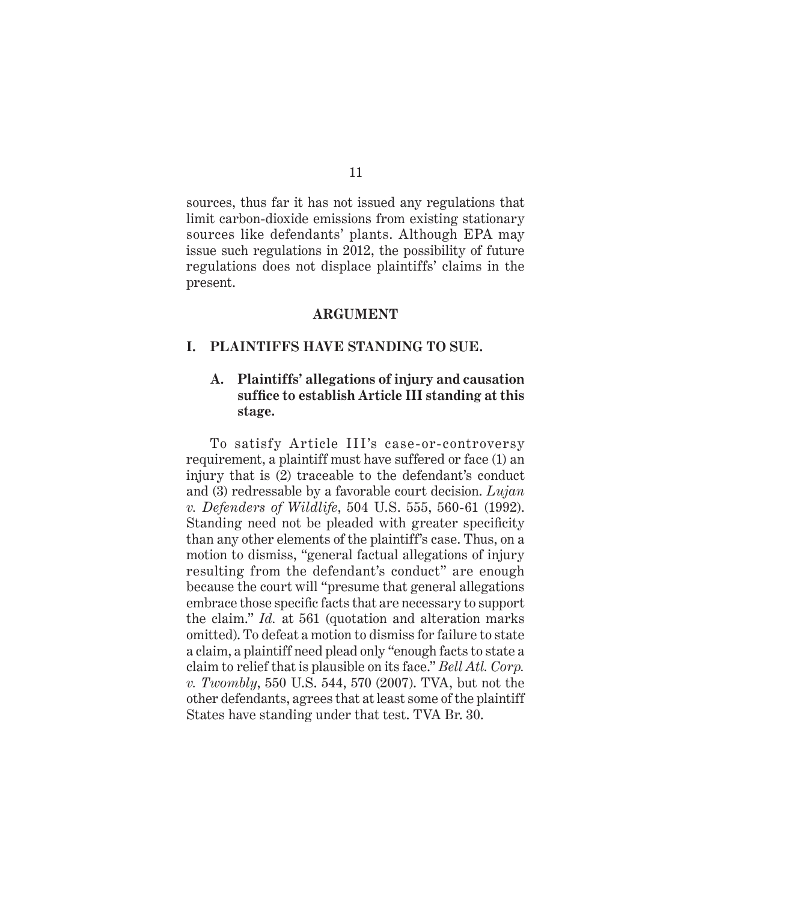sources, thus far it has not issued any regulations that limit carbon-dioxide emissions from existing stationary sources like defendants' plants. Although EPA may issue such regulations in 2012, the possibility of future regulations does not displace plaintiffs' claims in the present.

## ARGUMENT

### I. PLAINTIFFS HAVE STANDING TO SUE.

#### A. Plaintiffs' allegations of injury and causation suffice to establish Article III standing at this stage.

To satisfy Article III's case-or-controversy requirement, a plaintiff must have suffered or face (1) an injury that is (2) traceable to the defendant's conduct and (3) redressable by a favorable court decision. *Lujan v. Defenders of Wildlife*, 504 U.S. 555, 560-61 (1992). Standing need not be pleaded with greater specificity than any other elements of the plaintiff's case. Thus, on a motion to dismiss, "general factual allegations of injury resulting from the defendant's conduct" are enough because the court will "presume that general allegations embrace those specific facts that are necessary to support the claim." *Id.* at 561 (quotation and alteration marks omitted). To defeat a motion to dismiss for failure to state a claim, a plaintiff need plead only "enough facts to state a claim to relief that is plausible on its face." *Bell Atl. Corp. v. Twombly*, 550 U.S. 544, 570 (2007). TVA, but not the other defendants, agrees that at least some of the plaintiff States have standing under that test. TVA Br. 30.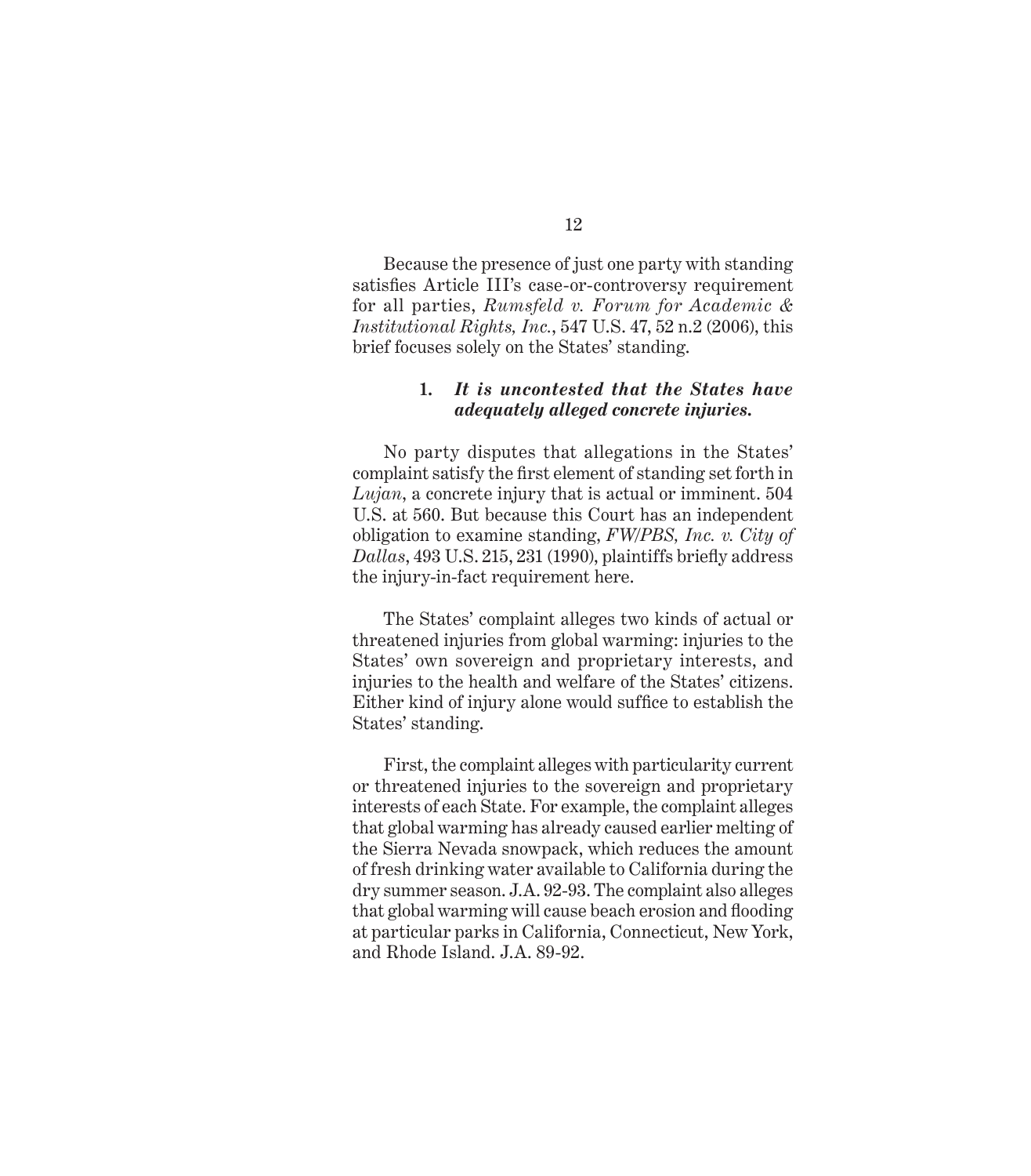Because the presence of just one party with standing satisfies Article III's case-or-controversy requirement for all parties, *Rumsfeld v. Forum for Academic & Institutional Rights, Inc.*, 547 U.S. 47, 52 n.2 (2006), this brief focuses solely on the States' standing.

### 1. *It is uncontested that the States have adequately alleged concrete injuries.*

No party disputes that allegations in the States' complaint satisfy the first element of standing set forth in *Lujan*, a concrete injury that is actual or imminent. 504 U.S. at 560. But because this Court has an independent obligation to examine standing, *FW/PBS, Inc. v. City of Dallas*, 493 U.S. 215, 231 (1990), plaintiffs briefly address the injury-in-fact requirement here.

The States' complaint alleges two kinds of actual or threatened injuries from global warming: injuries to the States' own sovereign and proprietary interests, and injuries to the health and welfare of the States' citizens. Either kind of injury alone would suffice to establish the States' standing.

First, the complaint alleges with particularity current or threatened injuries to the sovereign and proprietary interests of each State. For example, the complaint alleges that global warming has already caused earlier melting of the Sierra Nevada snowpack, which reduces the amount of fresh drinking water available to California during the dry summer season. J.A. 92-93. The complaint also alleges that global warming will cause beach erosion and flooding at particular parks in California, Connecticut, New York, and Rhode Island. J.A. 89-92.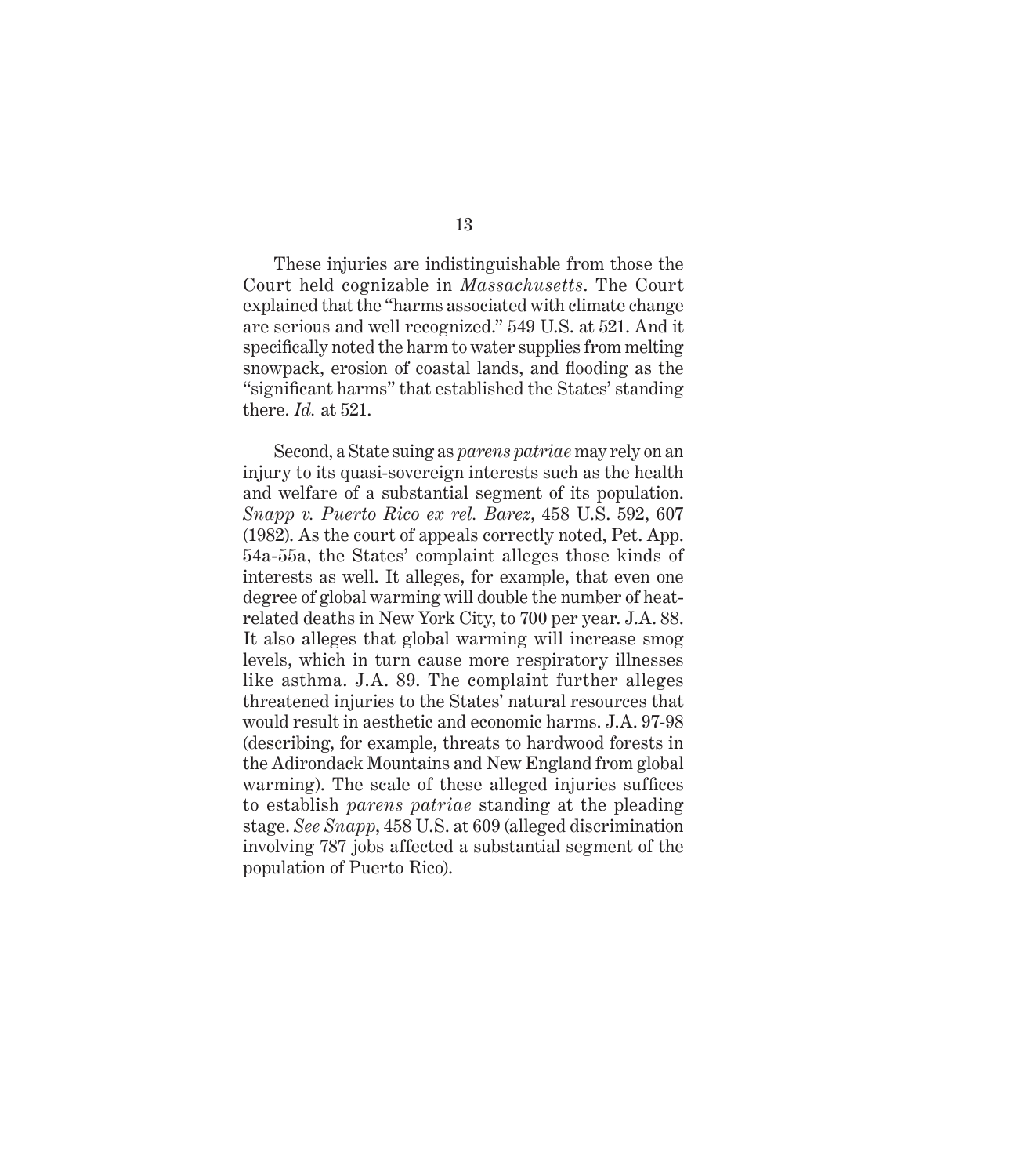These injuries are indistinguishable from those the Court held cognizable in *Massachusetts*. The Court explained that the "harms associated with climate change are serious and well recognized." 549 U.S. at 521. And it specifically noted the harm to water supplies from melting snowpack, erosion of coastal lands, and flooding as the "significant harms" that established the States' standing there. *Id.* at 521.

Second, a State suing as *parens patriae* may rely on an injury to its quasi-sovereign interests such as the health and welfare of a substantial segment of its population. *Snapp v. Puerto Rico ex rel. Barez*, 458 U.S. 592, 607 (1982). As the court of appeals correctly noted, Pet. App. 54a-55a, the States' complaint alleges those kinds of interests as well. It alleges, for example, that even one degree of global warming will double the number of heat-related deaths in New York City, to 700 per year. J.A. 88. It also alleges that global warming will increase smog levels, which in turn cause more respiratory illnesses like asthma. J.A. 89. The complaint further alleges threatened injuries to the States' natural resources that would result in aesthetic and economic harms. J.A. 97-98 (describing, for example, threats to hardwood forests in the Adirondack Mountains and New England from global warming). The scale of these alleged injuries suffices to establish *parens patriae* standing at the pleading stage. *See Snapp*, 458 U.S. at 609 (alleged discrimination involving 787 jobs affected a substantial segment of the population of Puerto Rico).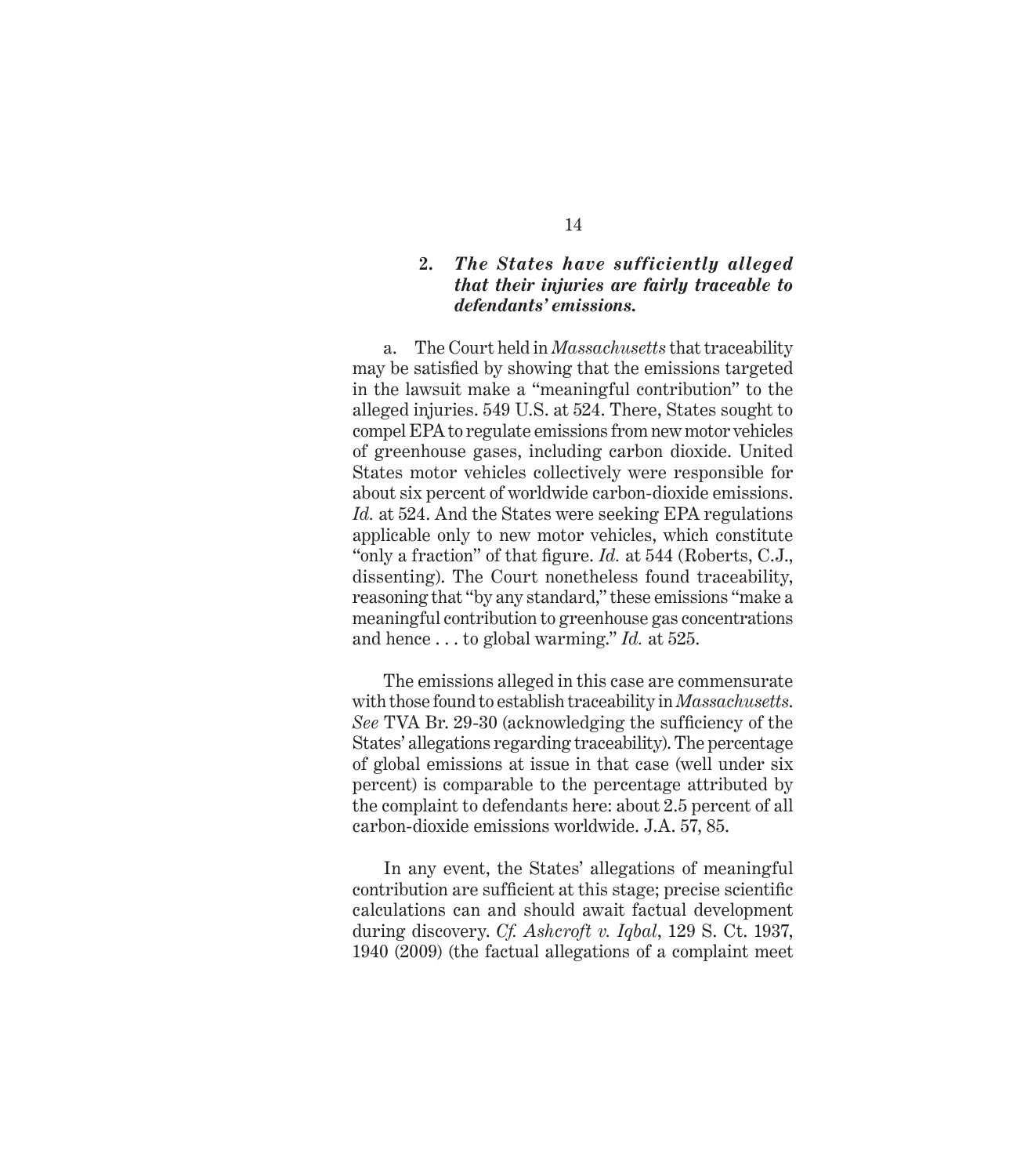### 2. *The States have sufficiently alleged that their injuries are fairly traceable to defendants' emissions.*

a. The Court held in *Massachusetts* that traceability may be satisfied by showing that the emissions targeted in the lawsuit make a "meaningful contribution" to the alleged injuries. 549 U.S. at 524. There, States sought to compel EPA to regulate emissions from new motor vehicles of greenhouse gases, including carbon dioxide. United States motor vehicles collectively were responsible for about six percent of worldwide carbon-dioxide emissions. *Id.* at 524. And the States were seeking EPA regulations applicable only to new motor vehicles, which constitute "only a fraction" of that figure. *Id.* at 544 (Roberts, C.J., dissenting). The Court nonetheless found traceability, reasoning that "by any standard," these emissions "make a meaningful contribution to greenhouse gas concentrations and hence . . . to global warming." *Id.* at 525.

The emissions alleged in this case are commensurate with those found to establish traceability in *Massachusetts*. *See* TVA Br. 29-30 (acknowledging the sufficiency of the States' allegations regarding traceability). The percentage of global emissions at issue in that case (well under six percent) is comparable to the percentage attributed by the complaint to defendants here: about 2.5 percent of all carbon-dioxide emissions worldwide. J.A. 57, 85.

In any event, the States' allegations of meaningful contribution are sufficient at this stage; precise scientific calculations can and should await factual development during discovery. *Cf. Ashcroft v. Iqbal*, 129 S. Ct. 1937, 1940 (2009) (the factual allegations of a complaint meet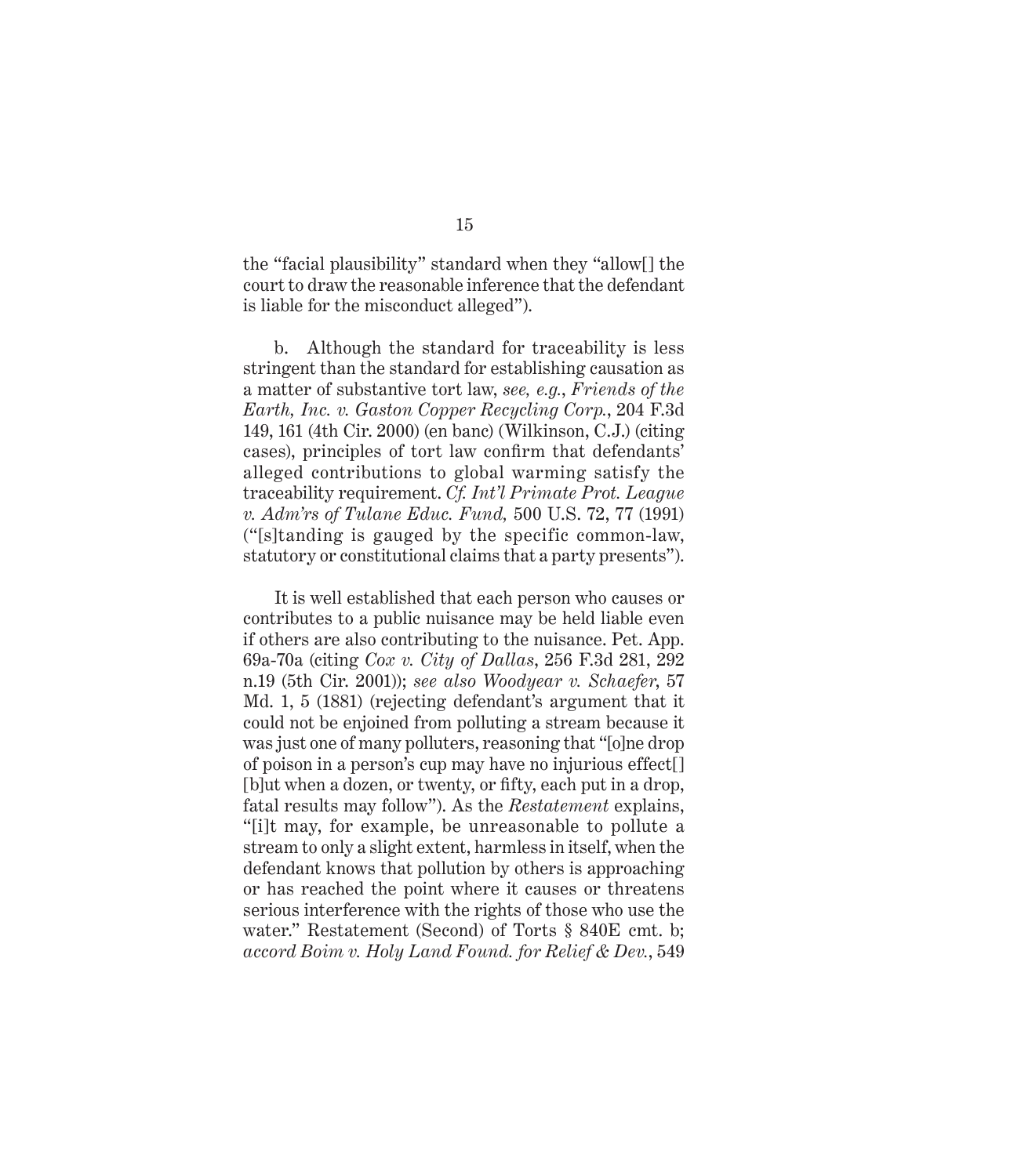the "facial plausibility" standard when they "allow[] the court to draw the reasonable inference that the defendant is liable for the misconduct alleged").

b. Although the standard for traceability is less stringent than the standard for establishing causation as a matter of substantive tort law, *see, e.g.*, *Friends of the Earth, Inc. v. Gaston Copper Recycling Corp.*, 204 F.3d 149, 161 (4th Cir. 2000) (en banc) (Wilkinson, C.J.) (citing cases), principles of tort law confirm that defendants' alleged contributions to global warming satisfy the traceability requirement. *Cf. Int'l Primate Prot. League v. Adm'rs of Tulane Educ. Fund,* 500 U.S. 72, 77 (1991) ("[s]tanding is gauged by the specific common-law, statutory or constitutional claims that a party presents").

It is well established that each person who causes or contributes to a public nuisance may be held liable even if others are also contributing to the nuisance. Pet. App. 69a-70a (citing *Cox v. City of Dallas*, 256 F.3d 281, 292 n.19 (5th Cir. 2001)); *see also Woodyear v. Schaefer*, 57 Md. 1, 5 (1881) (rejecting defendant's argument that it could not be enjoined from polluting a stream because it was just one of many polluters, reasoning that "[o]ne drop of poison in a person's cup may have no injurious effect[] [b]ut when a dozen, or twenty, or fifty, each put in a drop, fatal results may follow"). As the *Restatement* explains, "[i]t may, for example, be unreasonable to pollute a stream to only a slight extent, harmless in itself, when the defendant knows that pollution by others is approaching or has reached the point where it causes or threatens serious interference with the rights of those who use the water." Restatement (Second) of Torts § 840E cmt. b; *accord Boim v. Holy Land Found. for Relief & Dev.*, 549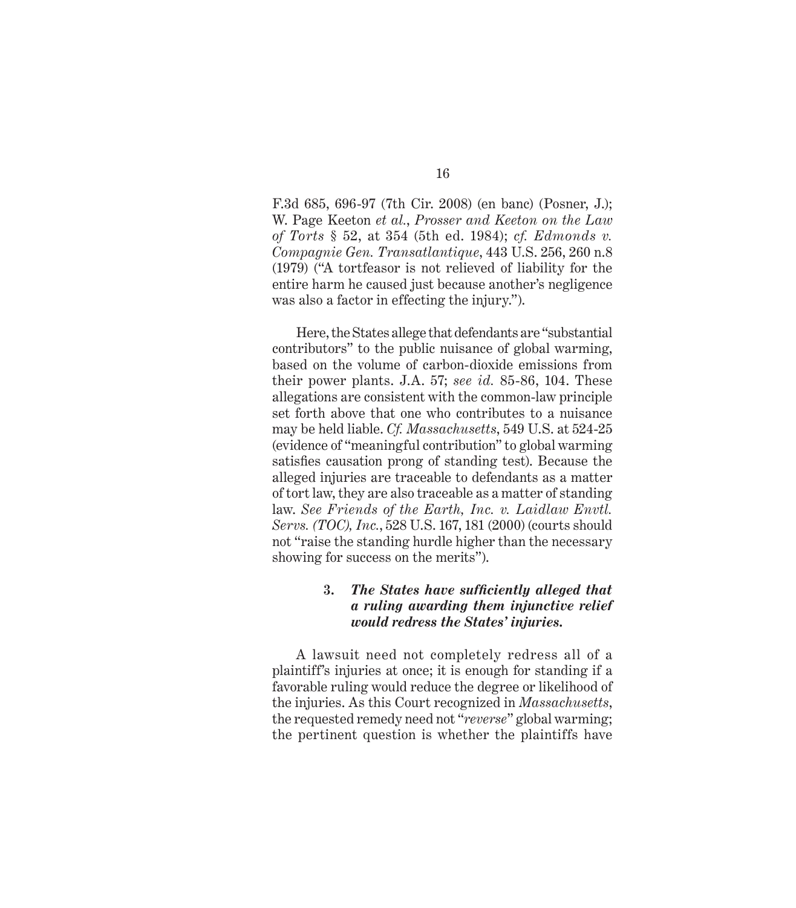F.3d 685, 696-97 (7th Cir. 2008) (en banc) (Posner, J.); W. Page Keeton *et al.*, *Prosser and Keeton on the Law of Torts* § 52, at 354 (5th ed. 1984); *cf. Edmonds v. Compagnie Gen. Transatlantique*, 443 U.S. 256, 260 n.8 (1979) ("A tortfeasor is not relieved of liability for the entire harm he caused just because another's negligence was also a factor in effecting the injury.").

Here, the States allege that defendants are "substantial contributors" to the public nuisance of global warming, based on the volume of carbon-dioxide emissions from their power plants. J.A. 57; *see id.* 85-86, 104. These allegations are consistent with the common-law principle set forth above that one who contributes to a nuisance may be held liable. *Cf. Massachusetts*, 549 U.S. at 524-25 (evidence of "meaningful contribution" to global warming satisfies causation prong of standing test). Because the alleged injuries are traceable to defendants as a matter of tort law, they are also traceable as a matter of standing law. *See Friends of the Earth, Inc. v. Laidlaw Envtl. Servs. (TOC), Inc.*, 528 U.S. 167, 181 (2000) (courts should not "raise the standing hurdle higher than the necessary showing for success on the merits").

#### 3. *The States have sufficiently alleged that a ruling awarding them injunctive relief would redress the States' injuries.*

A lawsuit need not completely redress all of a plaintiff's injuries at once; it is enough for standing if a favorable ruling would reduce the degree or likelihood of the injuries. As this Court recognized in *Massachusetts*, the requested remedy need not "*reverse*" global warming; the pertinent question is whether the plaintiffs have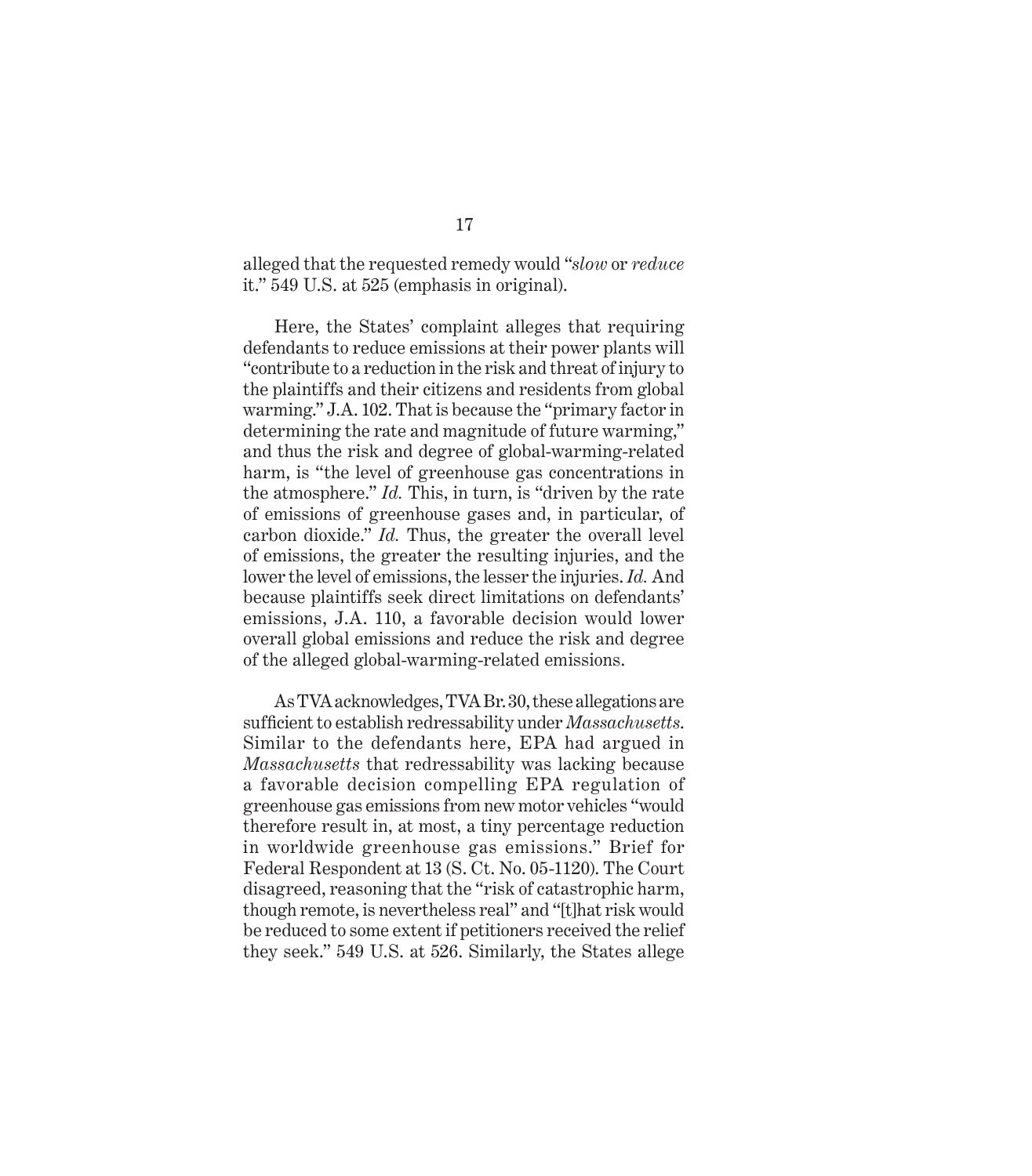alleged that the requested remedy would "*slow* or *reduce* it." 549 U.S. at 525 (emphasis in original).

Here, the States' complaint alleges that requiring defendants to reduce emissions at their power plants will "contribute to a reduction in the risk and threat of injury to the plaintiffs and their citizens and residents from global warming." J.A. 102. That is because the "primary factor in determining the rate and magnitude of future warming," and thus the risk and degree of global-warming-related harm, is "the level of greenhouse gas concentrations in the atmosphere." *Id.* This, in turn, is "driven by the rate of emissions of greenhouse gases and, in particular, of carbon dioxide." *Id.* Thus, the greater the overall level of emissions, the greater the resulting injuries, and the lower the level of emissions, the lesser the injuries. *Id.* And because plaintiffs seek direct limitations on defendants' emissions, J.A. 110, a favorable decision would lower overall global emissions and reduce the risk and degree of the alleged global-warming-related emissions.

As TVA acknowledges, TVA Br. 30, these allegations are sufficient to establish redressability under *Massachusetts*. Similar to the defendants here, EPA had argued in *Massachusetts* that redressability was lacking because a favorable decision compelling EPA regulation of greenhouse gas emissions from new motor vehicles "would therefore result in, at most, a tiny percentage reduction in worldwide greenhouse gas emissions." Brief for Federal Respondent at 13 (S. Ct. No. 05-1120). The Court disagreed, reasoning that the "risk of catastrophic harm, though remote, is nevertheless real" and "[t]hat risk would be reduced to some extent if petitioners received the relief they seek." 549 U.S. at 526. Similarly, the States allege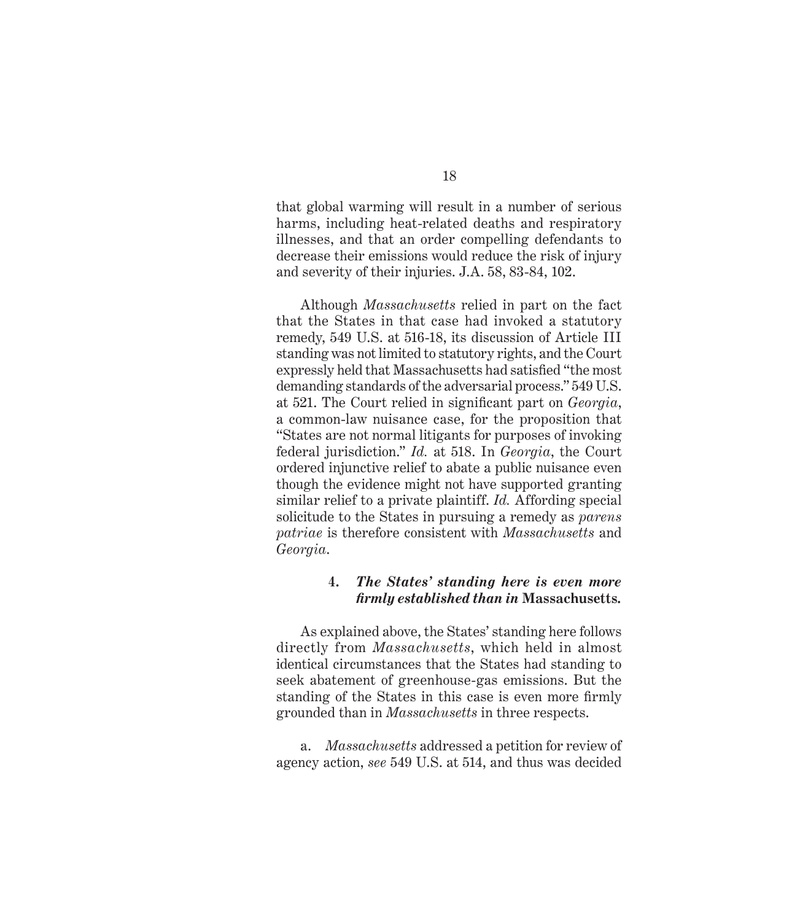that global warming will result in a number of serious harms, including heat-related deaths and respiratory illnesses, and that an order compelling defendants to decrease their emissions would reduce the risk of injury and severity of their injuries. J.A. 58, 83-84, 102.

Although *Massachusetts* relied in part on the fact that the States in that case had invoked a statutory remedy, 549 U.S. at 516-18, its discussion of Article III standing was not limited to statutory rights, and the Court expressly held that Massachusetts had satisfied "the most demanding standards of the adversarial process." 549 U.S. at 521. The Court relied in significant part on *Georgia*, a common-law nuisance case, for the proposition that "States are not normal litigants for purposes of invoking federal jurisdiction." *Id.* at 518. In *Georgia*, the Court ordered injunctive relief to abate a public nuisance even though the evidence might not have supported granting similar relief to a private plaintiff. *Id.* Affording special solicitude to the States in pursuing a remedy as *parens patriae* is therefore consistent with *Massachusetts* and *Georgia*.

#### 4. *The States' standing here is even more firmly established than in* Massachusetts.

As explained above, the States' standing here follows directly from *Massachusetts*, which held in almost identical circumstances that the States had standing to seek abatement of greenhouse-gas emissions. But the standing of the States in this case is even more firmly grounded than in *Massachusetts* in three respects.

a. *Massachusetts* addressed a petition for review of agency action, *see* 549 U.S. at 514, and thus was decided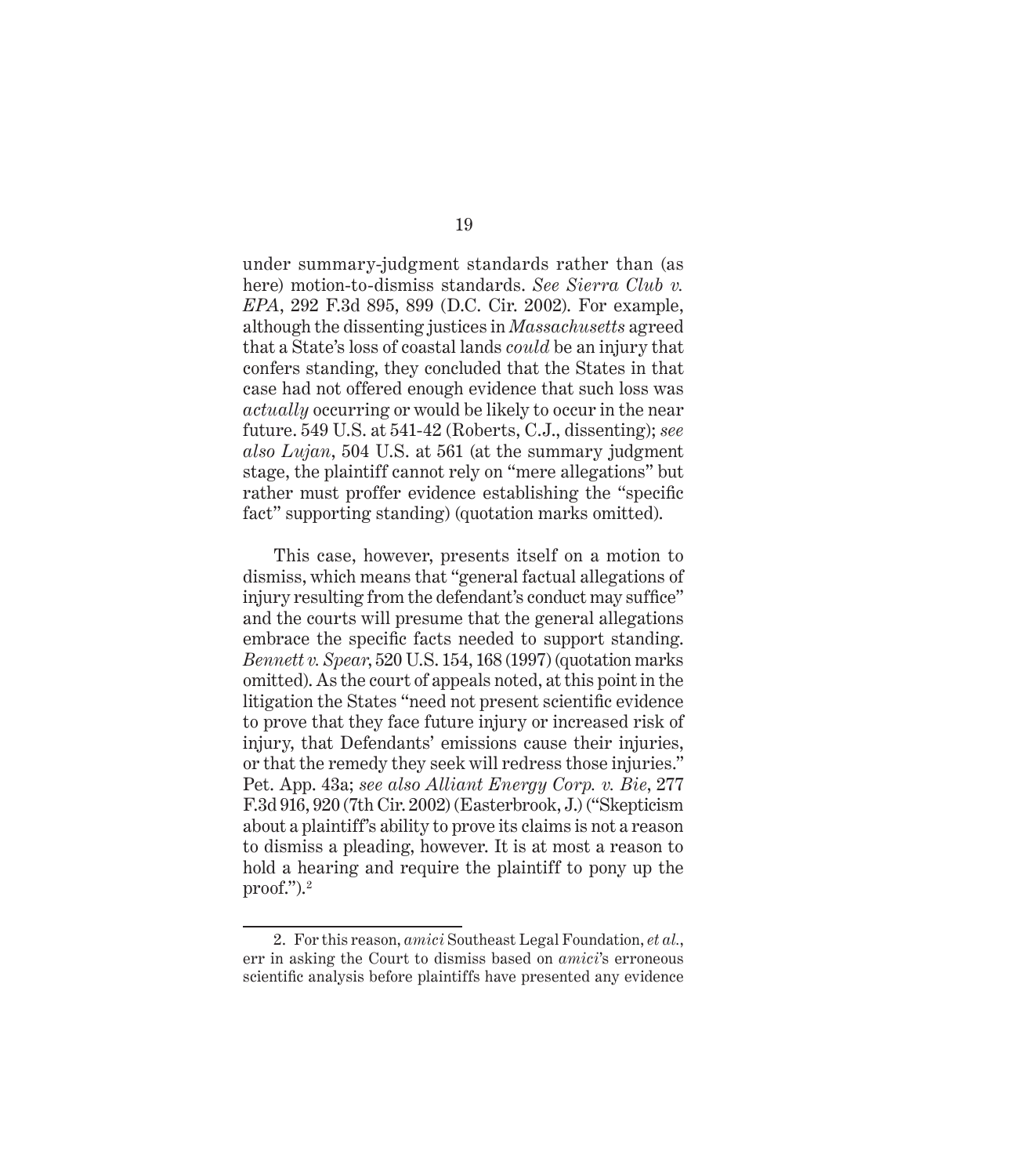under summary-judgment standards rather than (as here) motion-to-dismiss standards. *See Sierra Club v. EPA*, 292 F.3d 895, 899 (D.C. Cir. 2002). For example, although the dissenting justices in *Massachusetts* agreed that a State's loss of coastal lands *could* be an injury that confers standing, they concluded that the States in that case had not offered enough evidence that such loss was *actually* occurring or would be likely to occur in the near future. 549 U.S. at 541-42 (Roberts, C.J., dissenting); *see also Lujan*, 504 U.S. at 561 (at the summary judgment stage, the plaintiff cannot rely on "mere allegations" but rather must proffer evidence establishing the "specific fact" supporting standing) (quotation marks omitted).

This case, however, presents itself on a motion to dismiss, which means that "general factual allegations of injury resulting from the defendant's conduct may suffice" and the courts will presume that the general allegations embrace the specific facts needed to support standing. *Bennett v. Spear*, 520 U.S. 154, 168 (1997) (quotation marks omitted). As the court of appeals noted, at this point in the litigation the States "need not present scientific evidence to prove that they face future injury or increased risk of injury, that Defendants' emissions cause their injuries, or that the remedy they seek will redress those injuries." Pet. App. 43a; *see also Alliant Energy Corp. v. Bie*, 277 F.3d 916, 920 (7th Cir. 2002) (Easterbrook, J.) ("Skepticism about a plaintiff's ability to prove its claims is not a reason to dismiss a pleading, however. It is at most a reason to hold a hearing and require the plaintiff to pony up the proof.").[2]

---

2. For this reason, *amici* Southeast Legal Foundation, *et al.*, err in asking the Court to dismiss based on *amici*'s erroneous scientific analysis before plaintiffs have presented any evidence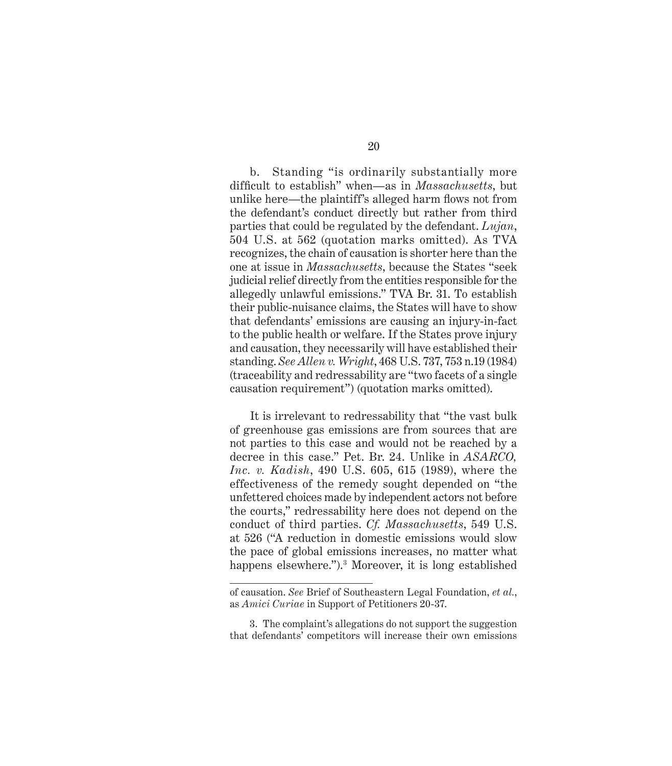b. Standing "is ordinarily substantially more difficult to establish" when—as in *Massachusetts*, but unlike here—the plaintiff's alleged harm flows not from the defendant's conduct directly but rather from third parties that could be regulated by the defendant. *Lujan*, 504 U.S. at 562 (quotation marks omitted). As TVA recognizes, the chain of causation is shorter here than the one at issue in *Massachusetts*, because the States "seek judicial relief directly from the entities responsible for the allegedly unlawful emissions." TVA Br. 31. To establish their public-nuisance claims, the States will have to show that defendants' emissions are causing an injury-in-fact to the public health or welfare. If the States prove injury and causation, they necessarily will have established their standing. *See Allen v. Wright*, 468 U.S. 737, 753 n.19 (1984) (traceability and redressability are "two facets of a single causation requirement") (quotation marks omitted).

It is irrelevant to redressability that "the vast bulk of greenhouse gas emissions are from sources that are not parties to this case and would not be reached by a decree in this case." Pet. Br. 24. Unlike in *ASARCO, Inc. v. Kadish*, 490 U.S. 605, 615 (1989), where the effectiveness of the remedy sought depended on "the unfettered choices made by independent actors not before the courts," redressability here does not depend on the conduct of third parties. *Cf. Massachusetts*, 549 U.S. at 526 ("A reduction in domestic emissions would slow the pace of global emissions increases, no matter what happens elsewhere.").[3] Moreover, it is long established

---

of causation. *See* Brief of Southeastern Legal Foundation, *et al.*, as *Amici Curiae* in Support of Petitioners 20-37.

3. The complaint's allegations do not support the suggestion that defendants' competitors will increase their own emissions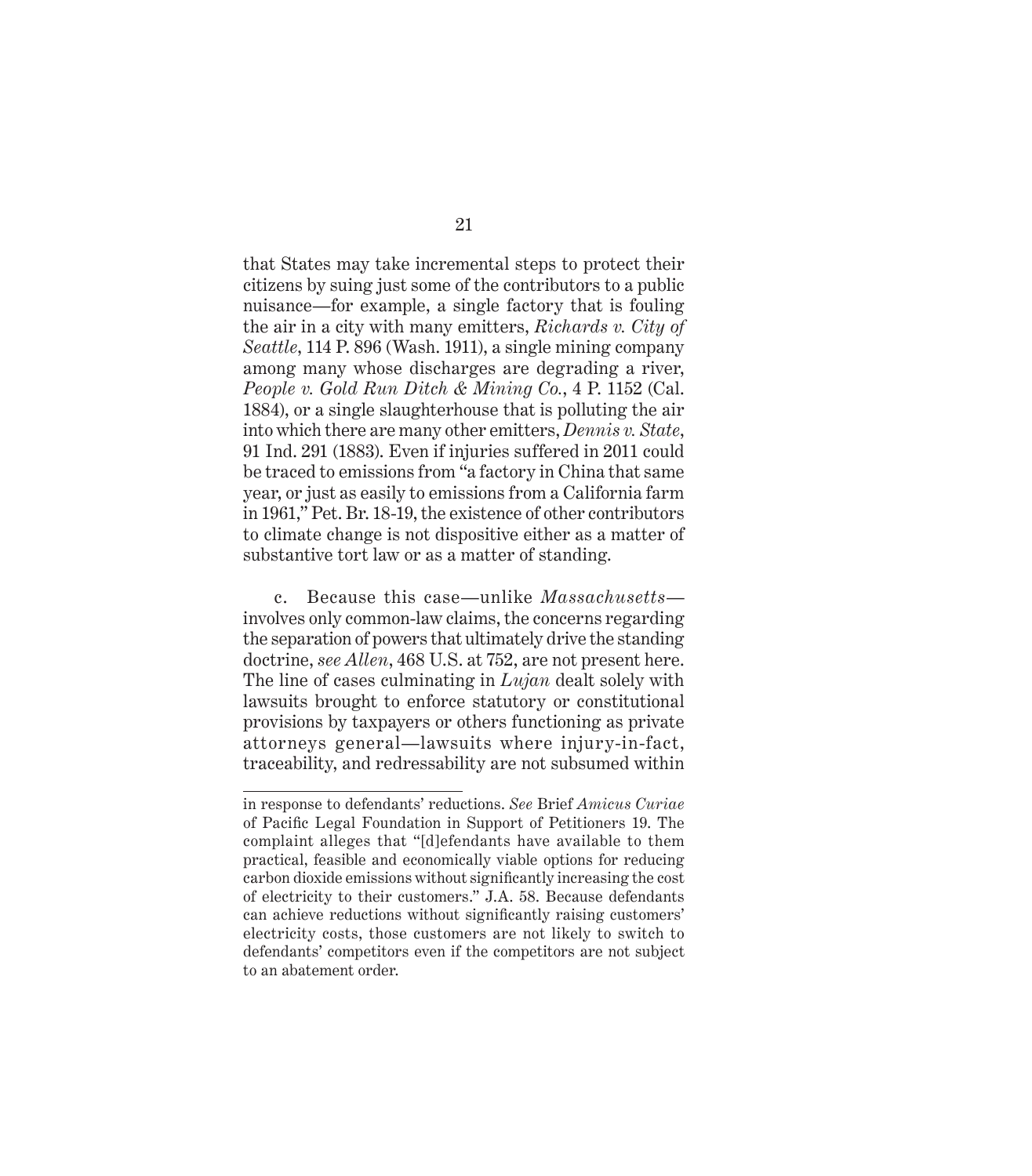that States may take incremental steps to protect their citizens by suing just some of the contributors to a public nuisance—for example, a single factory that is fouling the air in a city with many emitters, *Richards v. City of Seattle*, 114 P. 896 (Wash. 1911), a single mining company among many whose discharges are degrading a river, *People v. Gold Run Ditch & Mining Co.*, 4 P. 1152 (Cal. 1884), or a single slaughterhouse that is polluting the air into which there are many other emitters, *Dennis v. State*, 91 Ind. 291 (1883). Even if injuries suffered in 2011 could be traced to emissions from "a factory in China that same year, or just as easily to emissions from a California farm in 1961," Pet. Br. 18-19, the existence of other contributors to climate change is not dispositive either as a matter of substantive tort law or as a matter of standing.

c. Because this case—unlike *Massachusetts*—involves only common-law claims, the concerns regarding the separation of powers that ultimately drive the standing doctrine, *see Allen*, 468 U.S. at 752, are not present here. The line of cases culminating in *Lujan* dealt solely with lawsuits brought to enforce statutory or constitutional provisions by taxpayers or others functioning as private attorneys general—lawsuits where injury-in-fact, traceability, and redressability are not subsumed within

---

in response to defendants' reductions. *See* Brief *Amicus Curiae* of Pacific Legal Foundation in Support of Petitioners 19. The complaint alleges that "[d]efendants have available to them practical, feasible and economically viable options for reducing carbon dioxide emissions without significantly increasing the cost of electricity to their customers." J.A. 58. Because defendants can achieve reductions without significantly raising customers' electricity costs, those customers are not likely to switch to defendants' competitors even if the competitors are not subject to an abatement order.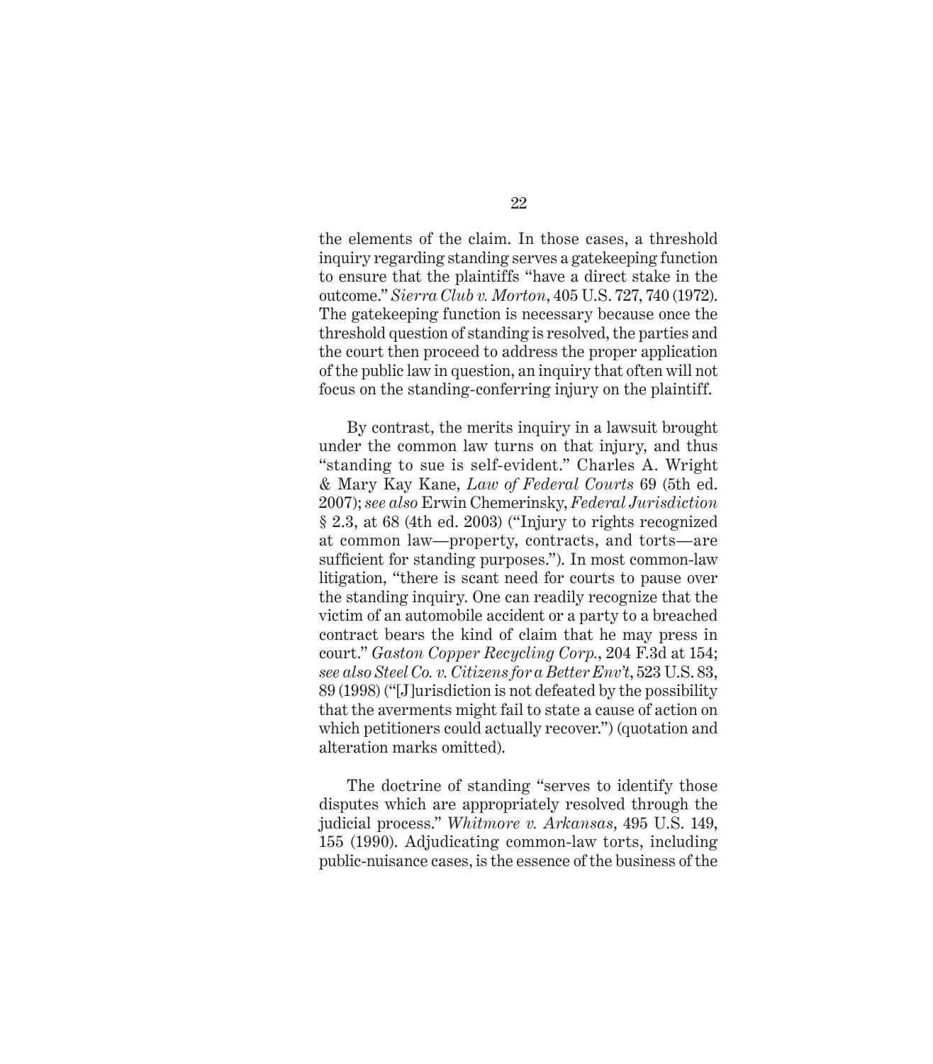the elements of the claim. In those cases, a threshold inquiry regarding standing serves a gatekeeping function to ensure that the plaintiffs "have a direct stake in the outcome." *Sierra Club v. Morton*, 405 U.S. 727, 740 (1972). The gatekeeping function is necessary because once the threshold question of standing is resolved, the parties and the court then proceed to address the proper application of the public law in question, an inquiry that often will not focus on the standing-conferring injury on the plaintiff.

By contrast, the merits inquiry in a lawsuit brought under the common law turns on that injury, and thus "standing to sue is self-evident." Charles A. Wright & Mary Kay Kane, *Law of Federal Courts* 69 (5th ed. 2007); *see also* Erwin Chemerinsky, *Federal Jurisdiction* § 2.3, at 68 (4th ed. 2003) ("Injury to rights recognized at common law—property, contracts, and torts—are sufficient for standing purposes."). In most common-law litigation, "there is scant need for courts to pause over the standing inquiry. One can readily recognize that the victim of an automobile accident or a party to a breached contract bears the kind of claim that he may press in court." *Gaston Copper Recycling Corp.*, 204 F.3d at 154; *see also Steel Co. v. Citizens for a Better Env't*, 523 U.S. 83, 89 (1998) ("[J]urisdiction is not defeated by the possibility that the averments might fail to state a cause of action on which petitioners could actually recover.") (quotation and alteration marks omitted).

The doctrine of standing "serves to identify those disputes which are appropriately resolved through the judicial process." *Whitmore v. Arkansas*, 495 U.S. 149, 155 (1990). Adjudicating common-law torts, including public-nuisance cases, is the essence of the business of the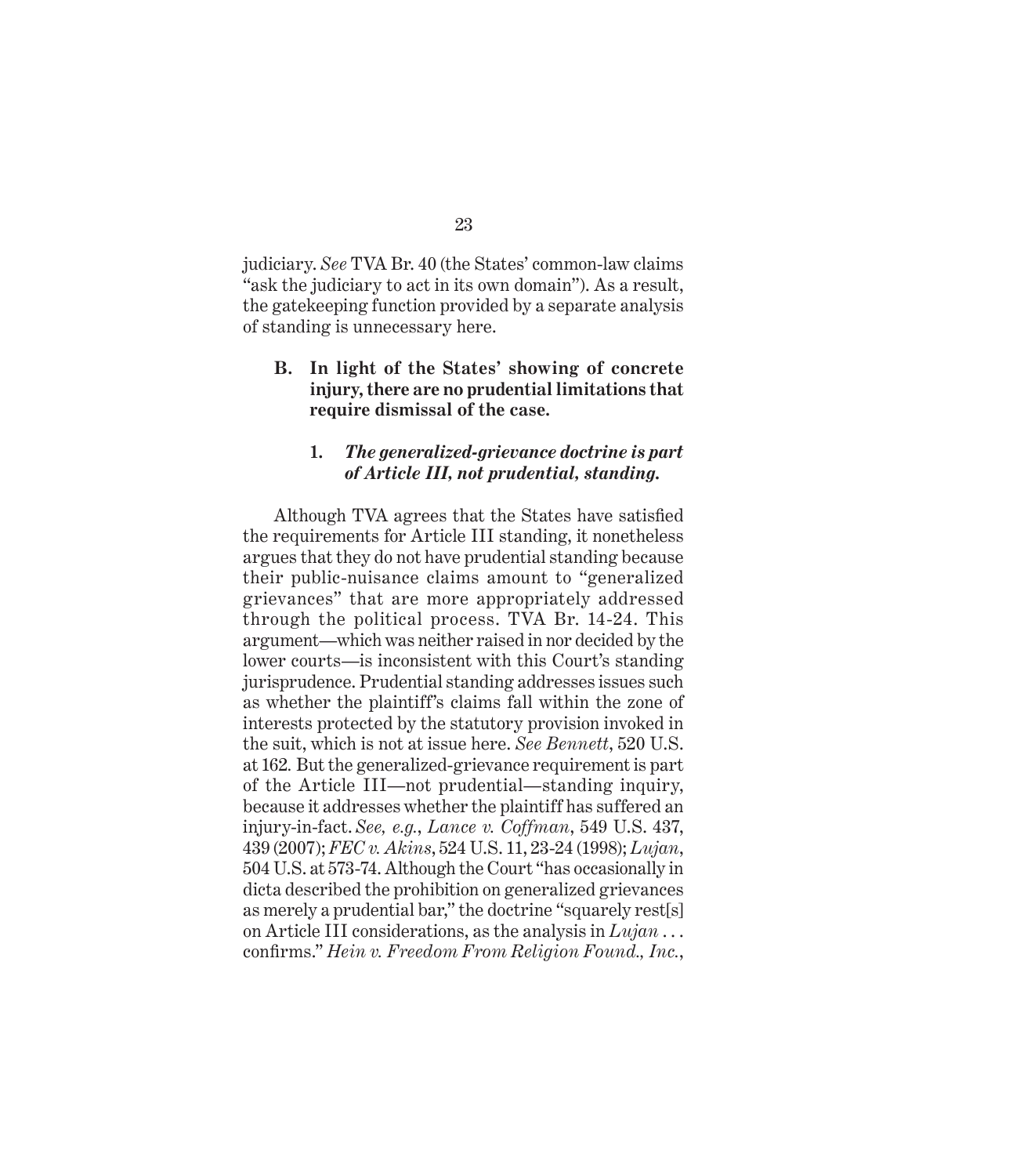judiciary. *See* TVA Br. 40 (the States' common-law claims "ask the judiciary to act in its own domain"). As a result, the gatekeeping function provided by a separate analysis of standing is unnecessary here.

### B. In light of the States' showing of concrete injury, there are no prudential limitations that require dismissal of the case.

#### 1. *The generalized-grievance doctrine is part of Article III, not prudential, standing.*

Although TVA agrees that the States have satisfied the requirements for Article III standing, it nonetheless argues that they do not have prudential standing because their public-nuisance claims amount to "generalized grievances" that are more appropriately addressed through the political process. TVA Br. 14-24. This argument—which was neither raised in nor decided by the lower courts—is inconsistent with this Court's standing jurisprudence. Prudential standing addresses issues such as whether the plaintiff's claims fall within the zone of interests protected by the statutory provision invoked in the suit, which is not at issue here. *See Bennett*, 520 U.S. at 162. But the generalized-grievance requirement is part of the Article III—not prudential—standing inquiry, because it addresses whether the plaintiff has suffered an injury-in-fact. *See, e.g.*, *Lance v. Coffman*, 549 U.S. 437, 439 (2007); *FEC v. Akins*, 524 U.S. 11, 23-24 (1998); *Lujan*, 504 U.S. at 573-74. Although the Court "has occasionally in dicta described the prohibition on generalized grievances as merely a prudential bar," the doctrine "squarely rest[s] on Article III considerations, as the analysis in *Lujan* . . . confirms." *Hein v. Freedom From Religion Found., Inc.*,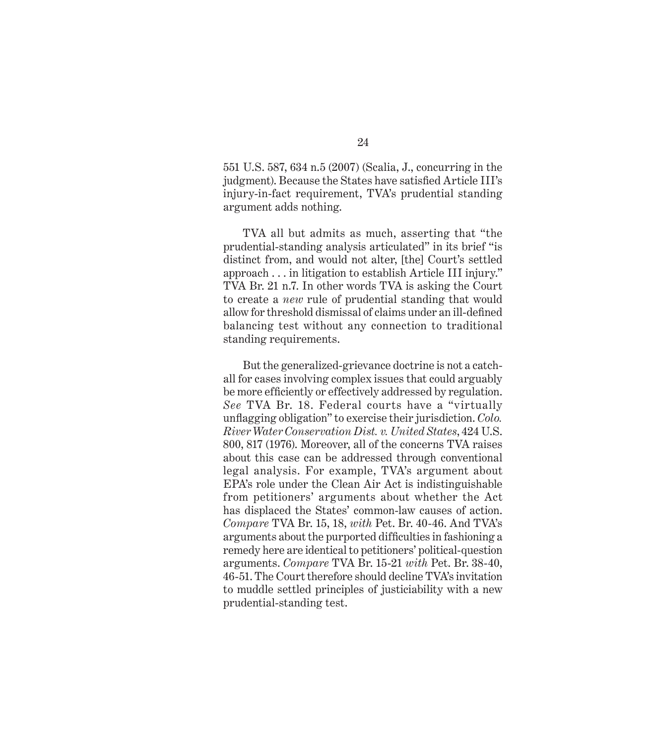551 U.S. 587, 634 n.5 (2007) (Scalia, J., concurring in the judgment). Because the States have satisfied Article III's injury-in-fact requirement, TVA's prudential standing argument adds nothing.

TVA all but admits as much, asserting that "the prudential-standing analysis articulated" in its brief "is distinct from, and would not alter, [the] Court's settled approach . . . in litigation to establish Article III injury." TVA Br. 21 n.7. In other words TVA is asking the Court to create a *new* rule of prudential standing that would allow for threshold dismissal of claims under an ill-defined balancing test without any connection to traditional standing requirements.

But the generalized-grievance doctrine is not a catch-all for cases involving complex issues that could arguably be more efficiently or effectively addressed by regulation. *See* TVA Br. 18. Federal courts have a "virtually unflagging obligation" to exercise their jurisdiction. *Colo. River Water Conservation Dist. v. United States*, 424 U.S. 800, 817 (1976). Moreover, all of the concerns TVA raises about this case can be addressed through conventional legal analysis. For example, TVA's argument about EPA's role under the Clean Air Act is indistinguishable from petitioners' arguments about whether the Act has displaced the States' common-law causes of action. *Compare* TVA Br. 15, 18, *with* Pet. Br. 40-46. And TVA's arguments about the purported difficulties in fashioning a remedy here are identical to petitioners' political-question arguments. *Compare* TVA Br. 15-21 *with* Pet. Br. 38-40, 46-51. The Court therefore should decline TVA's invitation to muddle settled principles of justiciability with a new prudential-standing test.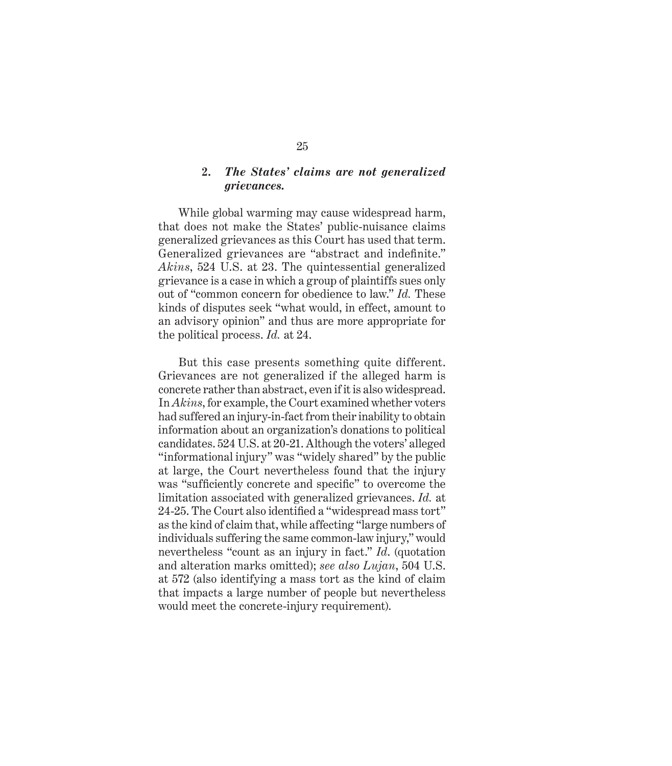### 2. *The States' claims are not generalized grievances.*

While global warming may cause widespread harm, that does not make the States' public-nuisance claims generalized grievances as this Court has used that term. Generalized grievances are "abstract and indefinite." *Akins*, 524 U.S. at 23. The quintessential generalized grievance is a case in which a group of plaintiffs sues only out of "common concern for obedience to law." *Id.* These kinds of disputes seek "what would, in effect, amount to an advisory opinion" and thus are more appropriate for the political process. *Id.* at 24.

But this case presents something quite different. Grievances are not generalized if the alleged harm is concrete rather than abstract, even if it is also widespread. In *Akins*, for example, the Court examined whether voters had suffered an injury-in-fact from their inability to obtain information about an organization's donations to political candidates. 524 U.S. at 20-21. Although the voters' alleged "informational injury" was "widely shared" by the public at large, the Court nevertheless found that the injury was "sufficiently concrete and specific" to overcome the limitation associated with generalized grievances. *Id.* at 24-25. The Court also identified a "widespread mass tort" as the kind of claim that, while affecting "large numbers of individuals suffering the same common-law injury," would nevertheless "count as an injury in fact." *Id.* (quotation and alteration marks omitted); *see also Lujan*, 504 U.S. at 572 (also identifying a mass tort as the kind of claim that impacts a large number of people but nevertheless would meet the concrete-injury requirement).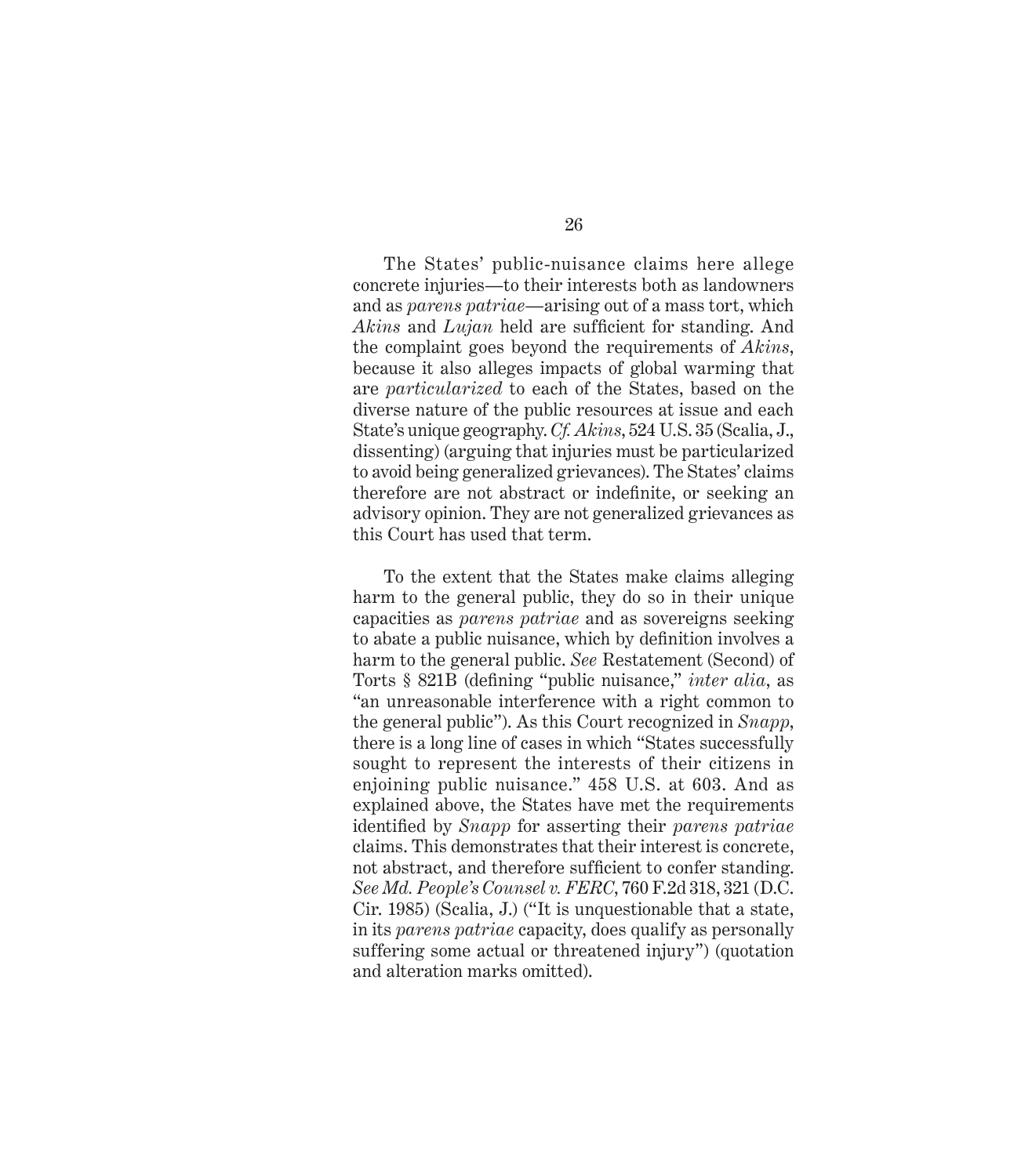The States' public-nuisance claims here allege concrete injuries—to their interests both as landowners and as *parens patriae*—arising out of a mass tort, which *Akins* and *Lujan* held are sufficient for standing. And the complaint goes beyond the requirements of *Akins*, because it also alleges impacts of global warming that are *particularized* to each of the States, based on the diverse nature of the public resources at issue and each State's unique geography. *Cf. Akins*, 524 U.S. 35 (Scalia, J., dissenting) (arguing that injuries must be particularized to avoid being generalized grievances). The States' claims therefore are not abstract or indefinite, or seeking an advisory opinion. They are not generalized grievances as this Court has used that term.

To the extent that the States make claims alleging harm to the general public, they do so in their unique capacities as *parens patriae* and as sovereigns seeking to abate a public nuisance, which by definition involves a harm to the general public. *See* Restatement (Second) of Torts § 821B (defining "public nuisance," *inter alia*, as "an unreasonable interference with a right common to the general public"). As this Court recognized in *Snapp*, there is a long line of cases in which "States successfully sought to represent the interests of their citizens in enjoining public nuisance." 458 U.S. at 603. And as explained above, the States have met the requirements identified by *Snapp* for asserting their *parens patriae* claims. This demonstrates that their interest is concrete, not abstract, and therefore sufficient to confer standing. *See Md. People's Counsel v. FERC*, 760 F.2d 318, 321 (D.C. Cir. 1985) (Scalia, J.) ("It is unquestionable that a state, in its *parens patriae* capacity, does qualify as personally suffering some actual or threatened injury") (quotation and alteration marks omitted).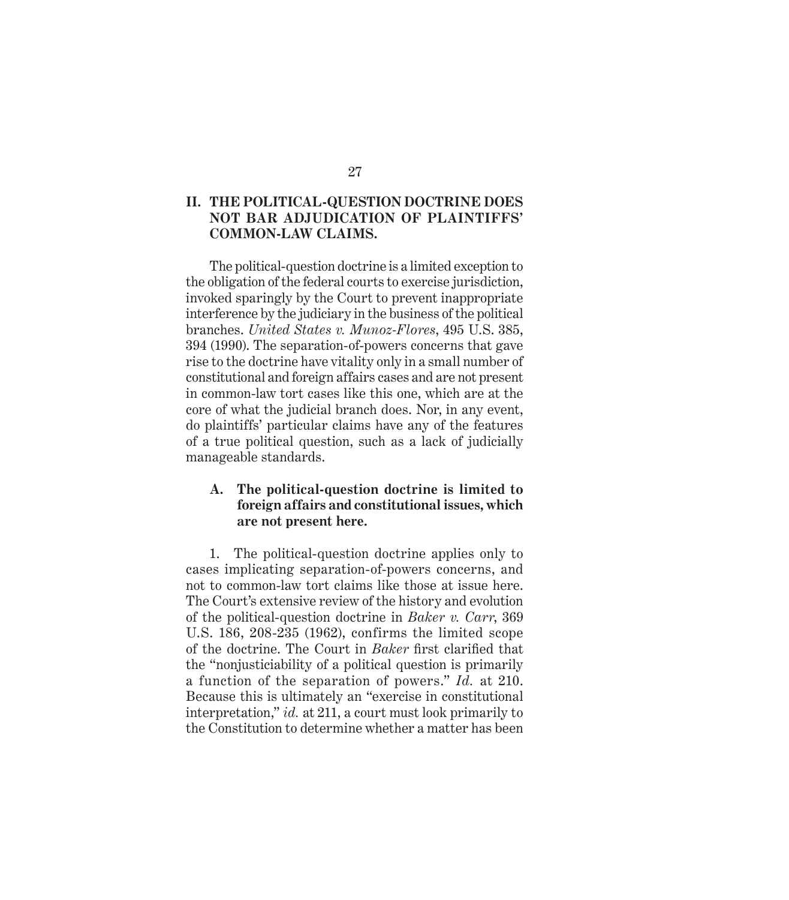## II. THE POLITICAL-QUESTION DOCTRINE DOES NOT BAR ADJUDICATION OF PLAINTIFFS' COMMON-LAW CLAIMS.

The political-question doctrine is a limited exception to the obligation of the federal courts to exercise jurisdiction, invoked sparingly by the Court to prevent inappropriate interference by the judiciary in the business of the political branches. *United States v. Munoz-Flores*, 495 U.S. 385, 394 (1990). The separation-of-powers concerns that gave rise to the doctrine have vitality only in a small number of constitutional and foreign affairs cases and are not present in common-law tort cases like this one, which are at the core of what the judicial branch does. Nor, in any event, do plaintiffs' particular claims have any of the features of a true political question, such as a lack of judicially manageable standards.

### A. The political-question doctrine is limited to foreign affairs and constitutional issues, which are not present here.

1. The political-question doctrine applies only to cases implicating separation-of-powers concerns, and not to common-law tort claims like those at issue here. The Court's extensive review of the history and evolution of the political-question doctrine in *Baker v. Carr*, 369 U.S. 186, 208-235 (1962), confirms the limited scope of the doctrine. The Court in *Baker* first clarified that the "nonjusticiability of a political question is primarily a function of the separation of powers." *Id.* at 210. Because this is ultimately an "exercise in constitutional interpretation," *id.* at 211, a court must look primarily to the Constitution to determine whether a matter has been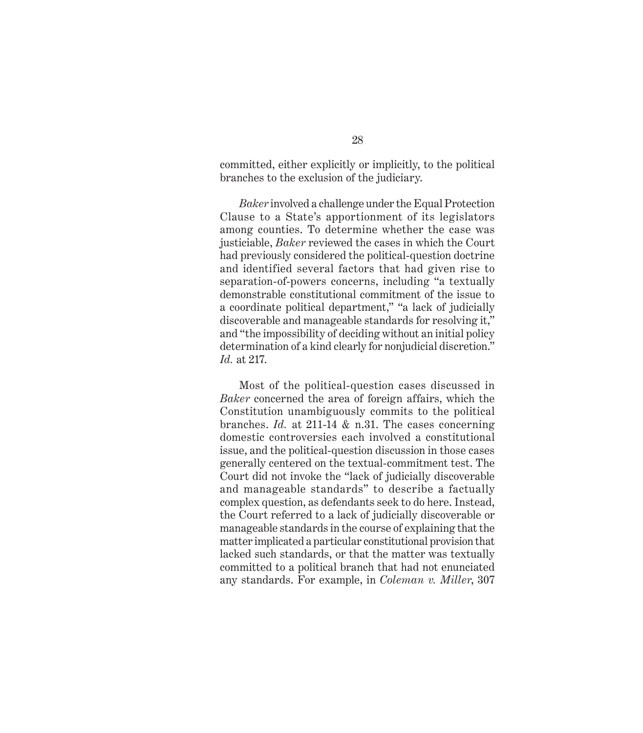committed, either explicitly or implicitly, to the political branches to the exclusion of the judiciary.

*Baker* involved a challenge under the Equal Protection Clause to a State's apportionment of its legislators among counties. To determine whether the case was justiciable, *Baker* reviewed the cases in which the Court had previously considered the political-question doctrine and identified several factors that had given rise to separation-of-powers concerns, including "a textually demonstrable constitutional commitment of the issue to a coordinate political department," "a lack of judicially discoverable and manageable standards for resolving it," and "the impossibility of deciding without an initial policy determination of a kind clearly for nonjudicial discretion." *Id.* at 217.

Most of the political-question cases discussed in *Baker* concerned the area of foreign affairs, which the Constitution unambiguously commits to the political branches. *Id.* at 211-14 & n.31. The cases concerning domestic controversies each involved a constitutional issue, and the political-question discussion in those cases generally centered on the textual-commitment test. The Court did not invoke the "lack of judicially discoverable and manageable standards" to describe a factually complex question, as defendants seek to do here. Instead, the Court referred to a lack of judicially discoverable or manageable standards in the course of explaining that the matter implicated a particular constitutional provision that lacked such standards, or that the matter was textually committed to a political branch that had not enunciated any standards. For example, in *Coleman v. Miller*, 307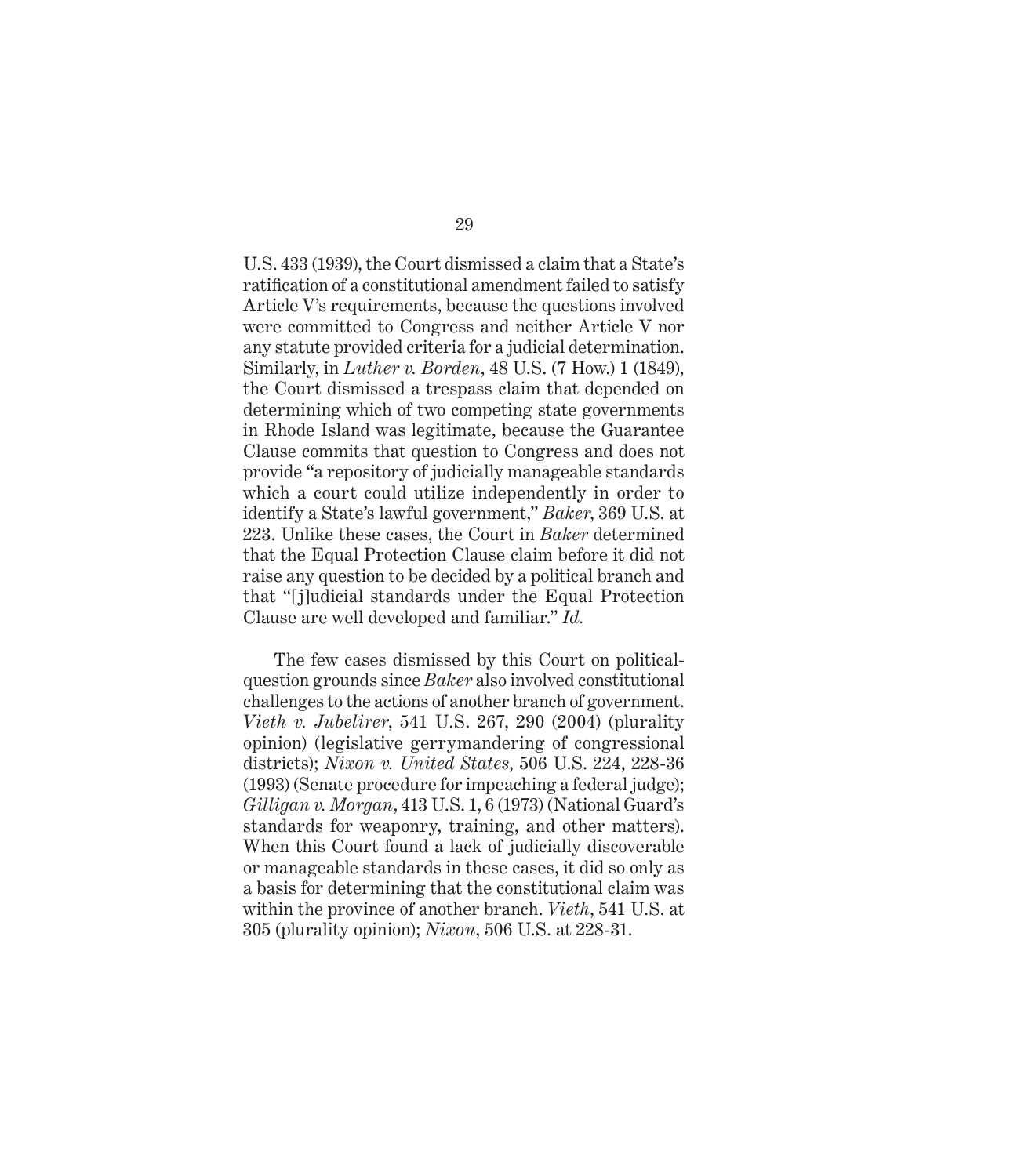U.S. 433 (1939), the Court dismissed a claim that a State's ratification of a constitutional amendment failed to satisfy Article V's requirements, because the questions involved were committed to Congress and neither Article V nor any statute provided criteria for a judicial determination. Similarly, in *Luther v. Borden*, 48 U.S. (7 How.) 1 (1849), the Court dismissed a trespass claim that depended on determining which of two competing state governments in Rhode Island was legitimate, because the Guarantee Clause commits that question to Congress and does not provide "a repository of judicially manageable standards which a court could utilize independently in order to identify a State's lawful government," *Baker*, 369 U.S. at 223. Unlike these cases, the Court in *Baker* determined that the Equal Protection Clause claim before it did not raise any question to be decided by a political branch and that "[j]udicial standards under the Equal Protection Clause are well developed and familiar." *Id.*

The few cases dismissed by this Court on political-question grounds since *Baker* also involved constitutional challenges to the actions of another branch of government. *Vieth v. Jubelirer*, 541 U.S. 267, 290 (2004) (plurality opinion) (legislative gerrymandering of congressional districts); *Nixon v. United States*, 506 U.S. 224, 228-36 (1993) (Senate procedure for impeaching a federal judge); *Gilligan v. Morgan*, 413 U.S. 1, 6 (1973) (National Guard's standards for weaponry, training, and other matters). When this Court found a lack of judicially discoverable or manageable standards in these cases, it did so only as a basis for determining that the constitutional claim was within the province of another branch. *Vieth*, 541 U.S. at 305 (plurality opinion); *Nixon*, 506 U.S. at 228-31.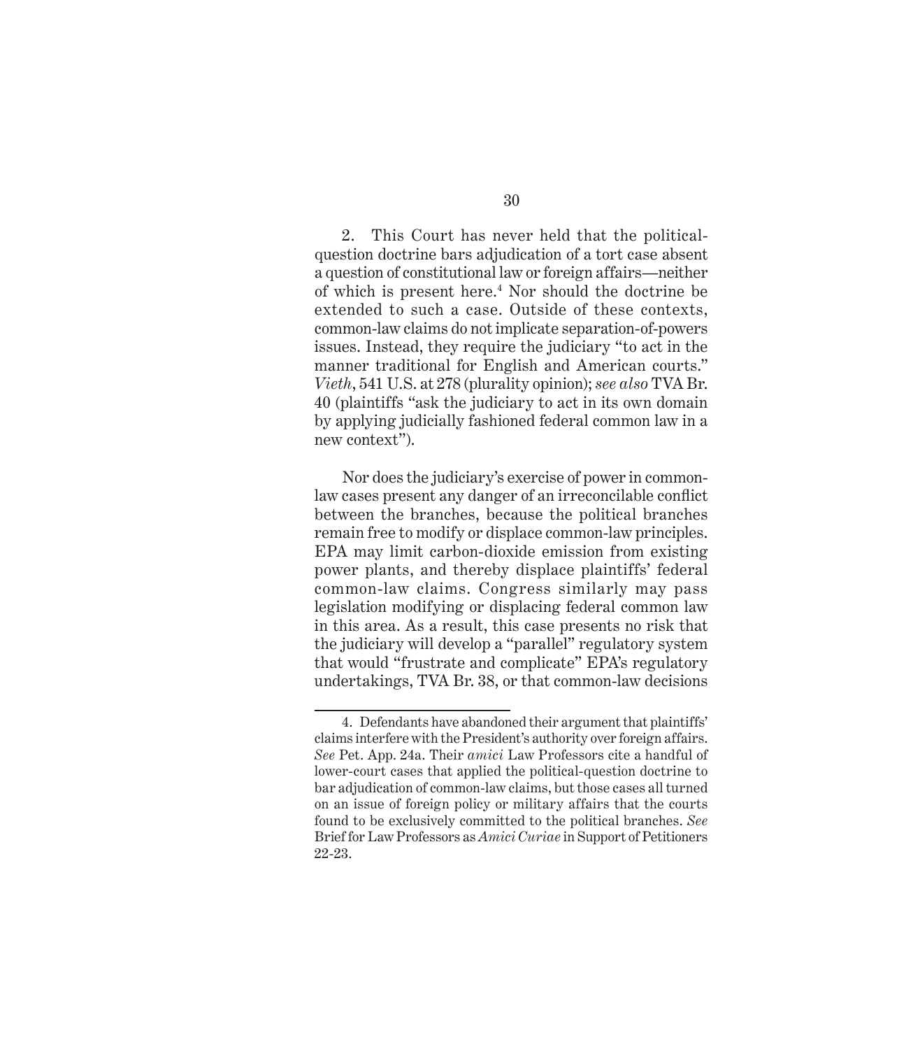2. This Court has never held that the political-question doctrine bars adjudication of a tort case absent a question of constitutional law or foreign affairs—neither of which is present here.[4] Nor should the doctrine be extended to such a case. Outside of these contexts, common-law claims do not implicate separation-of-powers issues. Instead, they require the judiciary "to act in the manner traditional for English and American courts." *Vieth*, 541 U.S. at 278 (plurality opinion); *see also* TVA Br. 40 (plaintiffs "ask the judiciary to act in its own domain by applying judicially fashioned federal common law in a new context").

Nor does the judiciary's exercise of power in common-law cases present any danger of an irreconcilable conflict between the branches, because the political branches remain free to modify or displace common-law principles. EPA may limit carbon-dioxide emission from existing power plants, and thereby displace plaintiffs' federal common-law claims. Congress similarly may pass legislation modifying or displacing federal common law in this area. As a result, this case presents no risk that the judiciary will develop a "parallel" regulatory system that would "frustrate and complicate" EPA's regulatory undertakings, TVA Br. 38, or that common-law decisions

---

4. Defendants have abandoned their argument that plaintiffs' claims interfere with the President's authority over foreign affairs. *See* Pet. App. 24a. Their *amici* Law Professors cite a handful of lower-court cases that applied the political-question doctrine to bar adjudication of common-law claims, but those cases all turned on an issue of foreign policy or military affairs that the courts found to be exclusively committed to the political branches. *See* Brief for Law Professors as *Amici Curiae* in Support of Petitioners 22-23.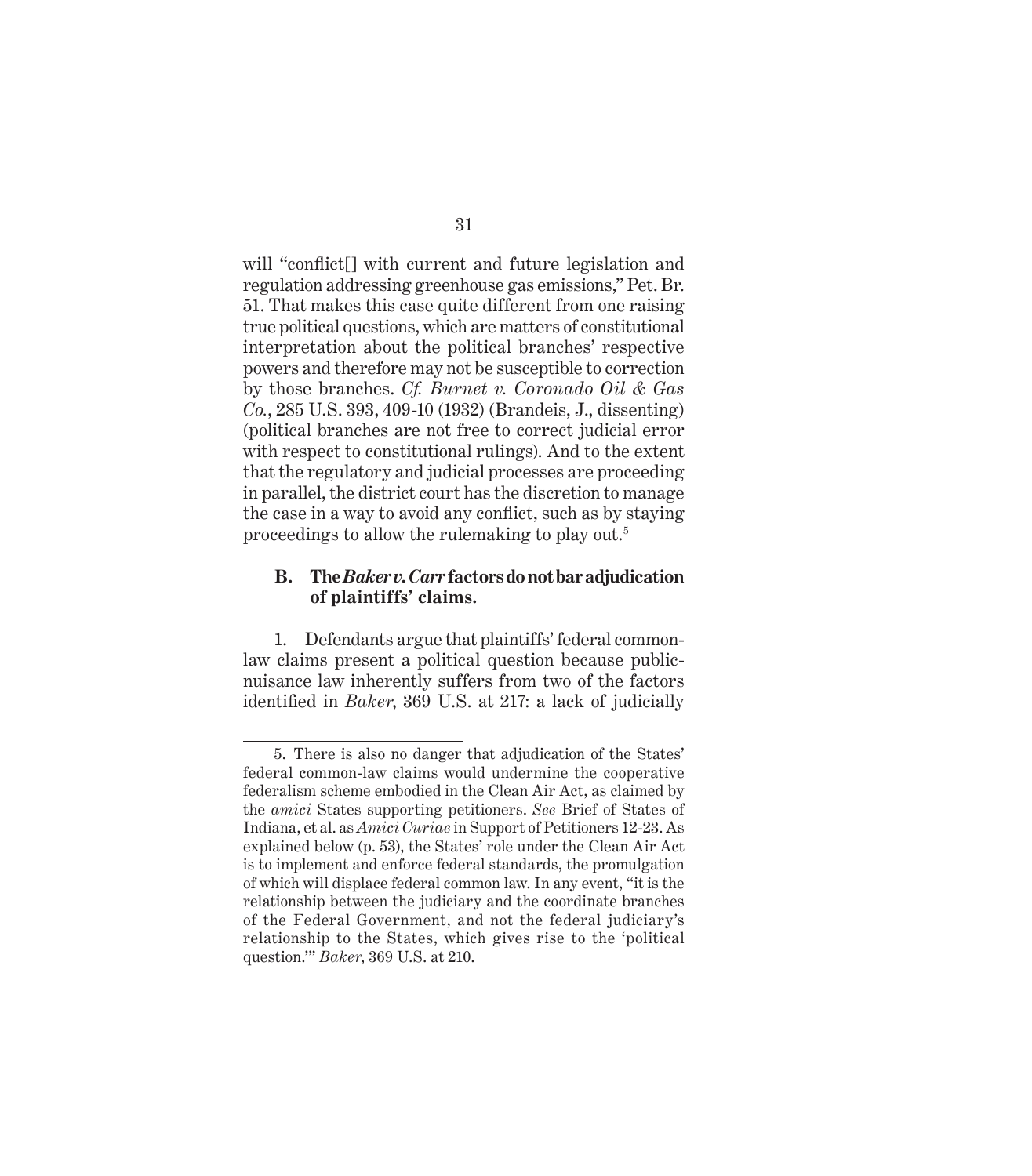will "conflict[] with current and future legislation and regulation addressing greenhouse gas emissions," Pet. Br. 51. That makes this case quite different from one raising true political questions, which are matters of constitutional interpretation about the political branches' respective powers and therefore may not be susceptible to correction by those branches. *Cf. Burnet v. Coronado Oil & Gas Co.*, 285 U.S. 393, 409-10 (1932) (Brandeis, J., dissenting) (political branches are not free to correct judicial error with respect to constitutional rulings). And to the extent that the regulatory and judicial processes are proceeding in parallel, the district court has the discretion to manage the case in a way to avoid any conflict, such as by staying proceedings to allow the rulemaking to play out.[5]

### B. The *Baker v. Carr* factors do not bar adjudication of plaintiffs' claims.

1. Defendants argue that plaintiffs' federal common-law claims present a political question because public-nuisance law inherently suffers from two of the factors identified in *Baker*, 369 U.S. at 217: a lack of judicially

---

5. There is also no danger that adjudication of the States' federal common-law claims would undermine the cooperative federalism scheme embodied in the Clean Air Act, as claimed by the *amici* States supporting petitioners. *See* Brief of States of Indiana, et al. as *Amici Curiae* in Support of Petitioners 12-23. As explained below (p. 53), the States' role under the Clean Air Act is to implement and enforce federal standards, the promulgation of which will displace federal common law. In any event, "it is the relationship between the judiciary and the coordinate branches of the Federal Government, and not the federal judiciary's relationship to the States, which gives rise to the 'political question.'" *Baker*, 369 U.S. at 210.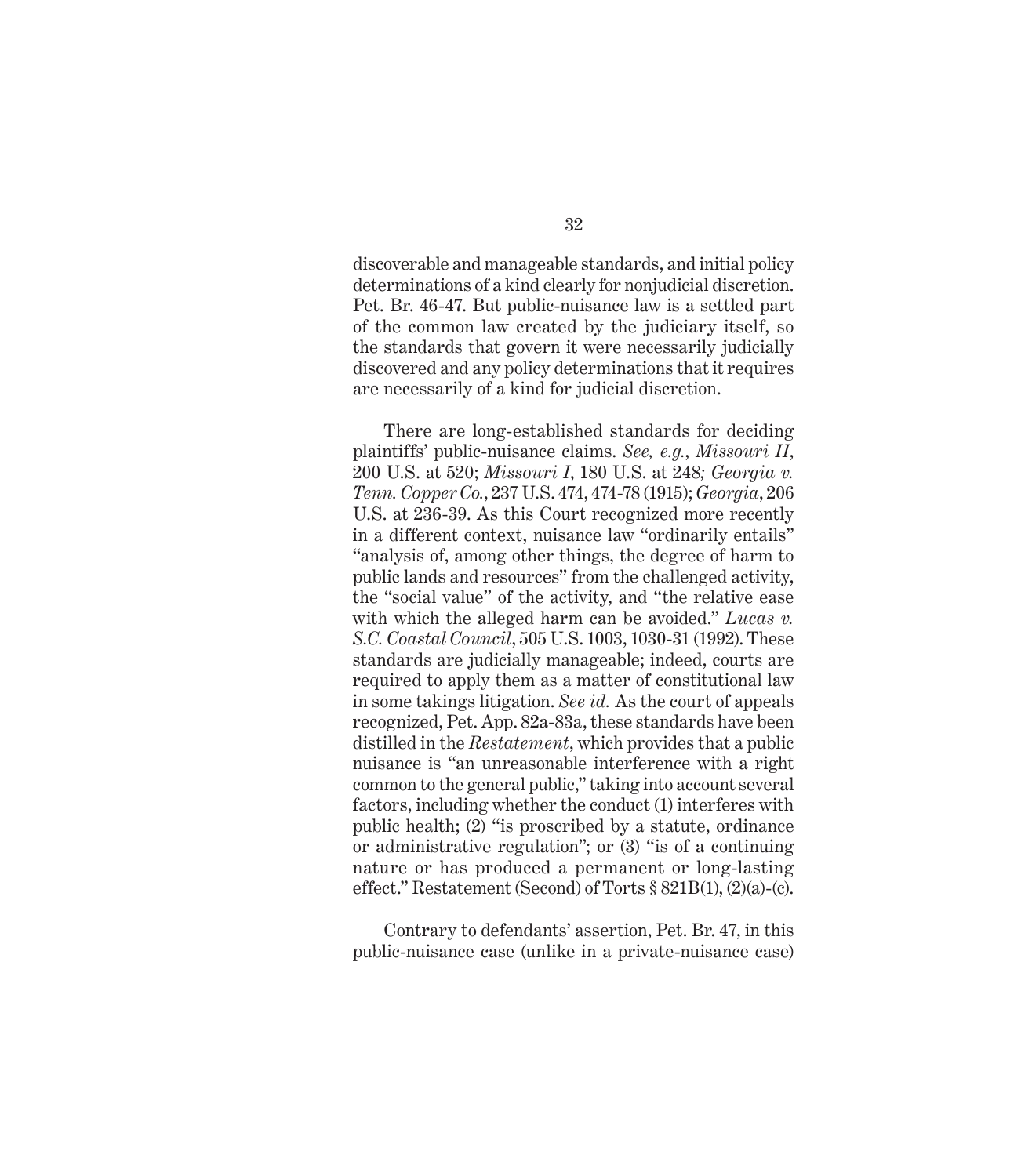discoverable and manageable standards, and initial policy determinations of a kind clearly for nonjudicial discretion. Pet. Br. 46-47. But public-nuisance law is a settled part of the common law created by the judiciary itself, so the standards that govern it were necessarily judicially discovered and any policy determinations that it requires are necessarily of a kind for judicial discretion.

There are long-established standards for deciding plaintiffs' public-nuisance claims. *See, e.g.*, *Missouri II*, 200 U.S. at 520; *Missouri I*, 180 U.S. at 248*; Georgia v. Tenn. Copper Co.*, 237 U.S. 474, 474-78 (1915); *Georgia*, 206 U.S. at 236-39. As this Court recognized more recently in a different context, nuisance law "ordinarily entails" "analysis of, among other things, the degree of harm to public lands and resources" from the challenged activity, the "social value" of the activity, and "the relative ease with which the alleged harm can be avoided." *Lucas v. S.C. Coastal Council*, 505 U.S. 1003, 1030-31 (1992). These standards are judicially manageable; indeed, courts are required to apply them as a matter of constitutional law in some takings litigation. *See id.* As the court of appeals recognized, Pet. App. 82a-83a, these standards have been distilled in the *Restatement*, which provides that a public nuisance is "an unreasonable interference with a right common to the general public," taking into account several factors, including whether the conduct (1) interferes with public health; (2) "is proscribed by a statute, ordinance or administrative regulation"; or (3) "is of a continuing nature or has produced a permanent or long-lasting effect." Restatement (Second) of Torts § 821B(1), (2)(a)-(c).

Contrary to defendants' assertion, Pet. Br. 47, in this public-nuisance case (unlike in a private-nuisance case)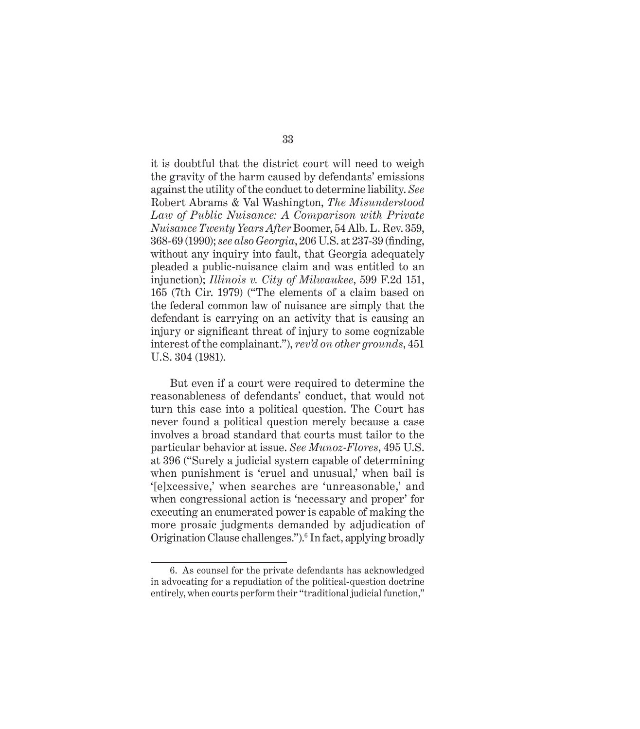it is doubtful that the district court will need to weigh the gravity of the harm caused by defendants' emissions against the utility of the conduct to determine liability. *See* Robert Abrams & Val Washington, *The Misunderstood Law of Public Nuisance: A Comparison with Private Nuisance Twenty Years After* Boomer, 54 Alb. L. Rev. 359, 368-69 (1990); *see also Georgia*, 206 U.S. at 237-39 (finding, without any inquiry into fault, that Georgia adequately pleaded a public-nuisance claim and was entitled to an injunction); *Illinois v. City of Milwaukee*, 599 F.2d 151, 165 (7th Cir. 1979) ("The elements of a claim based on the federal common law of nuisance are simply that the defendant is carrying on an activity that is causing an injury or significant threat of injury to some cognizable interest of the complainant."), *rev'd on other grounds*, 451 U.S. 304 (1981).

But even if a court were required to determine the reasonableness of defendants' conduct, that would not turn this case into a political question. The Court has never found a political question merely because a case involves a broad standard that courts must tailor to the particular behavior at issue. *See Munoz-Flores*, 495 U.S. at 396 ("Surely a judicial system capable of determining when punishment is 'cruel and unusual,' when bail is '[e]xcessive,' when searches are 'unreasonable,' and when congressional action is 'necessary and proper' for executing an enumerated power is capable of making the more prosaic judgments demanded by adjudication of Origination Clause challenges.").[6] In fact, applying broadly

6. As counsel for the private defendants has acknowledged in advocating for a repudiation of the political-question doctrine entirely, when courts perform their "traditional judicial function,"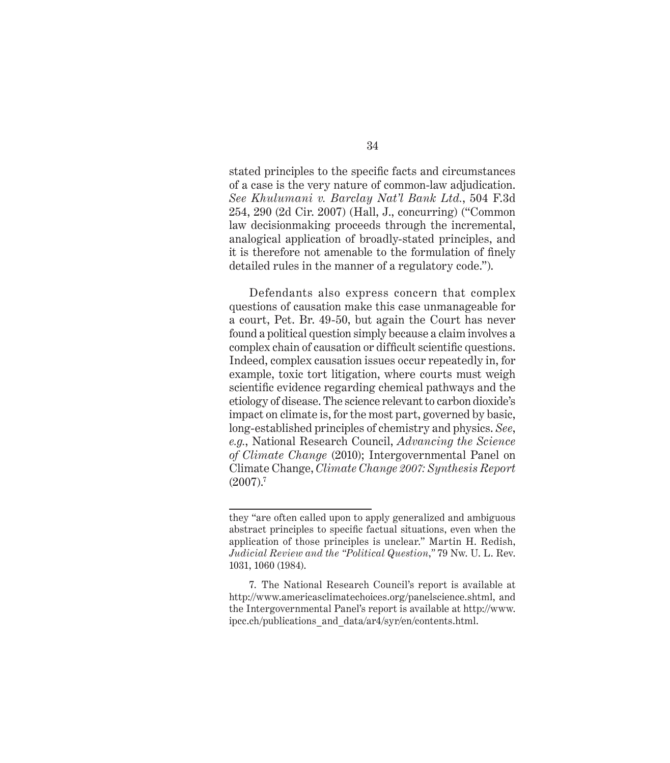stated principles to the specific facts and circumstances of a case is the very nature of common-law adjudication. *See Khulumani v. Barclay Nat'l Bank Ltd.*, 504 F.3d 254, 290 (2d Cir. 2007) (Hall, J., concurring) ("Common law decisionmaking proceeds through the incremental, analogical application of broadly-stated principles, and it is therefore not amenable to the formulation of finely detailed rules in the manner of a regulatory code.").

Defendants also express concern that complex questions of causation make this case unmanageable for a court, Pet. Br. 49-50, but again the Court has never found a political question simply because a claim involves a complex chain of causation or difficult scientific questions. Indeed, complex causation issues occur repeatedly in, for example, toxic tort litigation, where courts must weigh scientific evidence regarding chemical pathways and the etiology of disease. The science relevant to carbon dioxide's impact on climate is, for the most part, governed by basic, long-established principles of chemistry and physics. *See, e.g.*, National Research Council, *Advancing the Science of Climate Change* (2010); Intergovernmental Panel on Climate Change, *Climate Change 2007: Synthesis Report* (2007).[7]

---

they "are often called upon to apply generalized and ambiguous abstract principles to specific factual situations, even when the application of those principles is unclear." Martin H. Redish, *Judicial Review and the "Political Question,"* 79 Nw. U. L. Rev. 1031, 1060 (1984).

7. The National Research Council's report is available at http://www.americasclimatechoices.org/panelscience.shtml, and the Intergovernmental Panel's report is available at http://www.ipcc.ch/publications_and_data/ar4/syr/en/contents.html.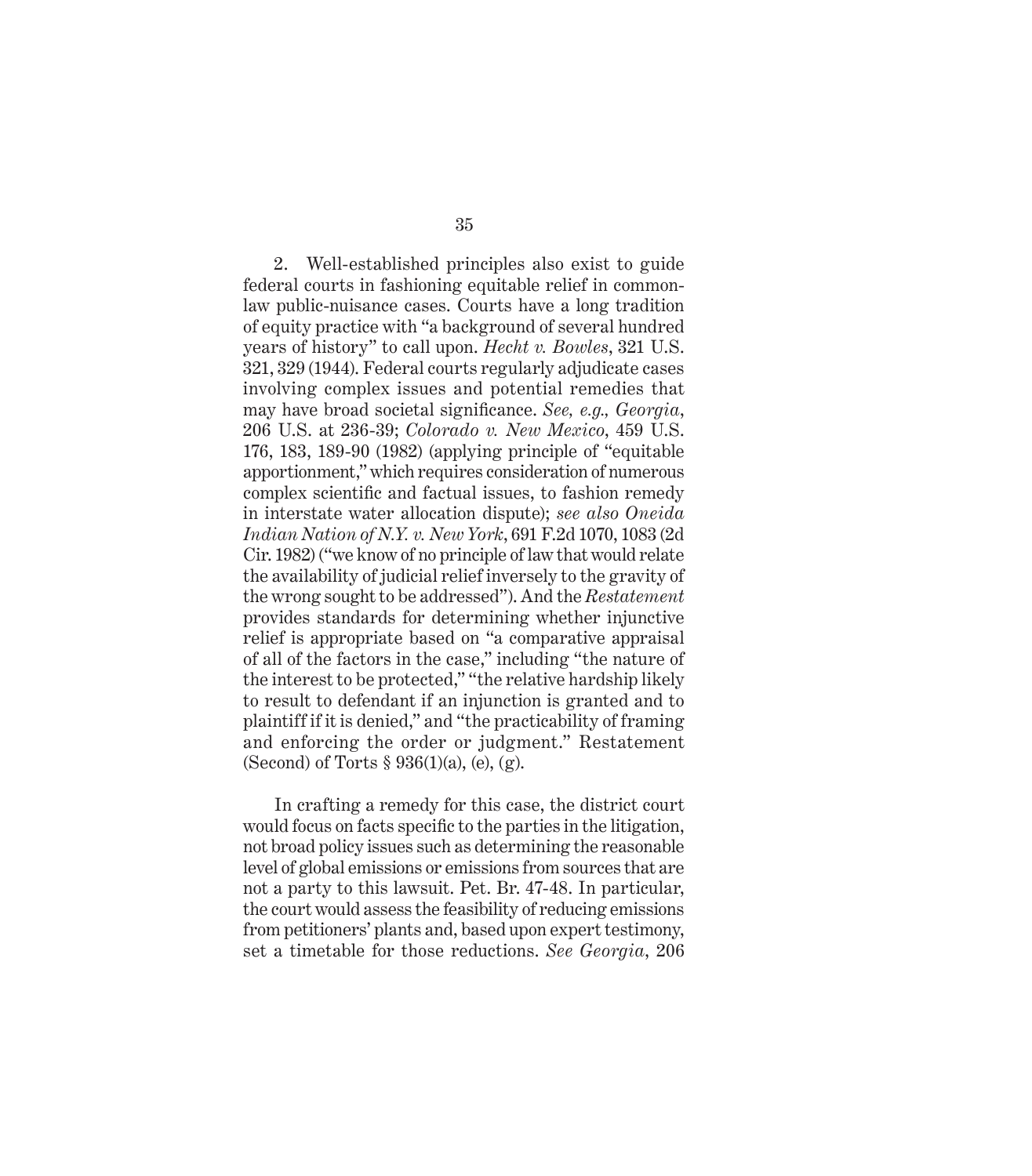2. Well-established principles also exist to guide federal courts in fashioning equitable relief in common-law public-nuisance cases. Courts have a long tradition of equity practice with "a background of several hundred years of history" to call upon. *Hecht v. Bowles*, 321 U.S. 321, 329 (1944). Federal courts regularly adjudicate cases involving complex issues and potential remedies that may have broad societal significance. *See, e.g., Georgia*, 206 U.S. at 236-39; *Colorado v. New Mexico*, 459 U.S. 176, 183, 189-90 (1982) (applying principle of "equitable apportionment," which requires consideration of numerous complex scientific and factual issues, to fashion remedy in interstate water allocation dispute); *see also Oneida Indian Nation of N.Y. v. New York*, 691 F.2d 1070, 1083 (2d Cir. 1982) ("we know of no principle of law that would relate the availability of judicial relief inversely to the gravity of the wrong sought to be addressed"). And the *Restatement* provides standards for determining whether injunctive relief is appropriate based on "a comparative appraisal of all of the factors in the case," including "the nature of the interest to be protected," "the relative hardship likely to result to defendant if an injunction is granted and to plaintiff if it is denied," and "the practicability of framing and enforcing the order or judgment." Restatement (Second) of Torts § 936(1)(a), (e), (g).

In crafting a remedy for this case, the district court would focus on facts specific to the parties in the litigation, not broad policy issues such as determining the reasonable level of global emissions or emissions from sources that are not a party to this lawsuit. Pet. Br. 47-48. In particular, the court would assess the feasibility of reducing emissions from petitioners' plants and, based upon expert testimony, set a timetable for those reductions. *See Georgia*, 206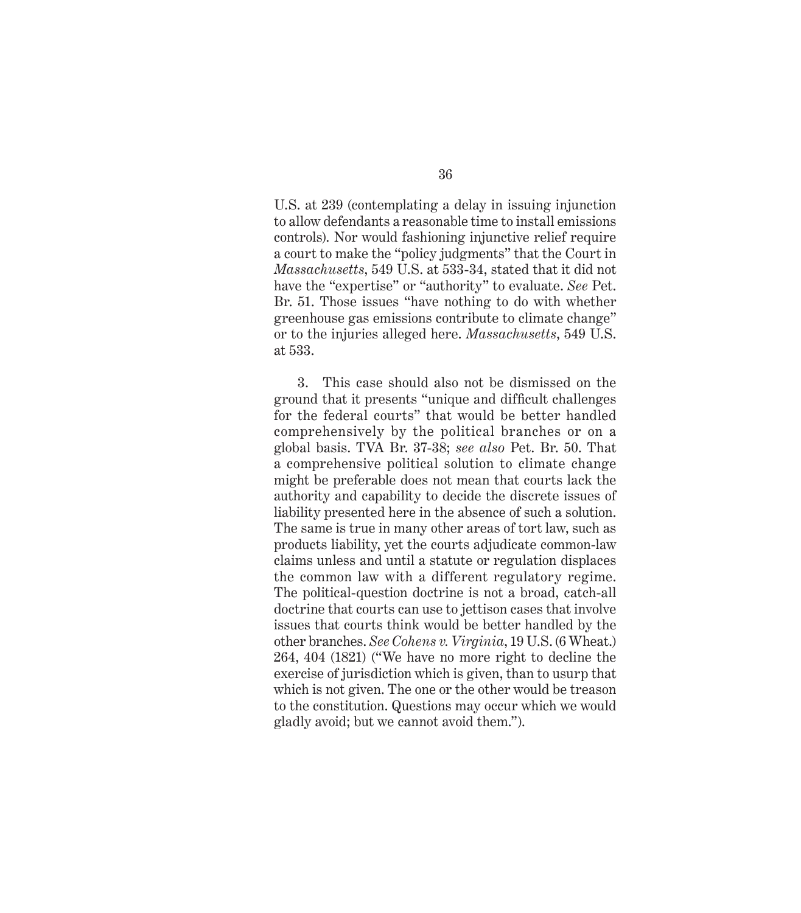U.S. at 239 (contemplating a delay in issuing injunction to allow defendants a reasonable time to install emissions controls). Nor would fashioning injunctive relief require a court to make the "policy judgments" that the Court in *Massachusetts*, 549 U.S. at 533-34, stated that it did not have the "expertise" or "authority" to evaluate. *See* Pet. Br. 51. Those issues "have nothing to do with whether greenhouse gas emissions contribute to climate change" or to the injuries alleged here. *Massachusetts*, 549 U.S. at 533.

3. This case should also not be dismissed on the ground that it presents "unique and difficult challenges for the federal courts" that would be better handled comprehensively by the political branches or on a global basis. TVA Br. 37-38; *see also* Pet. Br. 50. That a comprehensive political solution to climate change might be preferable does not mean that courts lack the authority and capability to decide the discrete issues of liability presented here in the absence of such a solution. The same is true in many other areas of tort law, such as products liability, yet the courts adjudicate common-law claims unless and until a statute or regulation displaces the common law with a different regulatory regime. The political-question doctrine is not a broad, catch-all doctrine that courts can use to jettison cases that involve issues that courts think would be better handled by the other branches. *See Cohens v. Virginia*, 19 U.S. (6 Wheat.) 264, 404 (1821) ("We have no more right to decline the exercise of jurisdiction which is given, than to usurp that which is not given. The one or the other would be treason to the constitution. Questions may occur which we would gladly avoid; but we cannot avoid them.").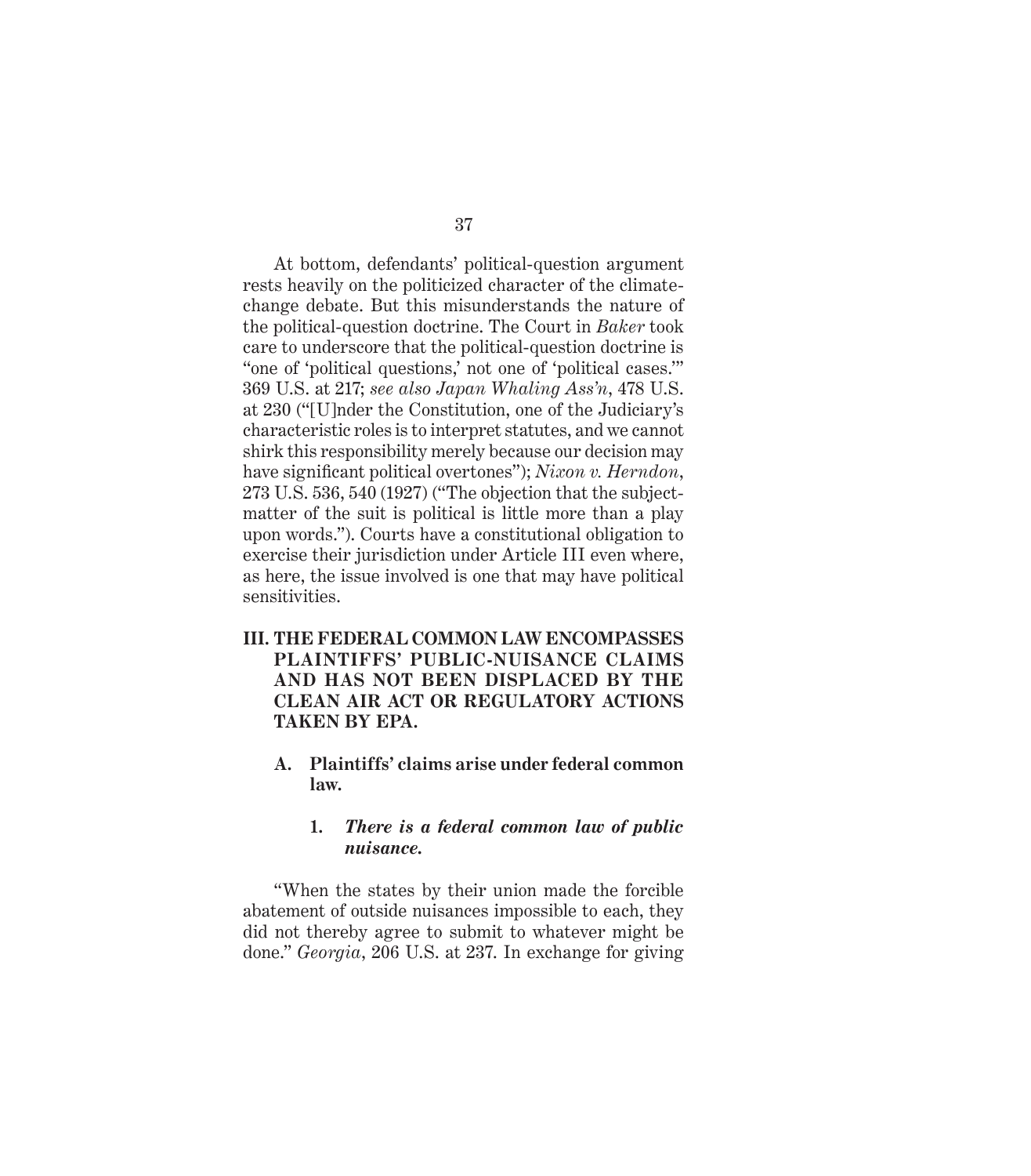At bottom, defendants' political-question argument rests heavily on the politicized character of the climate-change debate. But this misunderstands the nature of the political-question doctrine. The Court in *Baker* took care to underscore that the political-question doctrine is "one of 'political questions,' not one of 'political cases.'" 369 U.S. at 217; *see also Japan Whaling Ass'n*, 478 U.S. at 230 ("[U]nder the Constitution, one of the Judiciary's characteristic roles is to interpret statutes, and we cannot shirk this responsibility merely because our decision may have significant political overtones"); *Nixon v. Herndon*, 273 U.S. 536, 540 (1927) ("The objection that the subject-matter of the suit is political is little more than a play upon words."). Courts have a constitutional obligation to exercise their jurisdiction under Article III even where, as here, the issue involved is one that may have political sensitivities.

## III. THE FEDERAL COMMON LAW ENCOMPASSES PLAINTIFFS' PUBLIC-NUISANCE CLAIMS AND HAS NOT BEEN DISPLACED BY THE CLEAN AIR ACT OR REGULATORY ACTIONS TAKEN BY EPA.

### A. Plaintiffs' claims arise under federal common law.

#### 1. *There is a federal common law of public nuisance.*

"When the states by their union made the forcible abatement of outside nuisances impossible to each, they did not thereby agree to submit to whatever might be done." *Georgia*, 206 U.S. at 237. In exchange for giving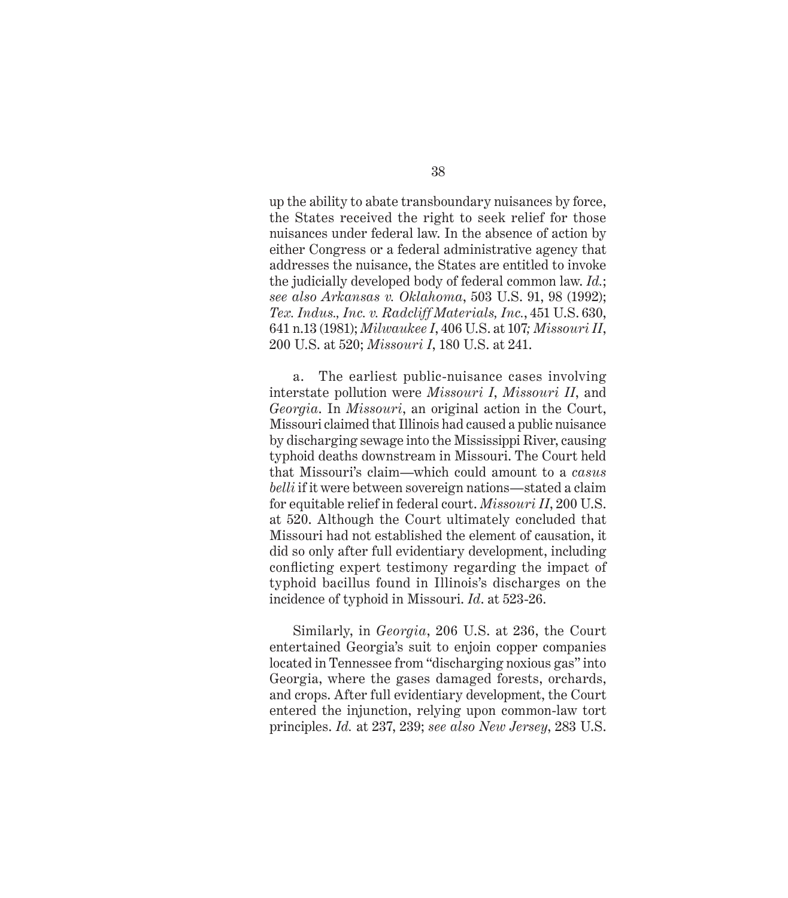up the ability to abate transboundary nuisances by force, the States received the right to seek relief for those nuisances under federal law. In the absence of action by either Congress or a federal administrative agency that addresses the nuisance, the States are entitled to invoke the judicially developed body of federal common law. *Id.*; *see also Arkansas v. Oklahoma*, 503 U.S. 91, 98 (1992); *Tex. Indus., Inc. v. Radcliff Materials, Inc.*, 451 U.S. 630, 641 n.13 (1981); *Milwaukee I*, 406 U.S. at 107; *Missouri II*, 200 U.S. at 520; *Missouri I*, 180 U.S. at 241.

a. The earliest public-nuisance cases involving interstate pollution were *Missouri I*, *Missouri II*, and *Georgia*. In *Missouri*, an original action in the Court, Missouri claimed that Illinois had caused a public nuisance by discharging sewage into the Mississippi River, causing typhoid deaths downstream in Missouri. The Court held that Missouri's claim—which could amount to a *casus belli* if it were between sovereign nations—stated a claim for equitable relief in federal court. *Missouri II*, 200 U.S. at 520. Although the Court ultimately concluded that Missouri had not established the element of causation, it did so only after full evidentiary development, including conflicting expert testimony regarding the impact of typhoid bacillus found in Illinois's discharges on the incidence of typhoid in Missouri. *Id.* at 523-26.

Similarly, in *Georgia*, 206 U.S. at 236, the Court entertained Georgia's suit to enjoin copper companies located in Tennessee from "discharging noxious gas" into Georgia, where the gases damaged forests, orchards, and crops. After full evidentiary development, the Court entered the injunction, relying upon common-law tort principles. *Id.* at 237, 239; *see also New Jersey*, 283 U.S.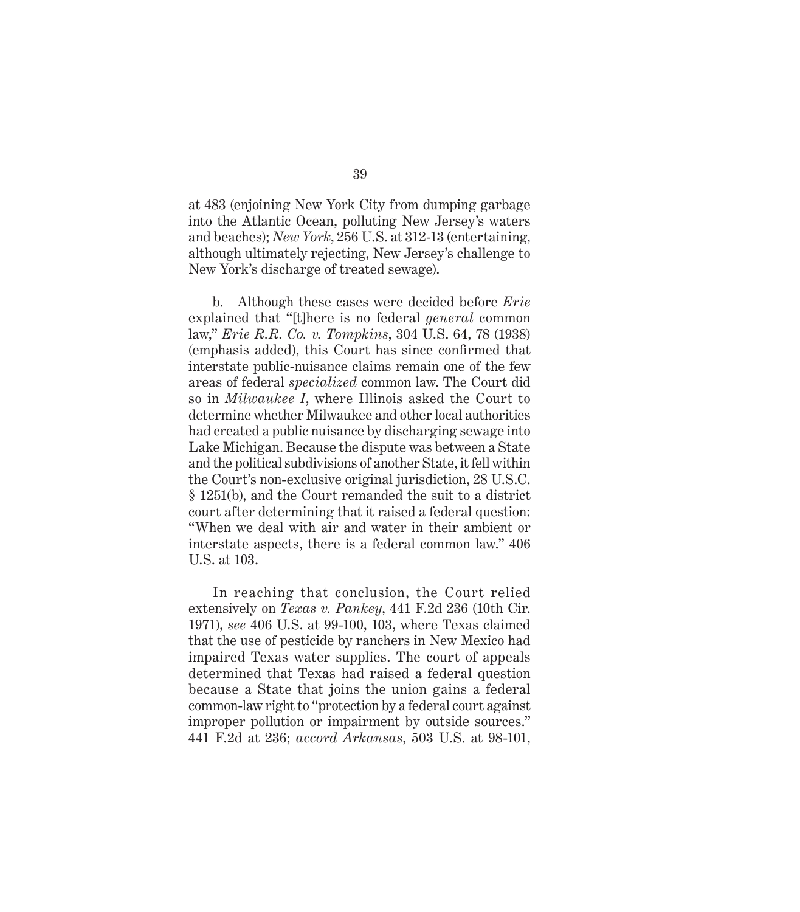at 483 (enjoining New York City from dumping garbage into the Atlantic Ocean, polluting New Jersey's waters and beaches); *New York*, 256 U.S. at 312-13 (entertaining, although ultimately rejecting, New Jersey's challenge to New York's discharge of treated sewage).

b. Although these cases were decided before *Erie* explained that "[t]here is no federal *general* common law," *Erie R.R. Co. v. Tompkins*, 304 U.S. 64, 78 (1938) (emphasis added), this Court has since confirmed that interstate public-nuisance claims remain one of the few areas of federal *specialized* common law. The Court did so in *Milwaukee I*, where Illinois asked the Court to determine whether Milwaukee and other local authorities had created a public nuisance by discharging sewage into Lake Michigan. Because the dispute was between a State and the political subdivisions of another State, it fell within the Court's non-exclusive original jurisdiction, 28 U.S.C. § 1251(b), and the Court remanded the suit to a district court after determining that it raised a federal question: "When we deal with air and water in their ambient or interstate aspects, there is a federal common law." 406 U.S. at 103.

In reaching that conclusion, the Court relied extensively on *Texas v. Pankey*, 441 F.2d 236 (10th Cir. 1971), *see* 406 U.S. at 99-100, 103, where Texas claimed that the use of pesticide by ranchers in New Mexico had impaired Texas water supplies. The court of appeals determined that Texas had raised a federal question because a State that joins the union gains a federal common-law right to "protection by a federal court against improper pollution or impairment by outside sources." 441 F.2d at 236; *accord Arkansas*, 503 U.S. at 98-101,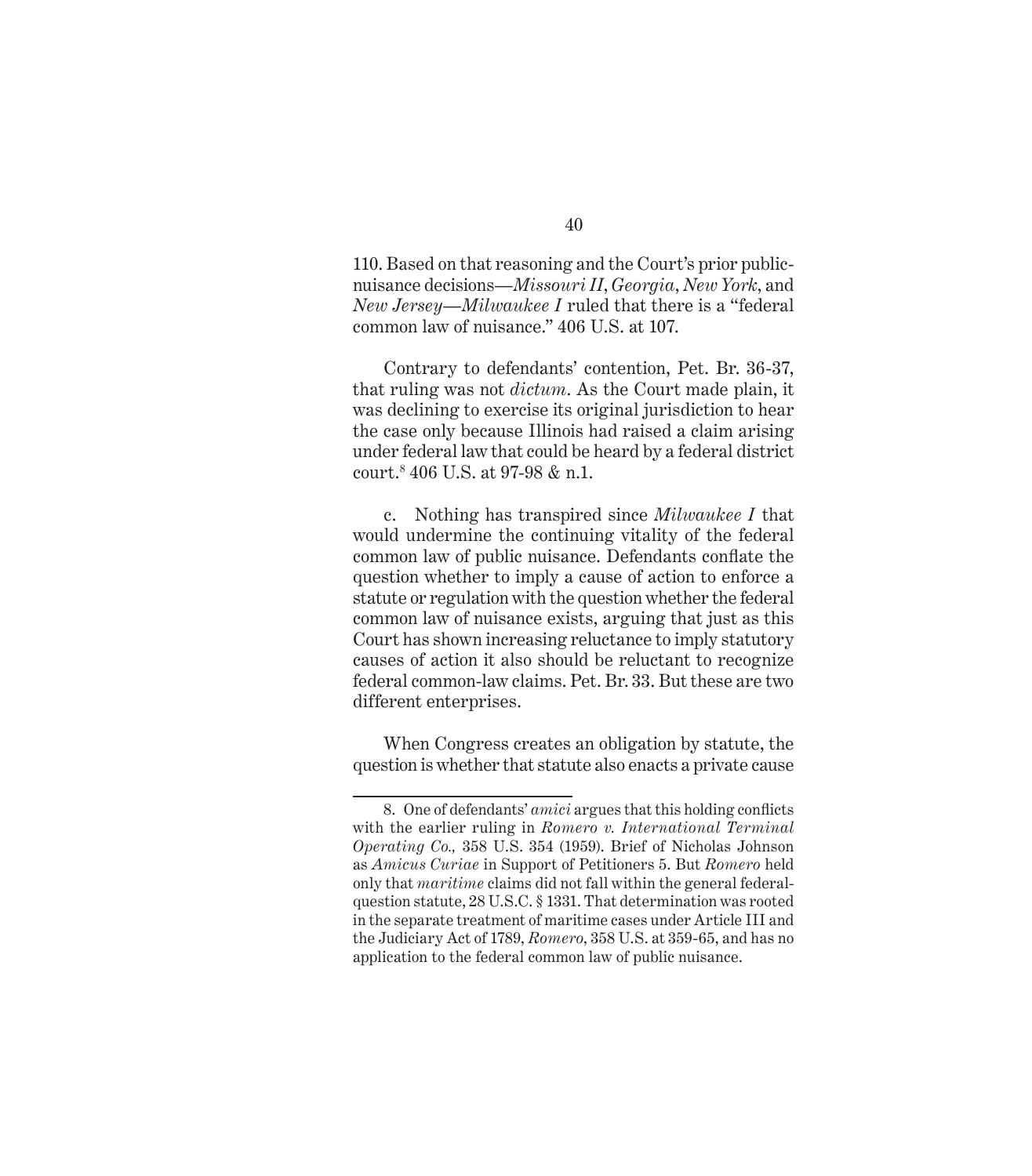110. Based on that reasoning and the Court's prior public-nuisance decisions—*Missouri II*, *Georgia*, *New York*, and *New Jersey*—*Milwaukee I* ruled that there is a "federal common law of nuisance." 406 U.S. at 107.

Contrary to defendants' contention, Pet. Br. 36-37, that ruling was not *dictum*. As the Court made plain, it was declining to exercise its original jurisdiction to hear the case only because Illinois had raised a claim arising under federal law that could be heard by a federal district court.[8] 406 U.S. at 97-98 & n.1.

c. Nothing has transpired since *Milwaukee I* that would undermine the continuing vitality of the federal common law of public nuisance. Defendants conflate the question whether to imply a cause of action to enforce a statute or regulation with the question whether the federal common law of nuisance exists, arguing that just as this Court has shown increasing reluctance to imply statutory causes of action it also should be reluctant to recognize federal common-law claims. Pet. Br. 33. But these are two different enterprises.

When Congress creates an obligation by statute, the question is whether that statute also enacts a private cause

---

8. One of defendants' *amici* argues that this holding conflicts with the earlier ruling in *Romero v. International Terminal Operating Co.,* 358 U.S. 354 (1959). Brief of Nicholas Johnson as *Amicus Curiae* in Support of Petitioners 5. But *Romero* held only that *maritime* claims did not fall within the general federal-question statute, 28 U.S.C. § 1331. That determination was rooted in the separate treatment of maritime cases under Article III and the Judiciary Act of 1789, *Romero*, 358 U.S. at 359-65, and has no application to the federal common law of public nuisance.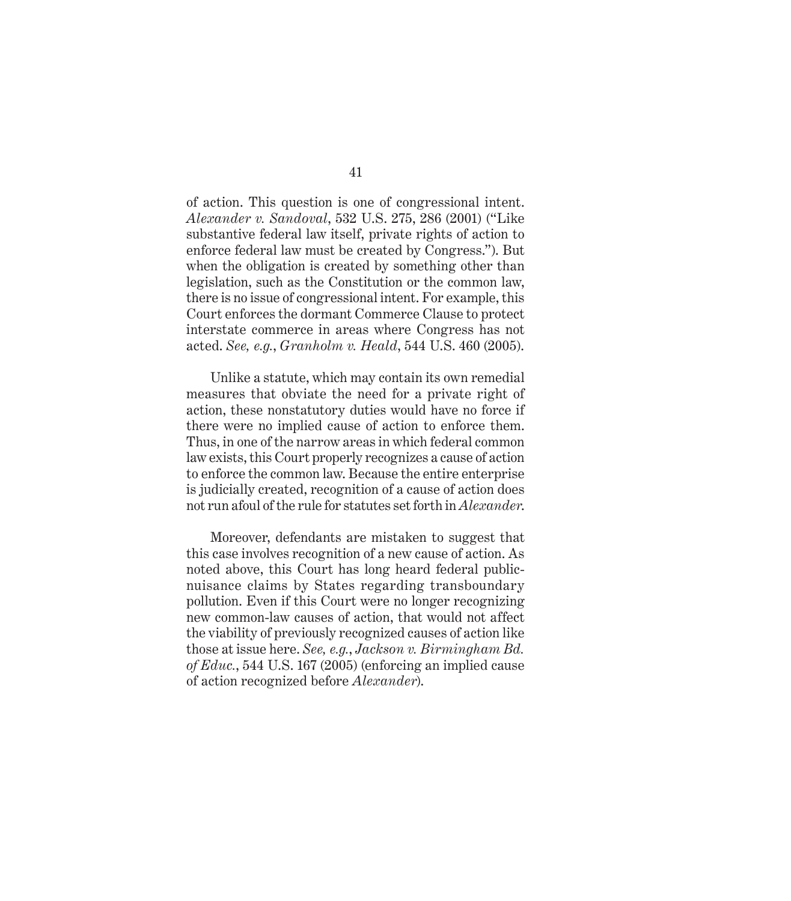of action. This question is one of congressional intent. *Alexander v. Sandoval*, 532 U.S. 275, 286 (2001) ("Like substantive federal law itself, private rights of action to enforce federal law must be created by Congress."). But when the obligation is created by something other than legislation, such as the Constitution or the common law, there is no issue of congressional intent. For example, this Court enforces the dormant Commerce Clause to protect interstate commerce in areas where Congress has not acted. *See, e.g.*, *Granholm v. Heald*, 544 U.S. 460 (2005).

Unlike a statute, which may contain its own remedial measures that obviate the need for a private right of action, these nonstatutory duties would have no force if there were no implied cause of action to enforce them. Thus, in one of the narrow areas in which federal common law exists, this Court properly recognizes a cause of action to enforce the common law. Because the entire enterprise is judicially created, recognition of a cause of action does not run afoul of the rule for statutes set forth in *Alexander*.

Moreover, defendants are mistaken to suggest that this case involves recognition of a new cause of action. As noted above, this Court has long heard federal public-nuisance claims by States regarding transboundary pollution. Even if this Court were no longer recognizing new common-law causes of action, that would not affect the viability of previously recognized causes of action like those at issue here. *See, e.g.*, *Jackson v. Birmingham Bd. of Educ.*, 544 U.S. 167 (2005) (enforcing an implied cause of action recognized before *Alexander*).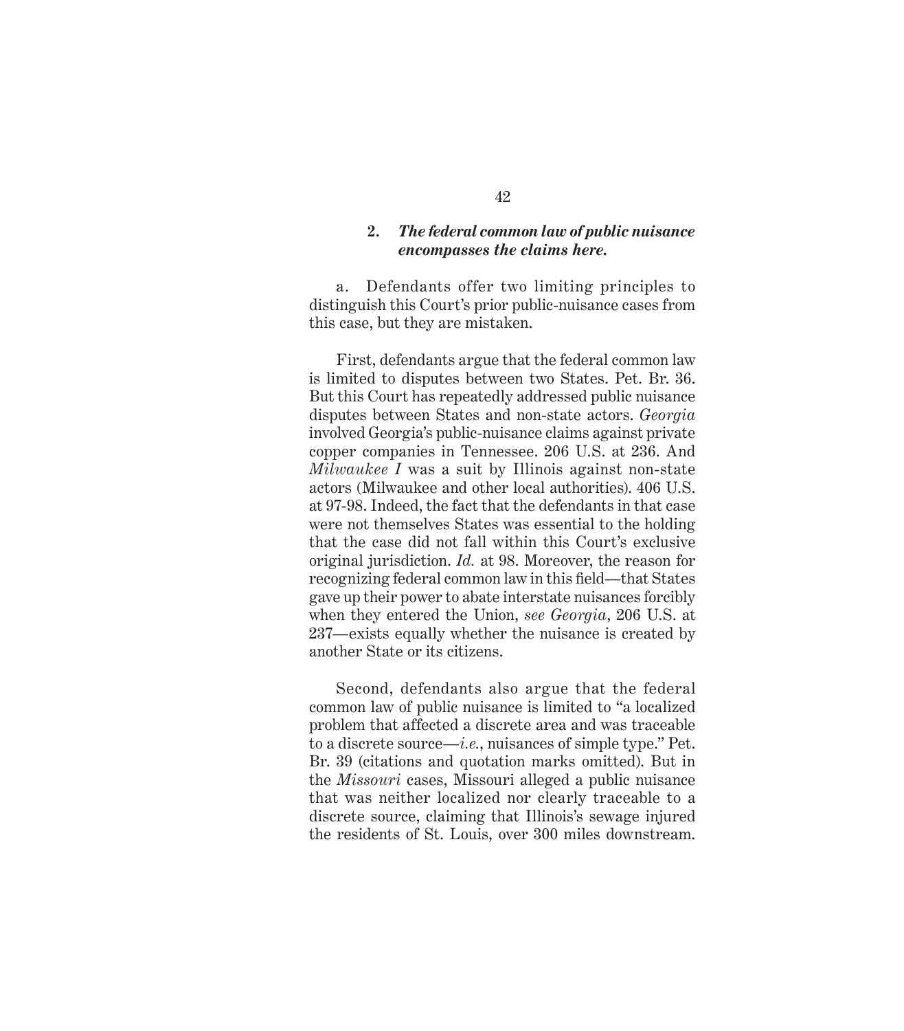### 2. *The federal common law of public nuisance encompasses the claims here.*

a. Defendants offer two limiting principles to distinguish this Court's prior public-nuisance cases from this case, but they are mistaken.

First, defendants argue that the federal common law is limited to disputes between two States. Pet. Br. 36. But this Court has repeatedly addressed public nuisance disputes between States and non-state actors. *Georgia* involved Georgia's public-nuisance claims against private copper companies in Tennessee. 206 U.S. at 236. And *Milwaukee I* was a suit by Illinois against non-state actors (Milwaukee and other local authorities). 406 U.S. at 97-98. Indeed, the fact that the defendants in that case were not themselves States was essential to the holding that the case did not fall within this Court's exclusive original jurisdiction. *Id.* at 98. Moreover, the reason for recognizing federal common law in this field—that States gave up their power to abate interstate nuisances forcibly when they entered the Union, *see Georgia*, 206 U.S. at 237—exists equally whether the nuisance is created by another State or its citizens.

Second, defendants also argue that the federal common law of public nuisance is limited to "a localized problem that affected a discrete area and was traceable to a discrete source—*i.e.*, nuisances of simple type." Pet. Br. 39 (citations and quotation marks omitted). But in the *Missouri* cases, Missouri alleged a public nuisance that was neither localized nor clearly traceable to a discrete source, claiming that Illinois's sewage injured the residents of St. Louis, over 300 miles downstream.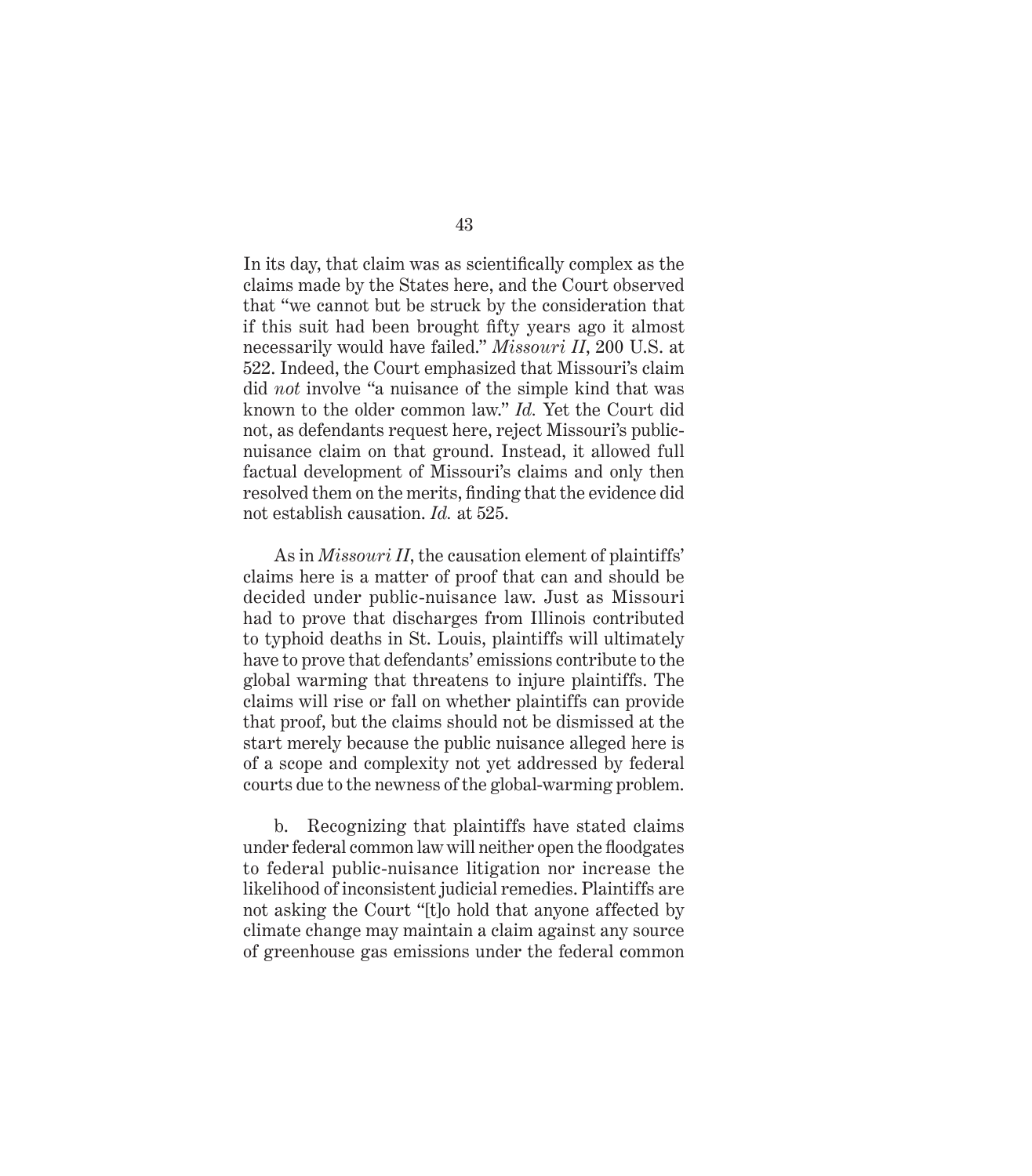In its day, that claim was as scientifically complex as the claims made by the States here, and the Court observed that "we cannot but be struck by the consideration that if this suit had been brought fifty years ago it almost necessarily would have failed." *Missouri II*, 200 U.S. at 522. Indeed, the Court emphasized that Missouri's claim did *not* involve "a nuisance of the simple kind that was known to the older common law." *Id.* Yet the Court did not, as defendants request here, reject Missouri's public-nuisance claim on that ground. Instead, it allowed full factual development of Missouri's claims and only then resolved them on the merits, finding that the evidence did not establish causation. *Id.* at 525.

As in *Missouri II*, the causation element of plaintiffs' claims here is a matter of proof that can and should be decided under public-nuisance law. Just as Missouri had to prove that discharges from Illinois contributed to typhoid deaths in St. Louis, plaintiffs will ultimately have to prove that defendants' emissions contribute to the global warming that threatens to injure plaintiffs. The claims will rise or fall on whether plaintiffs can provide that proof, but the claims should not be dismissed at the start merely because the public nuisance alleged here is of a scope and complexity not yet addressed by federal courts due to the newness of the global-warming problem.

b. Recognizing that plaintiffs have stated claims under federal common law will neither open the floodgates to federal public-nuisance litigation nor increase the likelihood of inconsistent judicial remedies. Plaintiffs are not asking the Court "[t]o hold that anyone affected by climate change may maintain a claim against any source of greenhouse gas emissions under the federal common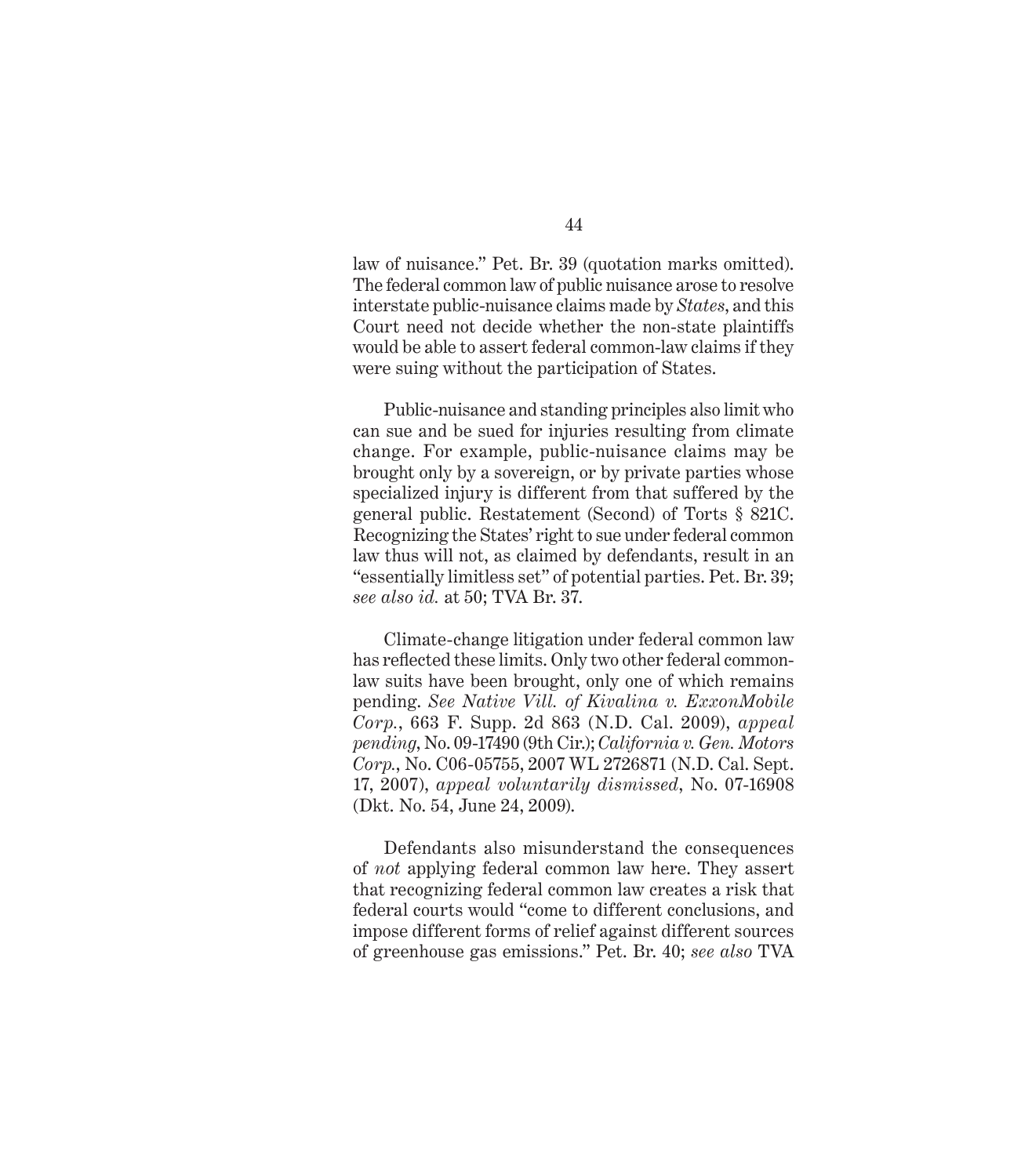law of nuisance." Pet. Br. 39 (quotation marks omitted). The federal common law of public nuisance arose to resolve interstate public-nuisance claims made by *States*, and this Court need not decide whether the non-state plaintiffs would be able to assert federal common-law claims if they were suing without the participation of States.

Public-nuisance and standing principles also limit who can sue and be sued for injuries resulting from climate change. For example, public-nuisance claims may be brought only by a sovereign, or by private parties whose specialized injury is different from that suffered by the general public. Restatement (Second) of Torts § 821C. Recognizing the States' right to sue under federal common law thus will not, as claimed by defendants, result in an "essentially limitless set" of potential parties. Pet. Br. 39; *see also id.* at 50; TVA Br. 37.

Climate-change litigation under federal common law has reflected these limits. Only two other federal common-law suits have been brought, only one of which remains pending. *See Native Vill. of Kivalina v. ExxonMobile Corp.*, 663 F. Supp. 2d 863 (N.D. Cal. 2009), *appeal pending*, No. 09-17490 (9th Cir.); *California v. Gen. Motors Corp.*, No. C06-05755, 2007 WL 2726871 (N.D. Cal. Sept. 17, 2007), *appeal voluntarily dismissed*, No. 07-16908 (Dkt. No. 54, June 24, 2009).

Defendants also misunderstand the consequences of *not* applying federal common law here. They assert that recognizing federal common law creates a risk that federal courts would "come to different conclusions, and impose different forms of relief against different sources of greenhouse gas emissions." Pet. Br. 40; *see also* TVA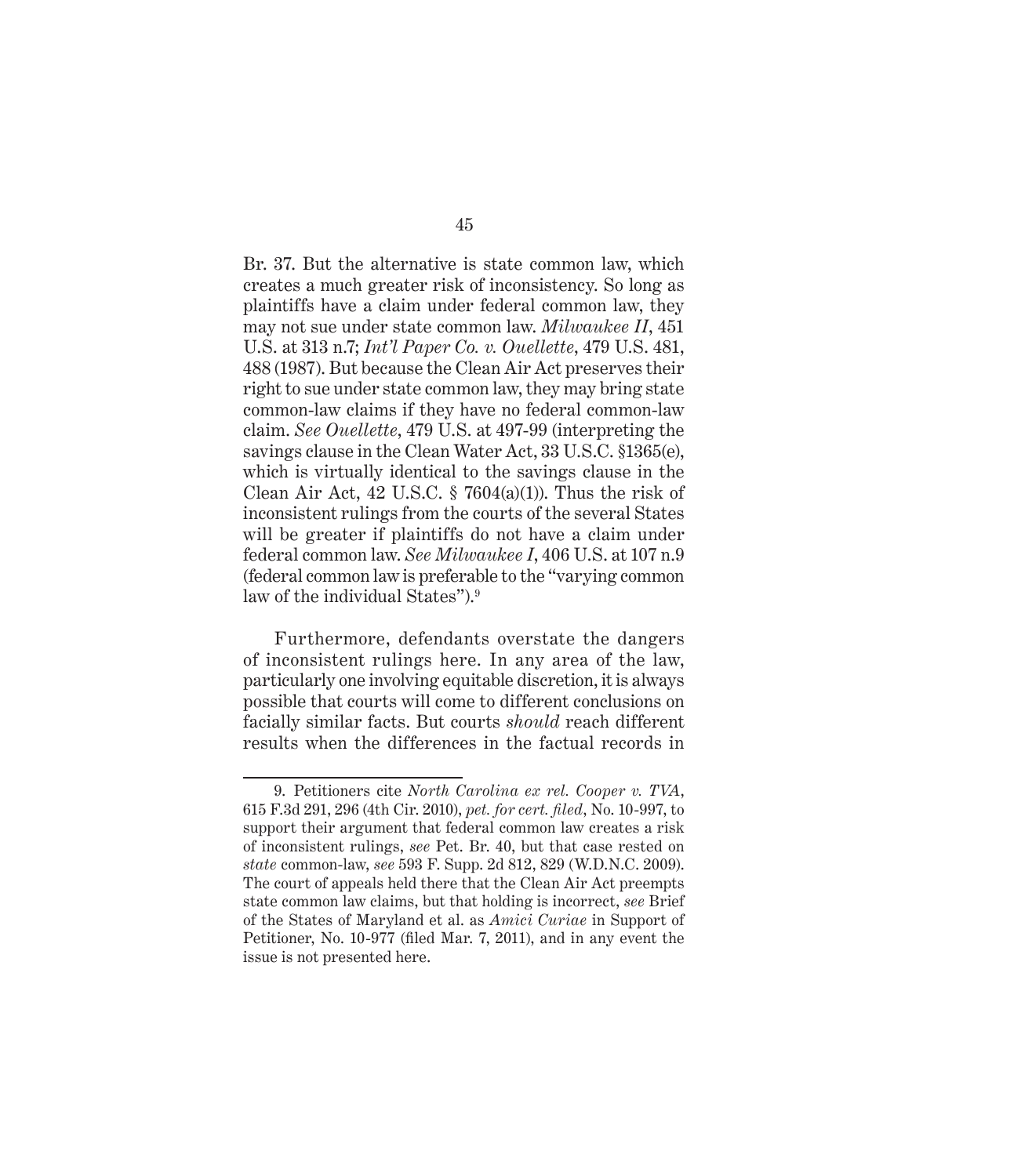Br. 37. But the alternative is state common law, which creates a much greater risk of inconsistency. So long as plaintiffs have a claim under federal common law, they may not sue under state common law. *Milwaukee II*, 451 U.S. at 313 n.7; *Int'l Paper Co. v. Ouellette*, 479 U.S. 481, 488 (1987). But because the Clean Air Act preserves their right to sue under state common law, they may bring state common-law claims if they have no federal common-law claim. *See Ouellette*, 479 U.S. at 497-99 (interpreting the savings clause in the Clean Water Act, 33 U.S.C. §1365(e), which is virtually identical to the savings clause in the Clean Air Act, 42 U.S.C. § 7604(a)(1)). Thus the risk of inconsistent rulings from the courts of the several States will be greater if plaintiffs do not have a claim under federal common law. *See Milwaukee I*, 406 U.S. at 107 n.9 (federal common law is preferable to the "varying common law of the individual States").[9]

Furthermore, defendants overstate the dangers of inconsistent rulings here. In any area of the law, particularly one involving equitable discretion, it is always possible that courts will come to different conclusions on facially similar facts. But courts *should* reach different results when the differences in the factual records in

---

9. Petitioners cite *North Carolina ex rel. Cooper v. TVA*, 615 F.3d 291, 296 (4th Cir. 2010), *pet. for cert. filed*, No. 10-997, to support their argument that federal common law creates a risk of inconsistent rulings, *see* Pet. Br. 40, but that case rested on *state* common-law, *see* 593 F. Supp. 2d 812, 829 (W.D.N.C. 2009). The court of appeals held there that the Clean Air Act preempts state common law claims, but that holding is incorrect, *see* Brief of the States of Maryland et al. as *Amici Curiae* in Support of Petitioner, No. 10-977 (filed Mar. 7, 2011), and in any event the issue is not presented here.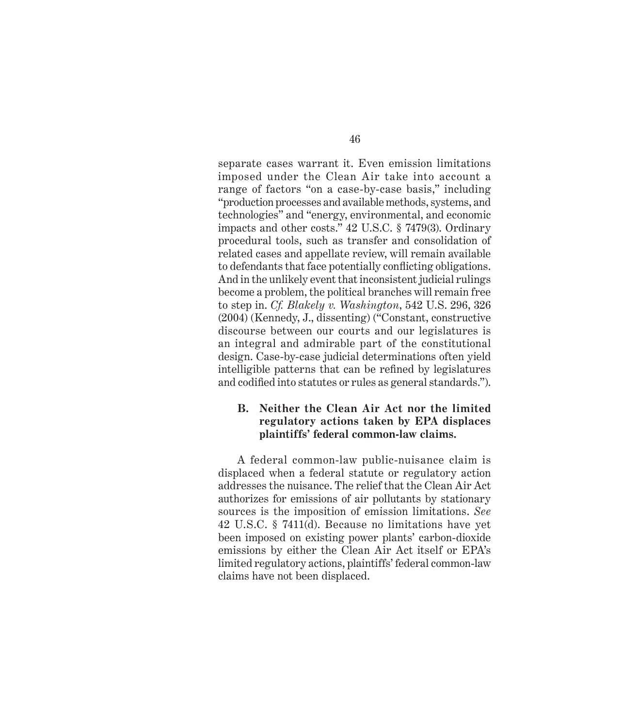separate cases warrant it. Even emission limitations imposed under the Clean Air take into account a range of factors "on a case-by-case basis," including "production processes and available methods, systems, and technologies" and "energy, environmental, and economic impacts and other costs." 42 U.S.C. § 7479(3). Ordinary procedural tools, such as transfer and consolidation of related cases and appellate review, will remain available to defendants that face potentially conflicting obligations. And in the unlikely event that inconsistent judicial rulings become a problem, the political branches will remain free to step in. *Cf. Blakely v. Washington*, 542 U.S. 296, 326 (2004) (Kennedy, J., dissenting) ("Constant, constructive discourse between our courts and our legislatures is an integral and admirable part of the constitutional design. Case-by-case judicial determinations often yield intelligible patterns that can be refined by legislatures and codified into statutes or rules as general standards.").

### B. Neither the Clean Air Act nor the limited regulatory actions taken by EPA displaces plaintiffs' federal common-law claims.

A federal common-law public-nuisance claim is displaced when a federal statute or regulatory action addresses the nuisance. The relief that the Clean Air Act authorizes for emissions of air pollutants by stationary sources is the imposition of emission limitations. *See* 42 U.S.C. § 7411(d). Because no limitations have yet been imposed on existing power plants' carbon-dioxide emissions by either the Clean Air Act itself or EPA's limited regulatory actions, plaintiffs' federal common-law claims have not been displaced.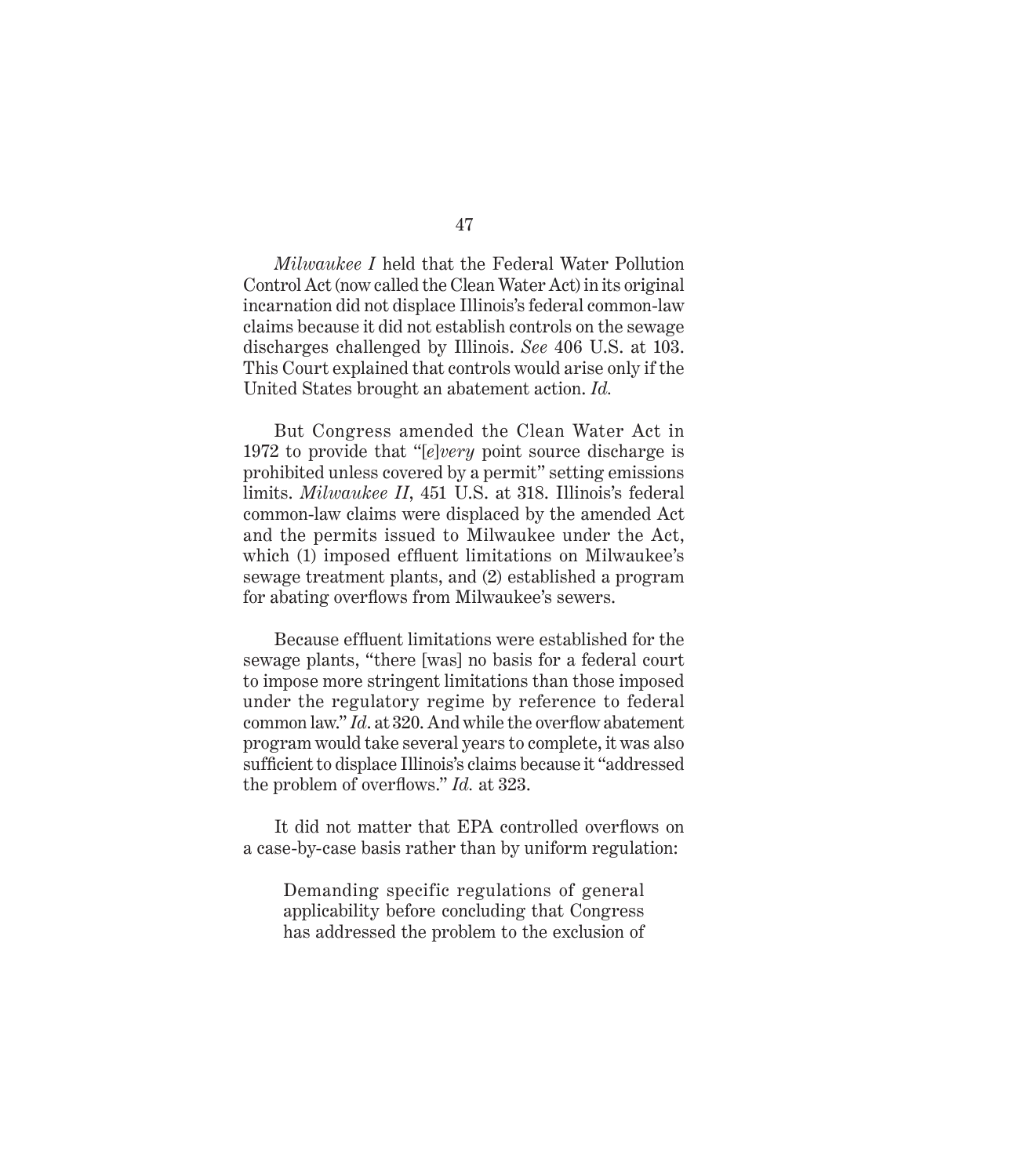*Milwaukee I* held that the Federal Water Pollution Control Act (now called the Clean Water Act) in its original incarnation did not displace Illinois's federal common-law claims because it did not establish controls on the sewage discharges challenged by Illinois. *See* 406 U.S. at 103. This Court explained that controls would arise only if the United States brought an abatement action. *Id.*

But Congress amended the Clean Water Act in 1972 to provide that "[*e*]*very* point source discharge is prohibited unless covered by a permit" setting emissions limits. *Milwaukee II*, 451 U.S. at 318. Illinois's federal common-law claims were displaced by the amended Act and the permits issued to Milwaukee under the Act, which (1) imposed effluent limitations on Milwaukee's sewage treatment plants, and (2) established a program for abating overflows from Milwaukee's sewers.

Because effluent limitations were established for the sewage plants, "there [was] no basis for a federal court to impose more stringent limitations than those imposed under the regulatory regime by reference to federal common law." *Id*. at 320. And while the overflow abatement program would take several years to complete, it was also sufficient to displace Illinois's claims because it "addressed the problem of overflows." *Id.* at 323.

It did not matter that EPA controlled overflows on a case-by-case basis rather than by uniform regulation:

> Demanding specific regulations of general applicability before concluding that Congress has addressed the problem to the exclusion of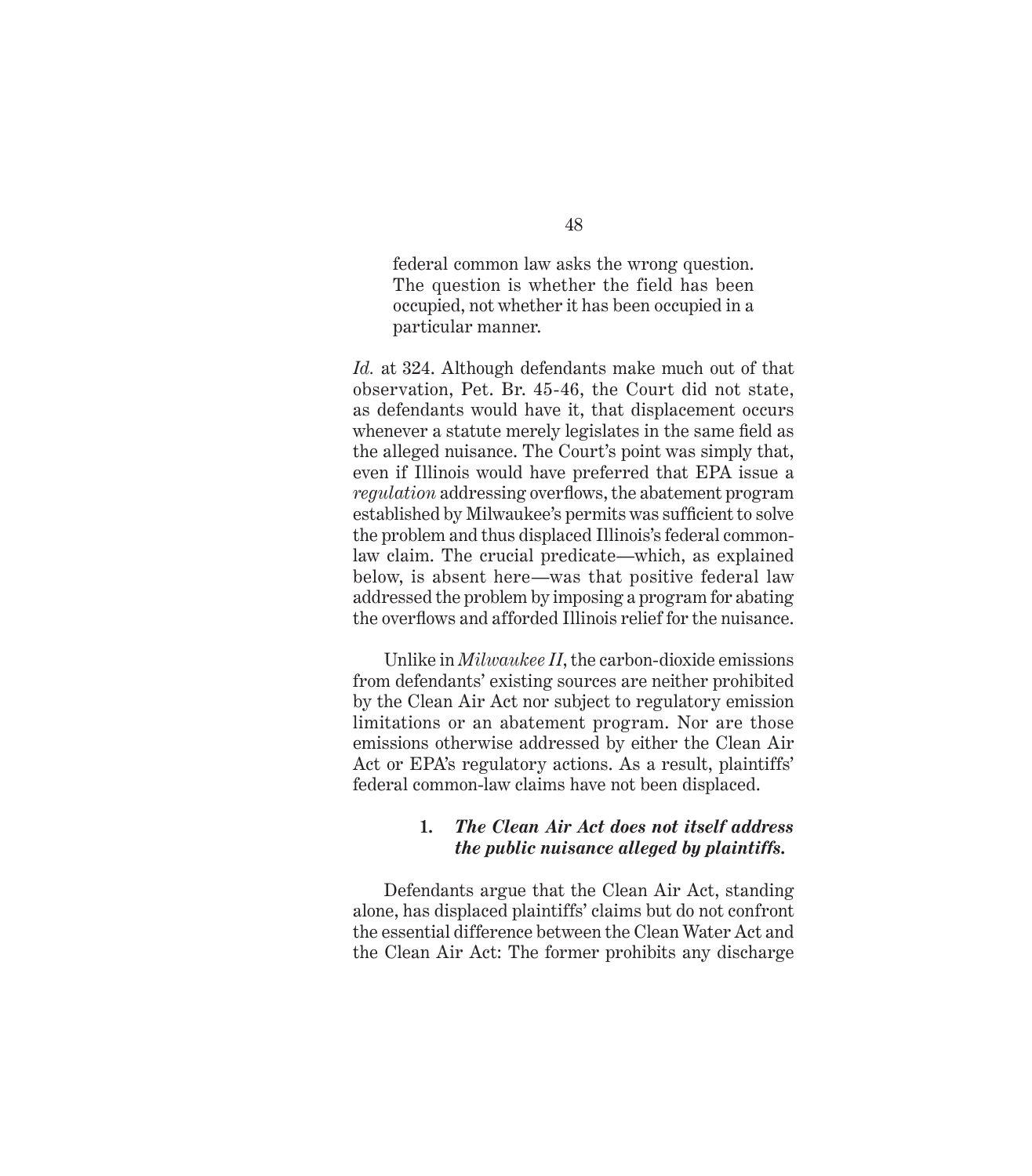> federal common law asks the wrong question. The question is whether the field has been occupied, not whether it has been occupied in a particular manner.

*Id.* at 324. Although defendants make much out of that observation, Pet. Br. 45-46, the Court did not state, as defendants would have it, that displacement occurs whenever a statute merely legislates in the same field as the alleged nuisance. The Court's point was simply that, even if Illinois would have preferred that EPA issue a *regulation* addressing overflows, the abatement program established by Milwaukee's permits was sufficient to solve the problem and thus displaced Illinois's federal common-law claim. The crucial predicate—which, as explained below, is absent here—was that positive federal law addressed the problem by imposing a program for abating the overflows and afforded Illinois relief for the nuisance.

Unlike in *Milwaukee II*, the carbon-dioxide emissions from defendants' existing sources are neither prohibited by the Clean Air Act nor subject to regulatory emission limitations or an abatement program. Nor are those emissions otherwise addressed by either the Clean Air Act or EPA's regulatory actions. As a result, plaintiffs' federal common-law claims have not been displaced.

#### 1. *The Clean Air Act does not itself address the public nuisance alleged by plaintiffs.*

Defendants argue that the Clean Air Act, standing alone, has displaced plaintiffs' claims but do not confront the essential difference between the Clean Water Act and the Clean Air Act: The former prohibits any discharge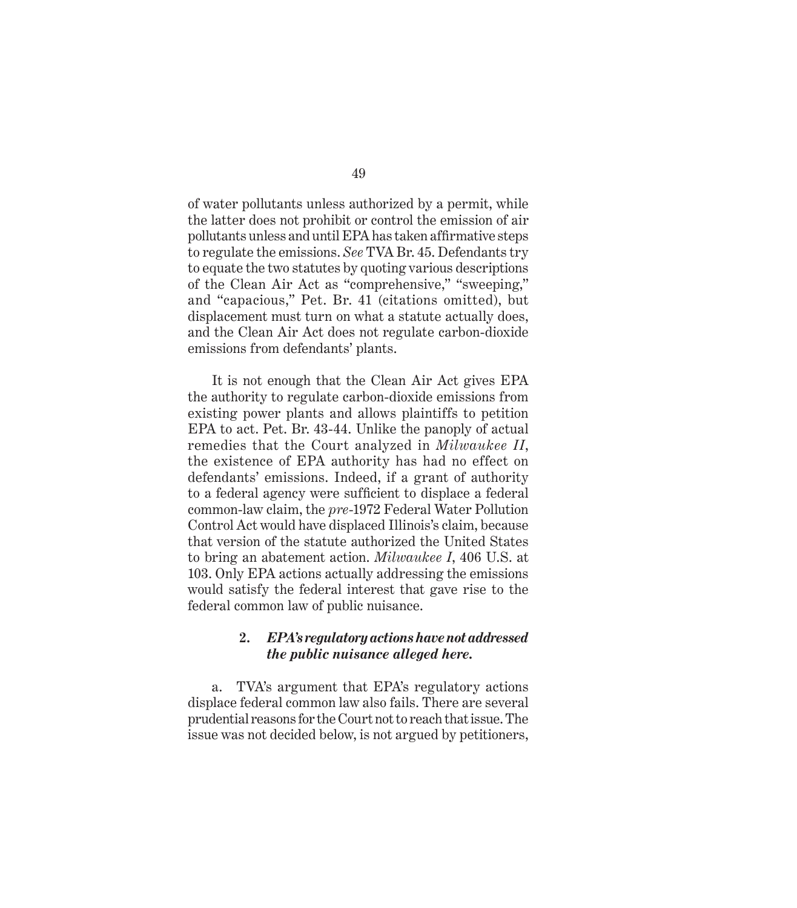of water pollutants unless authorized by a permit, while the latter does not prohibit or control the emission of air pollutants unless and until EPA has taken affirmative steps to regulate the emissions. *See* TVA Br. 45. Defendants try to equate the two statutes by quoting various descriptions of the Clean Air Act as "comprehensive," "sweeping," and "capacious," Pet. Br. 41 (citations omitted), but displacement must turn on what a statute actually does, and the Clean Air Act does not regulate carbon-dioxide emissions from defendants' plants.

It is not enough that the Clean Air Act gives EPA the authority to regulate carbon-dioxide emissions from existing power plants and allows plaintiffs to petition EPA to act. Pet. Br. 43-44. Unlike the panoply of actual remedies that the Court analyzed in *Milwaukee II*, the existence of EPA authority has had no effect on defendants' emissions. Indeed, if a grant of authority to a federal agency were sufficient to displace a federal common-law claim, the *pre*-1972 Federal Water Pollution Control Act would have displaced Illinois's claim, because that version of the statute authorized the United States to bring an abatement action. *Milwaukee I*, 406 U.S. at 103. Only EPA actions actually addressing the emissions would satisfy the federal interest that gave rise to the federal common law of public nuisance.

**2. *EPA's regulatory actions have not addressed the public nuisance alleged here.***

a. TVA's argument that EPA's regulatory actions displace federal common law also fails. There are several prudential reasons for the Court not to reach that issue. The issue was not decided below, is not argued by petitioners,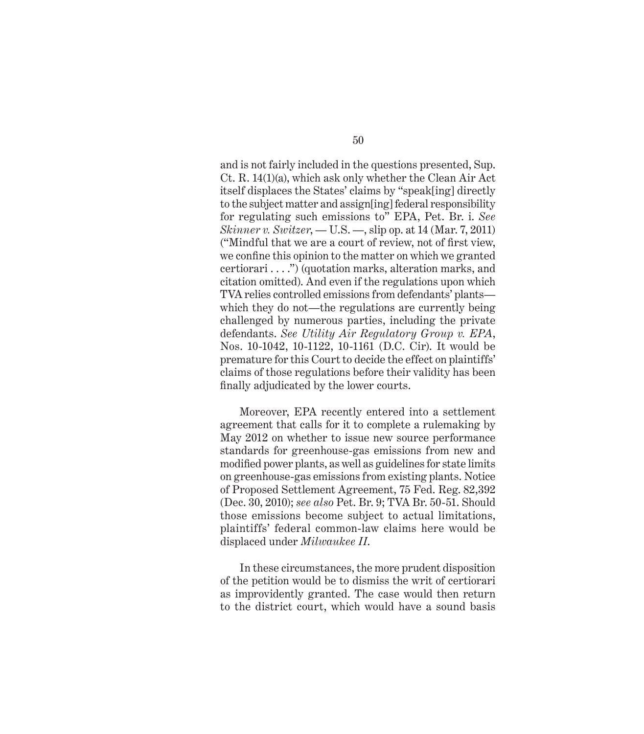and is not fairly included in the questions presented, Sup. Ct. R. 14(1)(a), which ask only whether the Clean Air Act itself displaces the States' claims by "speak[ing] directly to the subject matter and assign[ing] federal responsibility for regulating such emissions to" EPA, Pet. Br. i. *See Skinner v. Switzer*, — U.S. —, slip op. at 14 (Mar. 7, 2011) ("Mindful that we are a court of review, not of first view, we confine this opinion to the matter on which we granted certiorari . . . .") (quotation marks, alteration marks, and citation omitted). And even if the regulations upon which TVA relies controlled emissions from defendants' plants—which they do not—the regulations are currently being challenged by numerous parties, including the private defendants. *See Utility Air Regulatory Group v. EPA*, Nos. 10-1042, 10-1122, 10-1161 (D.C. Cir). It would be premature for this Court to decide the effect on plaintiffs' claims of those regulations before their validity has been finally adjudicated by the lower courts.

Moreover, EPA recently entered into a settlement agreement that calls for it to complete a rulemaking by May 2012 on whether to issue new source performance standards for greenhouse-gas emissions from new and modified power plants, as well as guidelines for state limits on greenhouse-gas emissions from existing plants. Notice of Proposed Settlement Agreement, 75 Fed. Reg. 82,392 (Dec. 30, 2010); *see also* Pet. Br. 9; TVA Br. 50-51. Should those emissions become subject to actual limitations, plaintiffs' federal common-law claims here would be displaced under *Milwaukee II*.

In these circumstances, the more prudent disposition of the petition would be to dismiss the writ of certiorari as improvidently granted. The case would then return to the district court, which would have a sound basis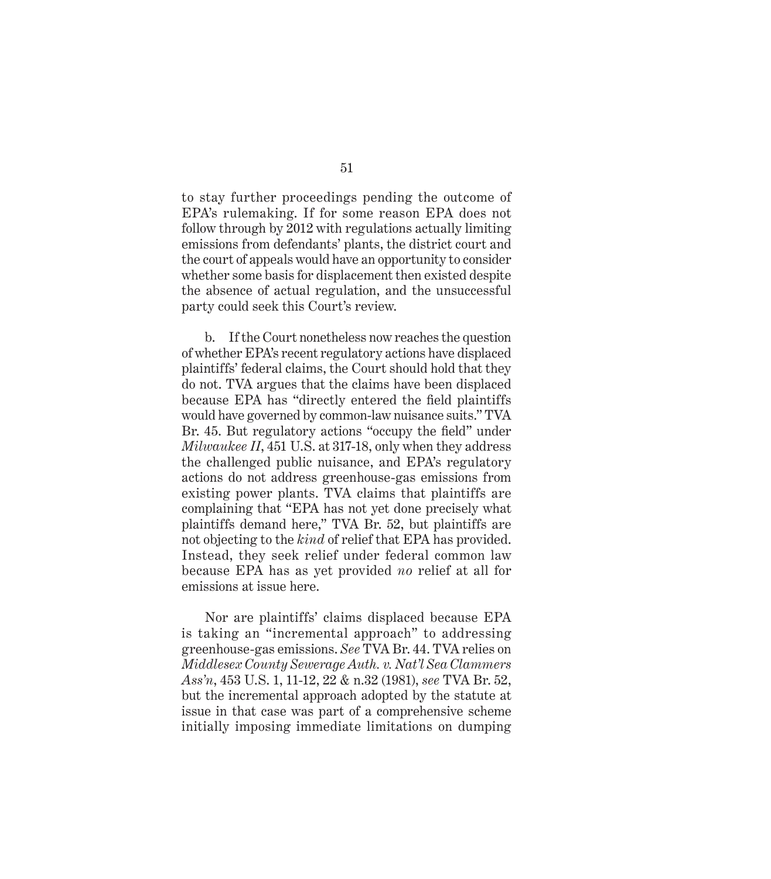to stay further proceedings pending the outcome of EPA's rulemaking. If for some reason EPA does not follow through by 2012 with regulations actually limiting emissions from defendants' plants, the district court and the court of appeals would have an opportunity to consider whether some basis for displacement then existed despite the absence of actual regulation, and the unsuccessful party could seek this Court's review.

b. If the Court nonetheless now reaches the question of whether EPA's recent regulatory actions have displaced plaintiffs' federal claims, the Court should hold that they do not. TVA argues that the claims have been displaced because EPA has "directly entered the field plaintiffs would have governed by common-law nuisance suits." TVA Br. 45. But regulatory actions "occupy the field" under *Milwaukee II*, 451 U.S. at 317-18, only when they address the challenged public nuisance, and EPA's regulatory actions do not address greenhouse-gas emissions from existing power plants. TVA claims that plaintiffs are complaining that "EPA has not yet done precisely what plaintiffs demand here," TVA Br. 52, but plaintiffs are not objecting to the *kind* of relief that EPA has provided. Instead, they seek relief under federal common law because EPA has as yet provided *no* relief at all for emissions at issue here.

Nor are plaintiffs' claims displaced because EPA is taking an "incremental approach" to addressing greenhouse-gas emissions. *See* TVA Br. 44. TVA relies on *Middlesex County Sewerage Auth. v. Nat'l Sea Clammers Ass'n*, 453 U.S. 1, 11-12, 22 & n.32 (1981), *see* TVA Br. 52, but the incremental approach adopted by the statute at issue in that case was part of a comprehensive scheme initially imposing immediate limitations on dumping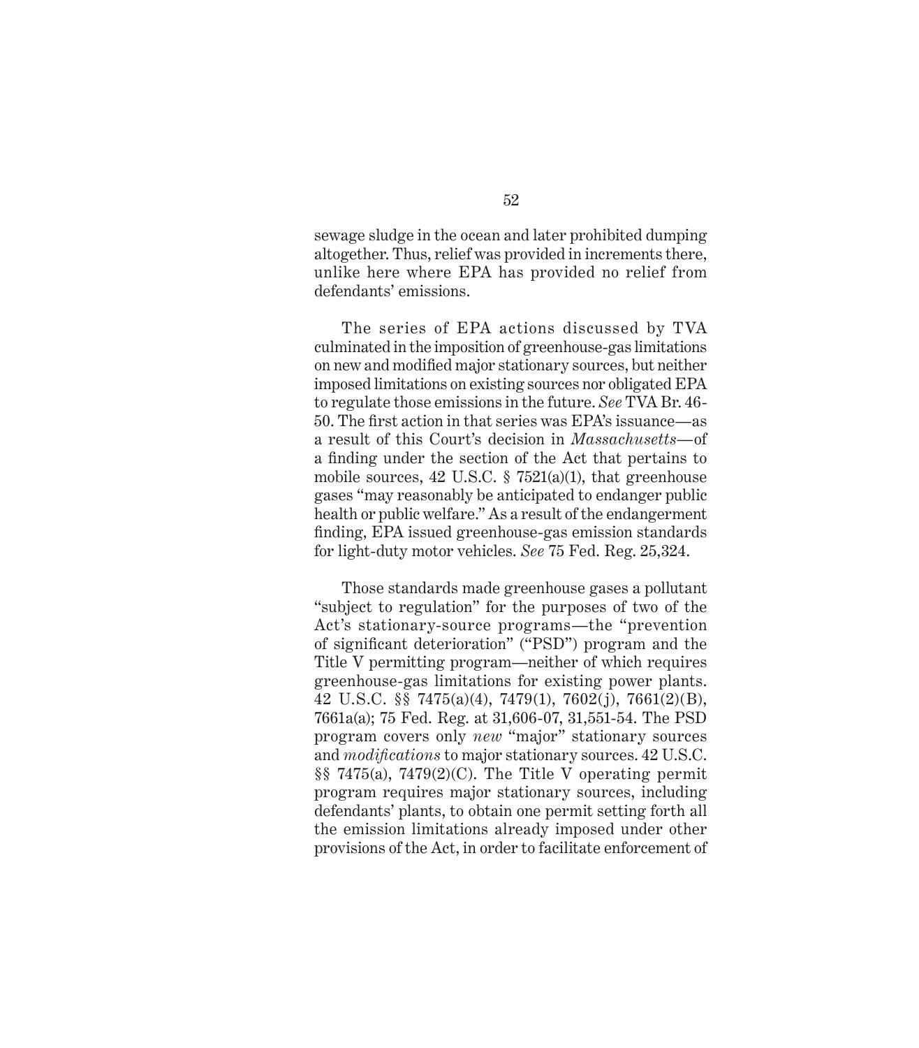sewage sludge in the ocean and later prohibited dumping altogether. Thus, relief was provided in increments there, unlike here where EPA has provided no relief from defendants' emissions.

The series of EPA actions discussed by TVA culminated in the imposition of greenhouse-gas limitations on new and modified major stationary sources, but neither imposed limitations on existing sources nor obligated EPA to regulate those emissions in the future. *See* TVA Br. 46-50. The first action in that series was EPA's issuance—as a result of this Court's decision in *Massachusetts*—of a finding under the section of the Act that pertains to mobile sources, 42 U.S.C. § 7521(a)(1), that greenhouse gases "may reasonably be anticipated to endanger public health or public welfare." As a result of the endangerment finding, EPA issued greenhouse-gas emission standards for light-duty motor vehicles. *See* 75 Fed. Reg. 25,324.

Those standards made greenhouse gases a pollutant "subject to regulation" for the purposes of two of the Act's stationary-source programs—the "prevention of significant deterioration" ("PSD") program and the Title V permitting program—neither of which requires greenhouse-gas limitations for existing power plants. 42 U.S.C. §§ 7475(a)(4), 7479(1), 7602(j), 7661(2)(B), 7661a(a); 75 Fed. Reg. at 31,606-07, 31,551-54. The PSD program covers only *new* "major" stationary sources and *modifications* to major stationary sources. 42 U.S.C. §§ 7475(a), 7479(2)(C). The Title V operating permit program requires major stationary sources, including defendants' plants, to obtain one permit setting forth all the emission limitations already imposed under other provisions of the Act, in order to facilitate enforcement of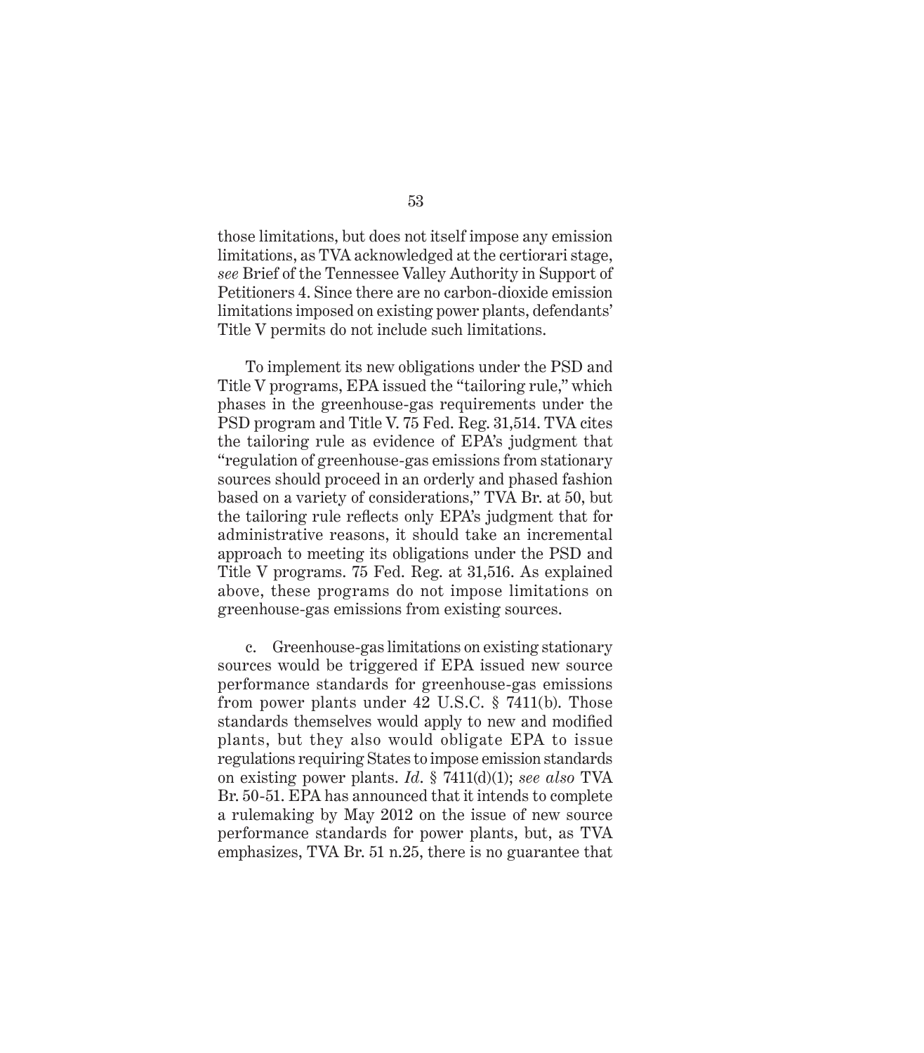those limitations, but does not itself impose any emission limitations, as TVA acknowledged at the certiorari stage, *see* Brief of the Tennessee Valley Authority in Support of Petitioners 4. Since there are no carbon-dioxide emission limitations imposed on existing power plants, defendants' Title V permits do not include such limitations.

To implement its new obligations under the PSD and Title V programs, EPA issued the "tailoring rule," which phases in the greenhouse-gas requirements under the PSD program and Title V. 75 Fed. Reg. 31,514. TVA cites the tailoring rule as evidence of EPA's judgment that "regulation of greenhouse-gas emissions from stationary sources should proceed in an orderly and phased fashion based on a variety of considerations," TVA Br. at 50, but the tailoring rule reflects only EPA's judgment that for administrative reasons, it should take an incremental approach to meeting its obligations under the PSD and Title V programs. 75 Fed. Reg. at 31,516. As explained above, these programs do not impose limitations on greenhouse-gas emissions from existing sources.

c. Greenhouse-gas limitations on existing stationary sources would be triggered if EPA issued new source performance standards for greenhouse-gas emissions from power plants under 42 U.S.C. § 7411(b). Those standards themselves would apply to new and modified plants, but they also would obligate EPA to issue regulations requiring States to impose emission standards on existing power plants. *Id.* § 7411(d)(1); *see also* TVA Br. 50-51. EPA has announced that it intends to complete a rulemaking by May 2012 on the issue of new source performance standards for power plants, but, as TVA emphasizes, TVA Br. 51 n.25, there is no guarantee that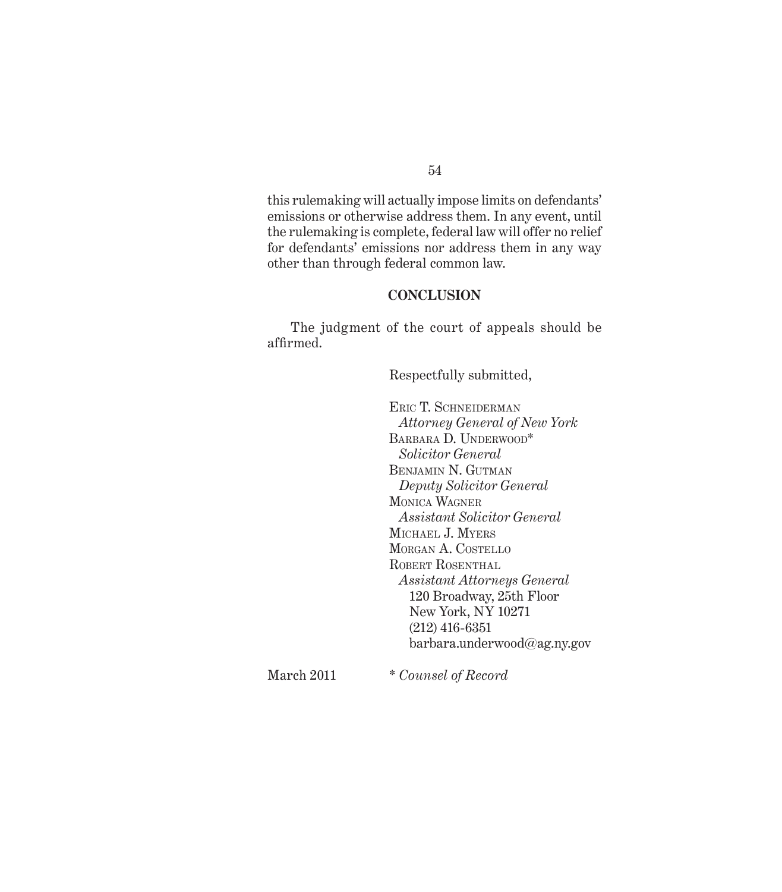this rulemaking will actually impose limits on defendants' emissions or otherwise address them. In any event, until the rulemaking is complete, federal law will offer no relief for defendants' emissions nor address them in any way other than through federal common law.

## CONCLUSION

The judgment of the court of appeals should be affirmed.

Respectfully submitted,

ERIC T. SCHNEIDERMAN
*Attorney General of New York*
BARBARA D. UNDERWOOD*
*Solicitor General*
BENJAMIN N. GUTMAN
*Deputy Solicitor General*
MONICA WAGNER
*Assistant Solicitor General*
MICHAEL J. MYERS
MORGAN A. COSTELLO
ROBERT ROSENTHAL
*Assistant Attorneys General*
120 Broadway, 25th Floor
New York, NY 10271
(212) 416-6351
barbara.underwood@ag.ny.gov

March 2011

* *Counsel of Record*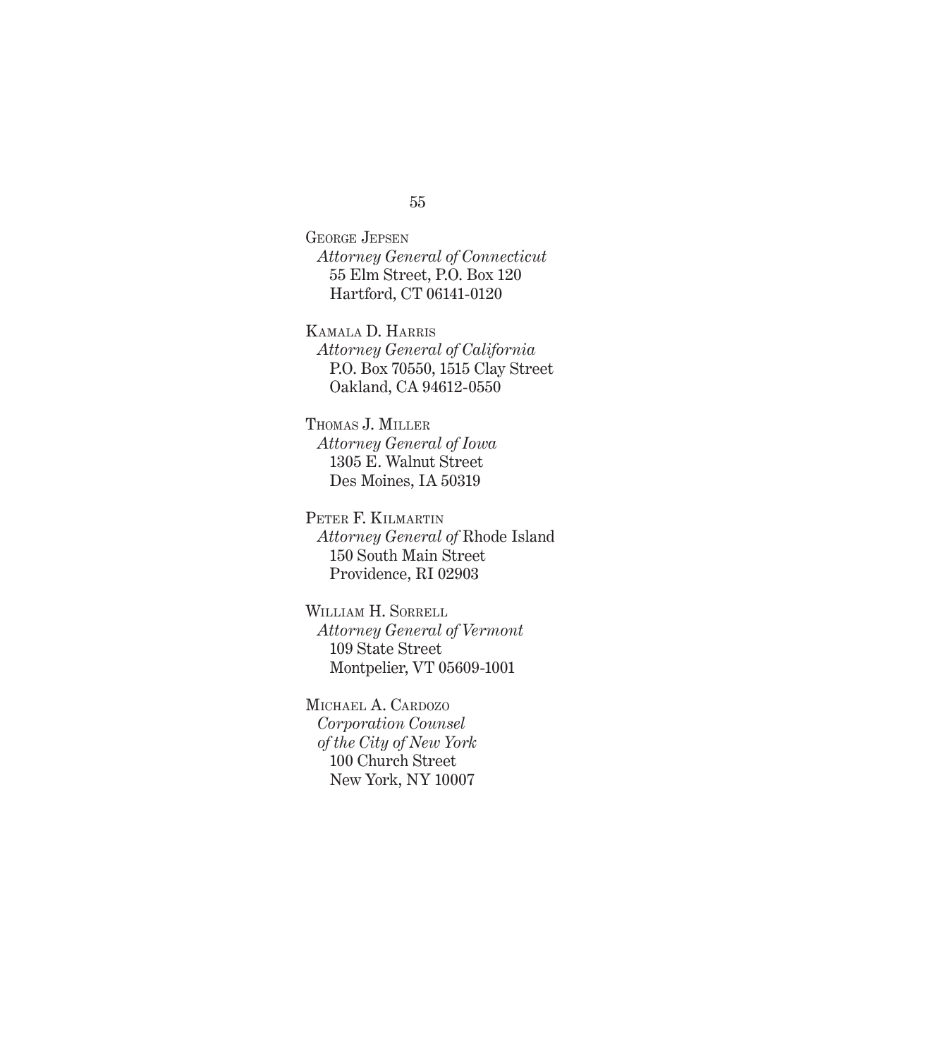George Jepsen
*Attorney General of Connecticut*
55 Elm Street, P.O. Box 120
Hartford, CT 06141-0120

Kamala D. Harris
*Attorney General of California*
P.O. Box 70550, 1515 Clay Street
Oakland, CA 94612-0550

Thomas J. Miller
*Attorney General of Iowa*
1305 E. Walnut Street
Des Moines, IA 50319

Peter F. Kilmartin
*Attorney General of* Rhode Island
150 South Main Street
Providence, RI 02903

William H. Sorrell
*Attorney General of Vermont*
109 State Street
Montpelier, VT 05609-1001

Michael A. Cardozo
*Corporation Counsel*
*of the City of New York*
100 Church Street
New York, NY 10007